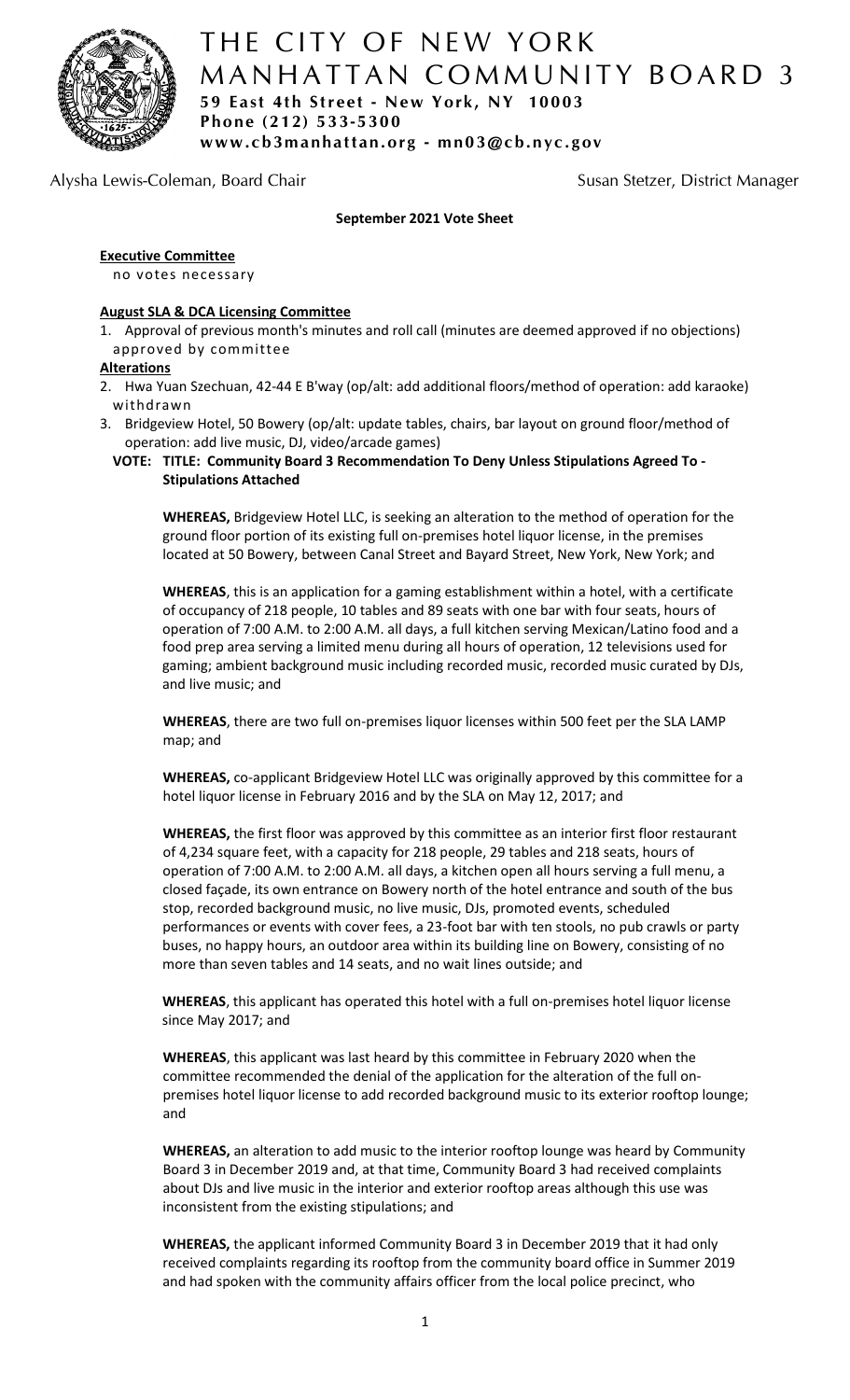# THE CITY OF NEW YORK
## MANHATTAN COMMUNITY BOARD 3

**59 East 4th Street - New York, NY 10003**
**Phone (212) 533-5300**
**www.cb3manhattan.org - mn03@cb.nyc.gov**

Alysha Lewis-Coleman, Board Chair — Susan Stetzer, District Manager

**September 2021 Vote Sheet**

**Executive Committee**

no votes necessary

**August SLA & DCA Licensing Committee**

1. Approval of previous month's minutes and roll call (minutes are deemed approved if no objections) approved by committee

**Alterations**

2. Hwa Yuan Szechuan, 42-44 E B'way (op/alt: add additional floors/method of operation: add karaoke) withdrawn
3. Bridgeview Hotel, 50 Bowery (op/alt: update tables, chairs, bar layout on ground floor/method of operation: add live music, DJ, video/arcade games)

**VOTE: TITLE: Community Board 3 Recommendation To Deny Unless Stipulations Agreed To - Stipulations Attached**

**WHEREAS,** Bridgeview Hotel LLC, is seeking an alteration to the method of operation for the ground floor portion of its existing full on-premises hotel liquor license, in the premises located at 50 Bowery, between Canal Street and Bayard Street, New York, New York; and

**WHEREAS**, this is an application for a gaming establishment within a hotel, with a certificate of occupancy of 218 people, 10 tables and 89 seats with one bar with four seats, hours of operation of 7:00 A.M. to 2:00 A.M. all days, a full kitchen serving Mexican/Latino food and a food prep area serving a limited menu during all hours of operation, 12 televisions used for gaming; ambient background music including recorded music, recorded music curated by DJs, and live music; and

**WHEREAS**, there are two full on-premises liquor licenses within 500 feet per the SLA LAMP map; and

**WHEREAS,** co-applicant Bridgeview Hotel LLC was originally approved by this committee for a hotel liquor license in February 2016 and by the SLA on May 12, 2017; and

**WHEREAS,** the first floor was approved by this committee as an interior first floor restaurant of 4,234 square feet, with a capacity for 218 people, 29 tables and 218 seats, hours of operation of 7:00 A.M. to 2:00 A.M. all days, a kitchen open all hours serving a full menu, a closed façade, its own entrance on Bowery north of the hotel entrance and south of the bus stop, recorded background music, no live music, DJs, promoted events, scheduled performances or events with cover fees, a 23-foot bar with ten stools, no pub crawls or party buses, no happy hours, an outdoor area within its building line on Bowery, consisting of no more than seven tables and 14 seats, and no wait lines outside; and

**WHEREAS**, this applicant has operated this hotel with a full on-premises hotel liquor license since May 2017; and

**WHEREAS**, this applicant was last heard by this committee in February 2020 when the committee recommended the denial of the application for the alteration of the full on-premises hotel liquor license to add recorded background music to its exterior rooftop lounge; and

**WHEREAS,** an alteration to add music to the interior rooftop lounge was heard by Community Board 3 in December 2019 and, at that time, Community Board 3 had received complaints about DJs and live music in the interior and exterior rooftop areas although this use was inconsistent from the existing stipulations; and

**WHEREAS,** the applicant informed Community Board 3 in December 2019 that it had only received complaints regarding its rooftop from the community board office in Summer 2019 and had spoken with the community affairs officer from the local police precinct, who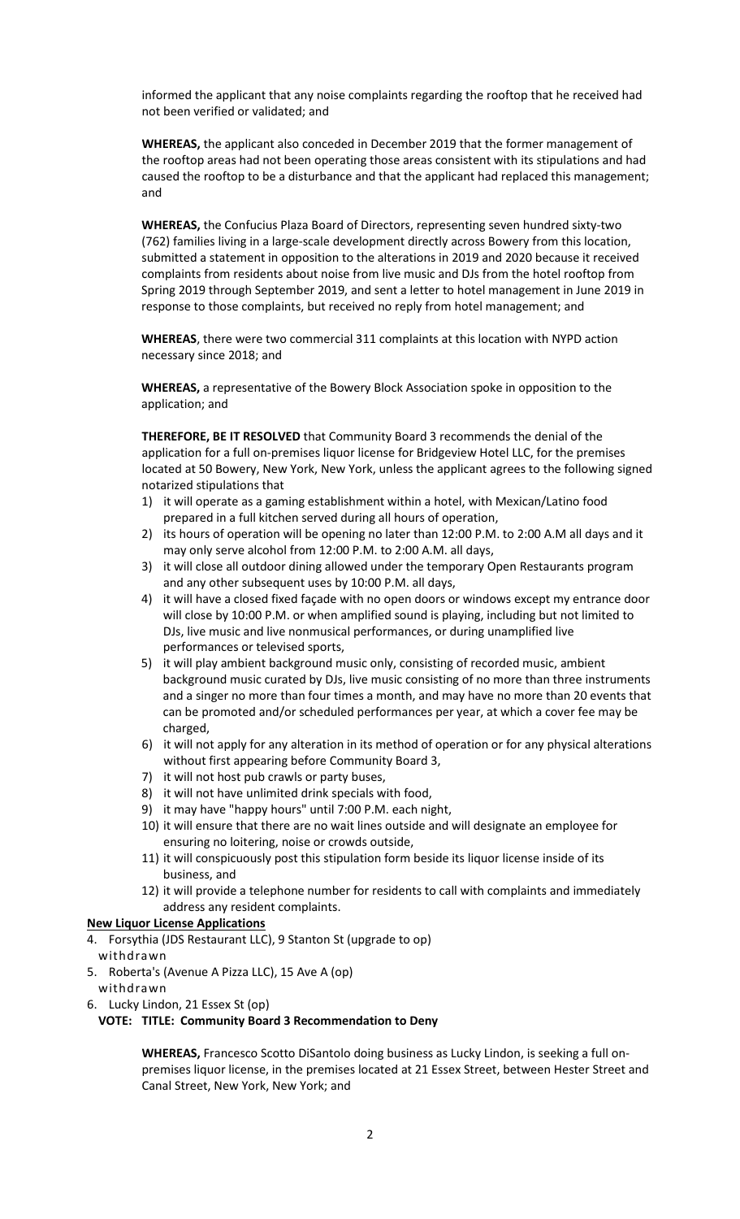informed the applicant that any noise complaints regarding the rooftop that he received had not been verified or validated; and

**WHEREAS,** the applicant also conceded in December 2019 that the former management of the rooftop areas had not been operating those areas consistent with its stipulations and had caused the rooftop to be a disturbance and that the applicant had replaced this management; and

**WHEREAS,** the Confucius Plaza Board of Directors, representing seven hundred sixty-two (762) families living in a large-scale development directly across Bowery from this location, submitted a statement in opposition to the alterations in 2019 and 2020 because it received complaints from residents about noise from live music and DJs from the hotel rooftop from Spring 2019 through September 2019, and sent a letter to hotel management in June 2019 in response to those complaints, but received no reply from hotel management; and

**WHEREAS**, there were two commercial 311 complaints at this location with NYPD action necessary since 2018; and

**WHEREAS,** a representative of the Bowery Block Association spoke in opposition to the application; and

**THEREFORE, BE IT RESOLVED** that Community Board 3 recommends the denial of the application for a full on-premises liquor license for Bridgeview Hotel LLC, for the premises located at 50 Bowery, New York, New York, unless the applicant agrees to the following signed notarized stipulations that

1) it will operate as a gaming establishment within a hotel, with Mexican/Latino food prepared in a full kitchen served during all hours of operation,
2) its hours of operation will be opening no later than 12:00 P.M. to 2:00 A.M all days and it may only serve alcohol from 12:00 P.M. to 2:00 A.M. all days,
3) it will close all outdoor dining allowed under the temporary Open Restaurants program and any other subsequent uses by 10:00 P.M. all days,
4) it will have a closed fixed façade with no open doors or windows except my entrance door will close by 10:00 P.M. or when amplified sound is playing, including but not limited to DJs, live music and live nonmusical performances, or during unamplified live performances or televised sports,
5) it will play ambient background music only, consisting of recorded music, ambient background music curated by DJs, live music consisting of no more than three instruments and a singer no more than four times a month, and may have no more than 20 events that can be promoted and/or scheduled performances per year, at which a cover fee may be charged,
6) it will not apply for any alteration in its method of operation or for any physical alterations without first appearing before Community Board 3,
7) it will not host pub crawls or party buses,
8) it will not have unlimited drink specials with food,
9) it may have "happy hours" until 7:00 P.M. each night,
10) it will ensure that there are no wait lines outside and will designate an employee for ensuring no loitering, noise or crowds outside,
11) it will conspicuously post this stipulation form beside its liquor license inside of its business, and
12) it will provide a telephone number for residents to call with complaints and immediately address any resident complaints.

**New Liquor License Applications**

4. Forsythia (JDS Restaurant LLC), 9 Stanton St (upgrade to op)
   withdrawn
5. Roberta's (Avenue A Pizza LLC), 15 Ave A (op)
   withdrawn
6. Lucky Lindon, 21 Essex St (op)

**VOTE: TITLE: Community Board 3 Recommendation to Deny**

**WHEREAS,** Francesco Scotto DiSantolo doing business as Lucky Lindon, is seeking a full on-premises liquor license, in the premises located at 21 Essex Street, between Hester Street and Canal Street, New York, New York; and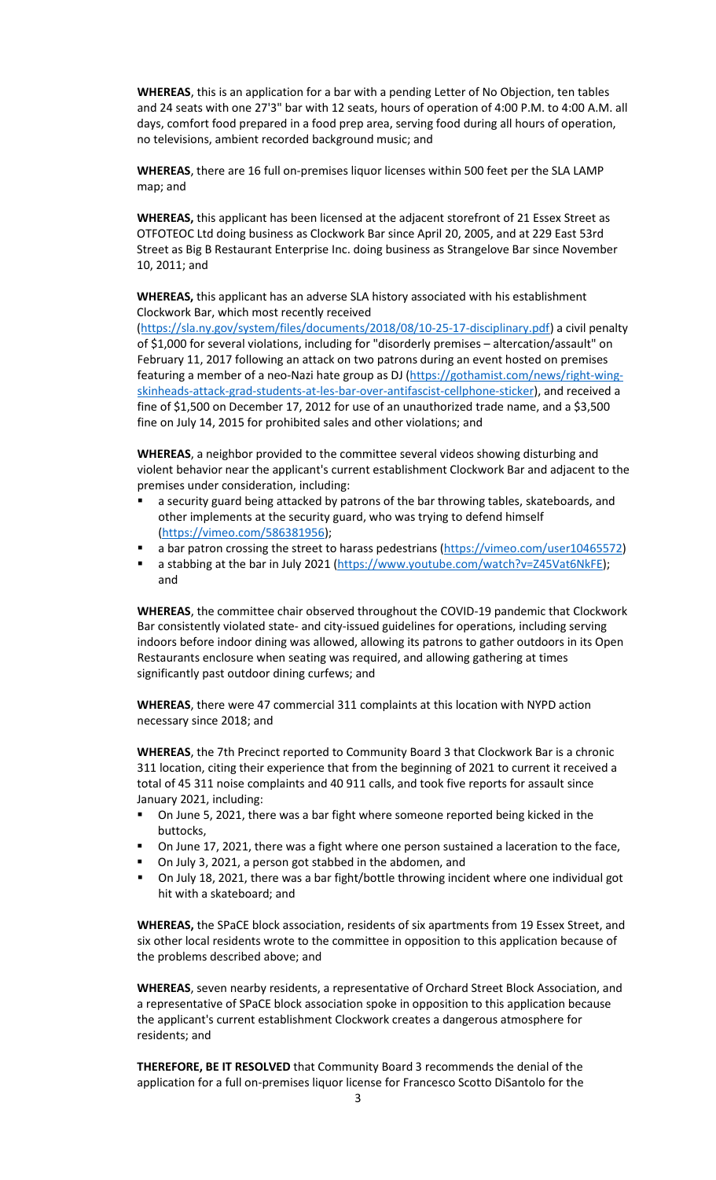**WHEREAS**, this is an application for a bar with a pending Letter of No Objection, ten tables and 24 seats with one 27'3" bar with 12 seats, hours of operation of 4:00 P.M. to 4:00 A.M. all days, comfort food prepared in a food prep area, serving food during all hours of operation, no televisions, ambient recorded background music; and

**WHEREAS**, there are 16 full on-premises liquor licenses within 500 feet per the SLA LAMP map; and

**WHEREAS,** this applicant has been licensed at the adjacent storefront of 21 Essex Street as OTFOTEOC Ltd doing business as Clockwork Bar since April 20, 2005, and at 229 East 53rd Street as Big B Restaurant Enterprise Inc. doing business as Strangelove Bar since November 10, 2011; and

**WHEREAS,** this applicant has an adverse SLA history associated with his establishment Clockwork Bar, which most recently received (https://sla.ny.gov/system/files/documents/2018/08/10-25-17-disciplinary.pdf) a civil penalty of $1,000 for several violations, including for "disorderly premises – altercation/assault" on February 11, 2017 following an attack on two patrons during an event hosted on premises featuring a member of a neo-Nazi hate group as DJ (https://gothamist.com/news/right-wing-skinheads-attack-grad-students-at-les-bar-over-antifascist-cellphone-sticker), and received a fine of $1,500 on December 17, 2012 for use of an unauthorized trade name, and a $3,500 fine on July 14, 2015 for prohibited sales and other violations; and

**WHEREAS**, a neighbor provided to the committee several videos showing disturbing and violent behavior near the applicant's current establishment Clockwork Bar and adjacent to the premises under consideration, including:

- a security guard being attacked by patrons of the bar throwing tables, skateboards, and other implements at the security guard, who was trying to defend himself (https://vimeo.com/586381956);
- a bar patron crossing the street to harass pedestrians (https://vimeo.com/user10465572)
- a stabbing at the bar in July 2021 (https://www.youtube.com/watch?v=Z45Vat6NkFE); and

**WHEREAS**, the committee chair observed throughout the COVID-19 pandemic that Clockwork Bar consistently violated state- and city-issued guidelines for operations, including serving indoors before indoor dining was allowed, allowing its patrons to gather outdoors in its Open Restaurants enclosure when seating was required, and allowing gathering at times significantly past outdoor dining curfews; and

**WHEREAS**, there were 47 commercial 311 complaints at this location with NYPD action necessary since 2018; and

**WHEREAS**, the 7th Precinct reported to Community Board 3 that Clockwork Bar is a chronic 311 location, citing their experience that from the beginning of 2021 to current it received a total of 45 311 noise complaints and 40 911 calls, and took five reports for assault since January 2021, including:

- On June 5, 2021, there was a bar fight where someone reported being kicked in the buttocks,
- On June 17, 2021, there was a fight where one person sustained a laceration to the face,
- On July 3, 2021, a person got stabbed in the abdomen, and
- On July 18, 2021, there was a bar fight/bottle throwing incident where one individual got hit with a skateboard; and

**WHEREAS,** the SPaCE block association, residents of six apartments from 19 Essex Street, and six other local residents wrote to the committee in opposition to this application because of the problems described above; and

**WHEREAS**, seven nearby residents, a representative of Orchard Street Block Association, and a representative of SPaCE block association spoke in opposition to this application because the applicant's current establishment Clockwork creates a dangerous atmosphere for residents; and

**THEREFORE, BE IT RESOLVED** that Community Board 3 recommends the denial of the application for a full on-premises liquor license for Francesco Scotto DiSantolo for the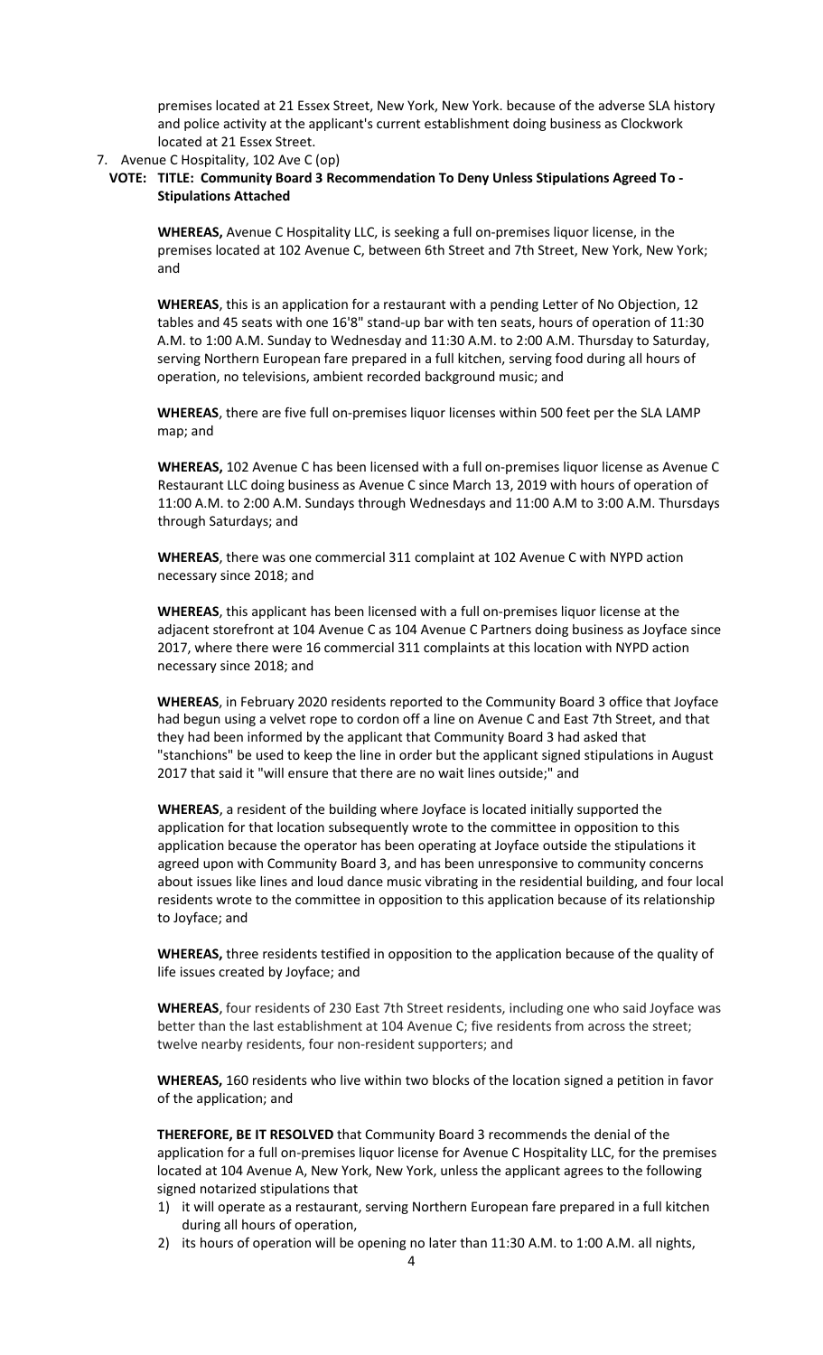premises located at 21 Essex Street, New York, New York. because of the adverse SLA history and police activity at the applicant's current establishment doing business as Clockwork located at 21 Essex Street.

7. Avenue C Hospitality, 102 Ave C (op)

**VOTE: TITLE: Community Board 3 Recommendation To Deny Unless Stipulations Agreed To - Stipulations Attached**

**WHEREAS,** Avenue C Hospitality LLC, is seeking a full on-premises liquor license, in the premises located at 102 Avenue C, between 6th Street and 7th Street, New York, New York; and

**WHEREAS**, this is an application for a restaurant with a pending Letter of No Objection, 12 tables and 45 seats with one 16'8" stand-up bar with ten seats, hours of operation of 11:30 A.M. to 1:00 A.M. Sunday to Wednesday and 11:30 A.M. to 2:00 A.M. Thursday to Saturday, serving Northern European fare prepared in a full kitchen, serving food during all hours of operation, no televisions, ambient recorded background music; and

**WHEREAS**, there are five full on-premises liquor licenses within 500 feet per the SLA LAMP map; and

**WHEREAS,** 102 Avenue C has been licensed with a full on-premises liquor license as Avenue C Restaurant LLC doing business as Avenue C since March 13, 2019 with hours of operation of 11:00 A.M. to 2:00 A.M. Sundays through Wednesdays and 11:00 A.M to 3:00 A.M. Thursdays through Saturdays; and

**WHEREAS**, there was one commercial 311 complaint at 102 Avenue C with NYPD action necessary since 2018; and

**WHEREAS**, this applicant has been licensed with a full on-premises liquor license at the adjacent storefront at 104 Avenue C as 104 Avenue C Partners doing business as Joyface since 2017, where there were 16 commercial 311 complaints at this location with NYPD action necessary since 2018; and

**WHEREAS**, in February 2020 residents reported to the Community Board 3 office that Joyface had begun using a velvet rope to cordon off a line on Avenue C and East 7th Street, and that they had been informed by the applicant that Community Board 3 had asked that "stanchions" be used to keep the line in order but the applicant signed stipulations in August 2017 that said it "will ensure that there are no wait lines outside;" and

**WHEREAS**, a resident of the building where Joyface is located initially supported the application for that location subsequently wrote to the committee in opposition to this application because the operator has been operating at Joyface outside the stipulations it agreed upon with Community Board 3, and has been unresponsive to community concerns about issues like lines and loud dance music vibrating in the residential building, and four local residents wrote to the committee in opposition to this application because of its relationship to Joyface; and

**WHEREAS,** three residents testified in opposition to the application because of the quality of life issues created by Joyface; and

**WHEREAS**, four residents of 230 East 7th Street residents, including one who said Joyface was better than the last establishment at 104 Avenue C; five residents from across the street; twelve nearby residents, four non-resident supporters; and

**WHEREAS,** 160 residents who live within two blocks of the location signed a petition in favor of the application; and

**THEREFORE, BE IT RESOLVED** that Community Board 3 recommends the denial of the application for a full on-premises liquor license for Avenue C Hospitality LLC, for the premises located at 104 Avenue A, New York, New York, unless the applicant agrees to the following signed notarized stipulations that

1) it will operate as a restaurant, serving Northern European fare prepared in a full kitchen during all hours of operation,
2) its hours of operation will be opening no later than 11:30 A.M. to 1:00 A.M. all nights,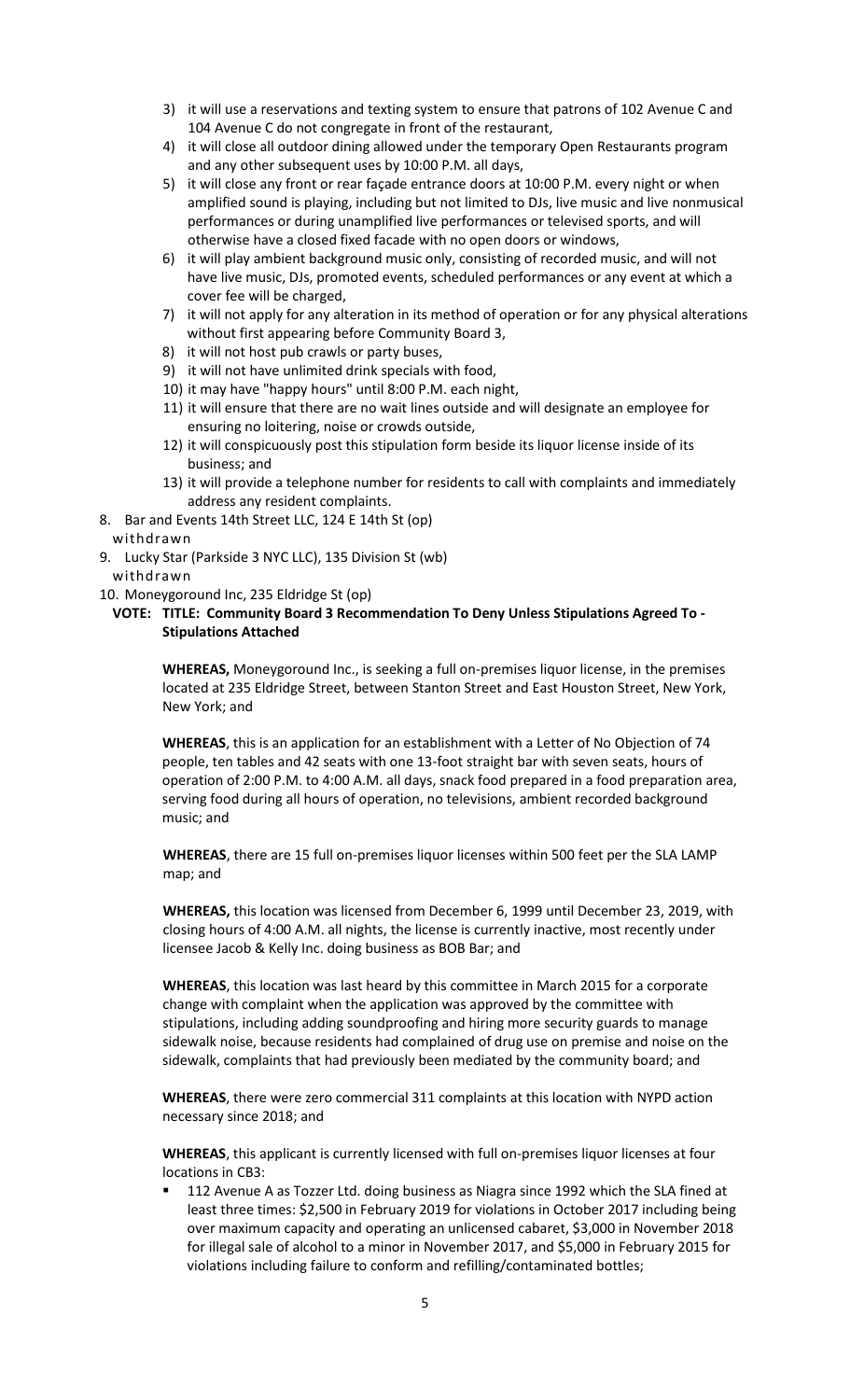3) it will use a reservations and texting system to ensure that patrons of 102 Avenue C and 104 Avenue C do not congregate in front of the restaurant,
4) it will close all outdoor dining allowed under the temporary Open Restaurants program and any other subsequent uses by 10:00 P.M. all days,
5) it will close any front or rear façade entrance doors at 10:00 P.M. every night or when amplified sound is playing, including but not limited to DJs, live music and live nonmusical performances or during unamplified live performances or televised sports, and will otherwise have a closed fixed facade with no open doors or windows,
6) it will play ambient background music only, consisting of recorded music, and will not have live music, DJs, promoted events, scheduled performances or any event at which a cover fee will be charged,
7) it will not apply for any alteration in its method of operation or for any physical alterations without first appearing before Community Board 3,
8) it will not host pub crawls or party buses,
9) it will not have unlimited drink specials with food,
10) it may have "happy hours" until 8:00 P.M. each night,
11) it will ensure that there are no wait lines outside and will designate an employee for ensuring no loitering, noise or crowds outside,
12) it will conspicuously post this stipulation form beside its liquor license inside of its business; and
13) it will provide a telephone number for residents to call with complaints and immediately address any resident complaints.

8. Bar and Events 14th Street LLC, 124 E 14th St (op)
   withdrawn
9. Lucky Star (Parkside 3 NYC LLC), 135 Division St (wb)
   withdrawn
10. Moneygoround Inc, 235 Eldridge St (op)

**VOTE: TITLE: Community Board 3 Recommendation To Deny Unless Stipulations Agreed To - Stipulations Attached**

**WHEREAS,** Moneygoround Inc., is seeking a full on-premises liquor license, in the premises located at 235 Eldridge Street, between Stanton Street and East Houston Street, New York, New York; and

**WHEREAS**, this is an application for an establishment with a Letter of No Objection of 74 people, ten tables and 42 seats with one 13-foot straight bar with seven seats, hours of operation of 2:00 P.M. to 4:00 A.M. all days, snack food prepared in a food preparation area, serving food during all hours of operation, no televisions, ambient recorded background music; and

**WHEREAS**, there are 15 full on-premises liquor licenses within 500 feet per the SLA LAMP map; and

**WHEREAS,** this location was licensed from December 6, 1999 until December 23, 2019, with closing hours of 4:00 A.M. all nights, the license is currently inactive, most recently under licensee Jacob & Kelly Inc. doing business as BOB Bar; and

**WHEREAS**, this location was last heard by this committee in March 2015 for a corporate change with complaint when the application was approved by the committee with stipulations, including adding soundproofing and hiring more security guards to manage sidewalk noise, because residents had complained of drug use on premise and noise on the sidewalk, complaints that had previously been mediated by the community board; and

**WHEREAS**, there were zero commercial 311 complaints at this location with NYPD action necessary since 2018; and

**WHEREAS**, this applicant is currently licensed with full on-premises liquor licenses at four locations in CB3:

- 112 Avenue A as Tozzer Ltd. doing business as Niagra since 1992 which the SLA fined at least three times: $2,500 in February 2019 for violations in October 2017 including being over maximum capacity and operating an unlicensed cabaret, $3,000 in November 2018 for illegal sale of alcohol to a minor in November 2017, and $5,000 in February 2015 for violations including failure to conform and refilling/contaminated bottles;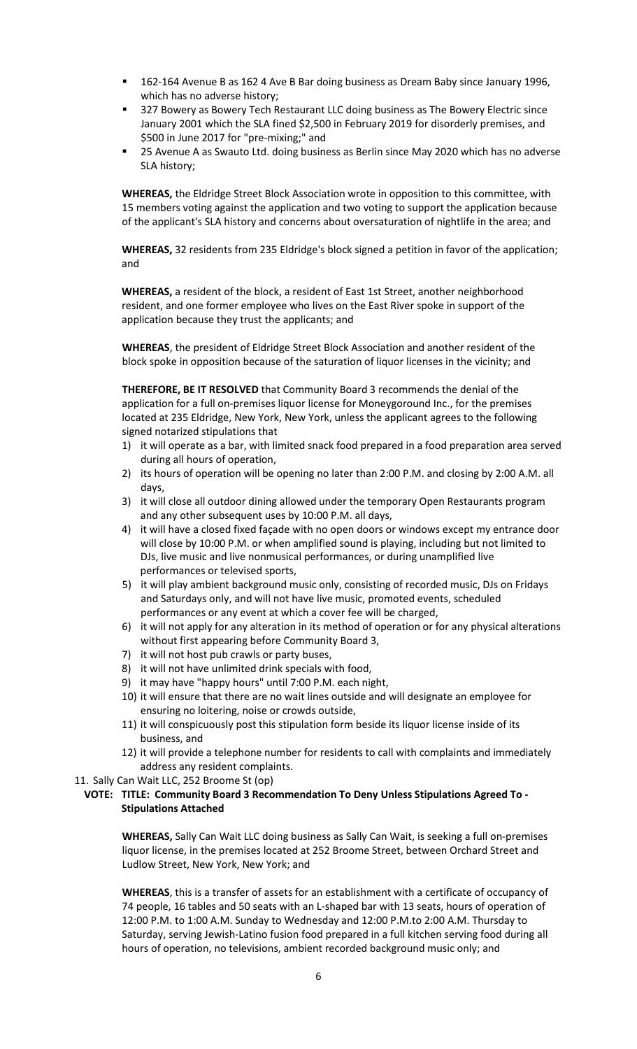- 162-164 Avenue B as 162 4 Ave B Bar doing business as Dream Baby since January 1996, which has no adverse history;
- 327 Bowery as Bowery Tech Restaurant LLC doing business as The Bowery Electric since January 2001 which the SLA fined $2,500 in February 2019 for disorderly premises, and $500 in June 2017 for "pre-mixing;" and
- 25 Avenue A as Swauto Ltd. doing business as Berlin since May 2020 which has no adverse SLA history;

**WHEREAS,** the Eldridge Street Block Association wrote in opposition to this committee, with 15 members voting against the application and two voting to support the application because of the applicant's SLA history and concerns about oversaturation of nightlife in the area; and

**WHEREAS,** 32 residents from 235 Eldridge's block signed a petition in favor of the application; and

**WHEREAS,** a resident of the block, a resident of East 1st Street, another neighborhood resident, and one former employee who lives on the East River spoke in support of the application because they trust the applicants; and

**WHEREAS**, the president of Eldridge Street Block Association and another resident of the block spoke in opposition because of the saturation of liquor licenses in the vicinity; and

**THEREFORE, BE IT RESOLVED** that Community Board 3 recommends the denial of the application for a full on-premises liquor license for Moneygoround Inc., for the premises located at 235 Eldridge, New York, New York, unless the applicant agrees to the following signed notarized stipulations that

1) it will operate as a bar, with limited snack food prepared in a food preparation area served during all hours of operation,
2) its hours of operation will be opening no later than 2:00 P.M. and closing by 2:00 A.M. all days,
3) it will close all outdoor dining allowed under the temporary Open Restaurants program and any other subsequent uses by 10:00 P.M. all days,
4) it will have a closed fixed façade with no open doors or windows except my entrance door will close by 10:00 P.M. or when amplified sound is playing, including but not limited to DJs, live music and live nonmusical performances, or during unamplified live performances or televised sports,
5) it will play ambient background music only, consisting of recorded music, DJs on Fridays and Saturdays only, and will not have live music, promoted events, scheduled performances or any event at which a cover fee will be charged,
6) it will not apply for any alteration in its method of operation or for any physical alterations without first appearing before Community Board 3,
7) it will not host pub crawls or party buses,
8) it will not have unlimited drink specials with food,
9) it may have "happy hours" until 7:00 P.M. each night,
10) it will ensure that there are no wait lines outside and will designate an employee for ensuring no loitering, noise or crowds outside,
11) it will conspicuously post this stipulation form beside its liquor license inside of its business, and
12) it will provide a telephone number for residents to call with complaints and immediately address any resident complaints.

11. Sally Can Wait LLC, 252 Broome St (op)

**VOTE: TITLE: Community Board 3 Recommendation To Deny Unless Stipulations Agreed To - Stipulations Attached**

**WHEREAS,** Sally Can Wait LLC doing business as Sally Can Wait, is seeking a full on-premises liquor license, in the premises located at 252 Broome Street, between Orchard Street and Ludlow Street, New York, New York; and

**WHEREAS**, this is a transfer of assets for an establishment with a certificate of occupancy of 74 people, 16 tables and 50 seats with an L-shaped bar with 13 seats, hours of operation of 12:00 P.M. to 1:00 A.M. Sunday to Wednesday and 12:00 P.M.to 2:00 A.M. Thursday to Saturday, serving Jewish-Latino fusion food prepared in a full kitchen serving food during all hours of operation, no televisions, ambient recorded background music only; and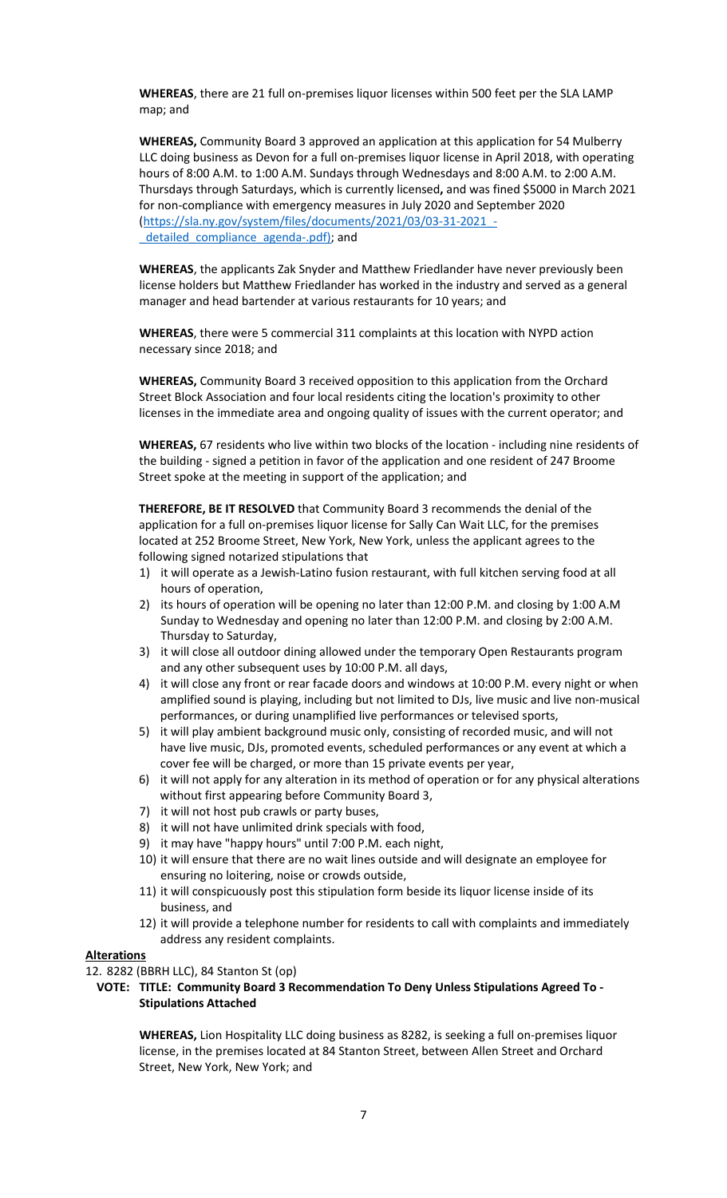**WHEREAS**, there are 21 full on-premises liquor licenses within 500 feet per the SLA LAMP map; and

**WHEREAS,** Community Board 3 approved an application at this application for 54 Mulberry LLC doing business as Devon for a full on-premises liquor license in April 2018, with operating hours of 8:00 A.M. to 1:00 A.M. Sundays through Wednesdays and 8:00 A.M. to 2:00 A.M. Thursdays through Saturdays, which is currently licensed**,** and was fined $5000 in March 2021 for non-compliance with emergency measures in July 2020 and September 2020 (https://sla.ny.gov/system/files/documents/2021/03/03-31-2021_-_detailed_compliance_agenda-.pdf); and

**WHEREAS**, the applicants Zak Snyder and Matthew Friedlander have never previously been license holders but Matthew Friedlander has worked in the industry and served as a general manager and head bartender at various restaurants for 10 years; and

**WHEREAS**, there were 5 commercial 311 complaints at this location with NYPD action necessary since 2018; and

**WHEREAS,** Community Board 3 received opposition to this application from the Orchard Street Block Association and four local residents citing the location's proximity to other licenses in the immediate area and ongoing quality of issues with the current operator; and

**WHEREAS,** 67 residents who live within two blocks of the location - including nine residents of the building - signed a petition in favor of the application and one resident of 247 Broome Street spoke at the meeting in support of the application; and

**THEREFORE, BE IT RESOLVED** that Community Board 3 recommends the denial of the application for a full on-premises liquor license for Sally Can Wait LLC, for the premises located at 252 Broome Street, New York, New York, unless the applicant agrees to the following signed notarized stipulations that

1) it will operate as a Jewish-Latino fusion restaurant, with full kitchen serving food at all hours of operation,
2) its hours of operation will be opening no later than 12:00 P.M. and closing by 1:00 A.M Sunday to Wednesday and opening no later than 12:00 P.M. and closing by 2:00 A.M. Thursday to Saturday,
3) it will close all outdoor dining allowed under the temporary Open Restaurants program and any other subsequent uses by 10:00 P.M. all days,
4) it will close any front or rear facade doors and windows at 10:00 P.M. every night or when amplified sound is playing, including but not limited to DJs, live music and live non-musical performances, or during unamplified live performances or televised sports,
5) it will play ambient background music only, consisting of recorded music, and will not have live music, DJs, promoted events, scheduled performances or any event at which a cover fee will be charged, or more than 15 private events per year,
6) it will not apply for any alteration in its method of operation or for any physical alterations without first appearing before Community Board 3,
7) it will not host pub crawls or party buses,
8) it will not have unlimited drink specials with food,
9) it may have "happy hours" until 7:00 P.M. each night,
10) it will ensure that there are no wait lines outside and will designate an employee for ensuring no loitering, noise or crowds outside,
11) it will conspicuously post this stipulation form beside its liquor license inside of its business, and
12) it will provide a telephone number for residents to call with complaints and immediately address any resident complaints.

**Alterations**

12. 8282 (BBRH LLC), 84 Stanton St (op)

**VOTE: TITLE: Community Board 3 Recommendation To Deny Unless Stipulations Agreed To - Stipulations Attached**

**WHEREAS,** Lion Hospitality LLC doing business as 8282, is seeking a full on-premises liquor license, in the premises located at 84 Stanton Street, between Allen Street and Orchard Street, New York, New York; and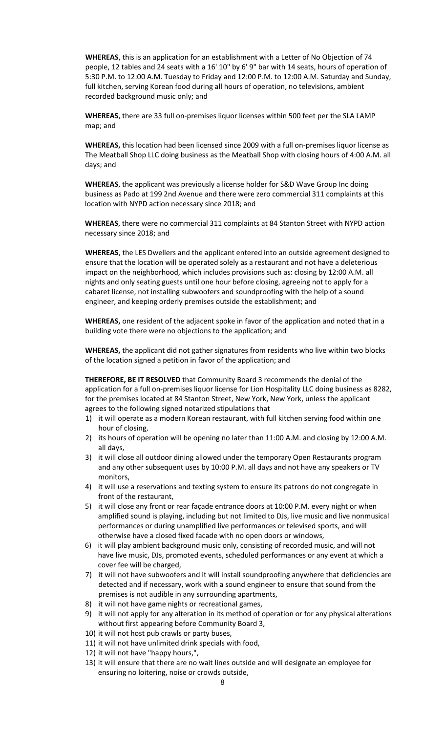**WHEREAS**, this is an application for an establishment with a Letter of No Objection of 74 people, 12 tables and 24 seats with a 16' 10" by 6' 9" bar with 14 seats, hours of operation of 5:30 P.M. to 12:00 A.M. Tuesday to Friday and 12:00 P.M. to 12:00 A.M. Saturday and Sunday, full kitchen, serving Korean food during all hours of operation, no televisions, ambient recorded background music only; and

**WHEREAS**, there are 33 full on-premises liquor licenses within 500 feet per the SLA LAMP map; and

**WHEREAS,** this location had been licensed since 2009 with a full on-premises liquor license as The Meatball Shop LLC doing business as the Meatball Shop with closing hours of 4:00 A.M. all days; and

**WHEREAS**, the applicant was previously a license holder for S&D Wave Group Inc doing business as Pado at 199 2nd Avenue and there were zero commercial 311 complaints at this location with NYPD action necessary since 2018; and

**WHEREAS**, there were no commercial 311 complaints at 84 Stanton Street with NYPD action necessary since 2018; and

**WHEREAS**, the LES Dwellers and the applicant entered into an outside agreement designed to ensure that the location will be operated solely as a restaurant and not have a deleterious impact on the neighborhood, which includes provisions such as: closing by 12:00 A.M. all nights and only seating guests until one hour before closing, agreeing not to apply for a cabaret license, not installing subwoofers and soundproofing with the help of a sound engineer, and keeping orderly premises outside the establishment; and

**WHEREAS,** one resident of the adjacent spoke in favor of the application and noted that in a building vote there were no objections to the application; and

**WHEREAS,** the applicant did not gather signatures from residents who live within two blocks of the location signed a petition in favor of the application; and

**THEREFORE, BE IT RESOLVED** that Community Board 3 recommends the denial of the application for a full on-premises liquor license for Lion Hospitality LLC doing business as 8282, for the premises located at 84 Stanton Street, New York, New York, unless the applicant agrees to the following signed notarized stipulations that

1) it will operate as a modern Korean restaurant, with full kitchen serving food within one hour of closing,
2) its hours of operation will be opening no later than 11:00 A.M. and closing by 12:00 A.M. all days,
3) it will close all outdoor dining allowed under the temporary Open Restaurants program and any other subsequent uses by 10:00 P.M. all days and not have any speakers or TV monitors,
4) it will use a reservations and texting system to ensure its patrons do not congregate in front of the restaurant,
5) it will close any front or rear façade entrance doors at 10:00 P.M. every night or when amplified sound is playing, including but not limited to DJs, live music and live nonmusical performances or during unamplified live performances or televised sports, and will otherwise have a closed fixed facade with no open doors or windows,
6) it will play ambient background music only, consisting of recorded music, and will not have live music, DJs, promoted events, scheduled performances or any event at which a cover fee will be charged,
7) it will not have subwoofers and it will install soundproofing anywhere that deficiencies are detected and if necessary, work with a sound engineer to ensure that sound from the premises is not audible in any surrounding apartments,
8) it will not have game nights or recreational games,
9) it will not apply for any alteration in its method of operation or for any physical alterations without first appearing before Community Board 3,
10) it will not host pub crawls or party buses,
11) it will not have unlimited drink specials with food,
12) it will not have "happy hours,",
13) it will ensure that there are no wait lines outside and will designate an employee for ensuring no loitering, noise or crowds outside,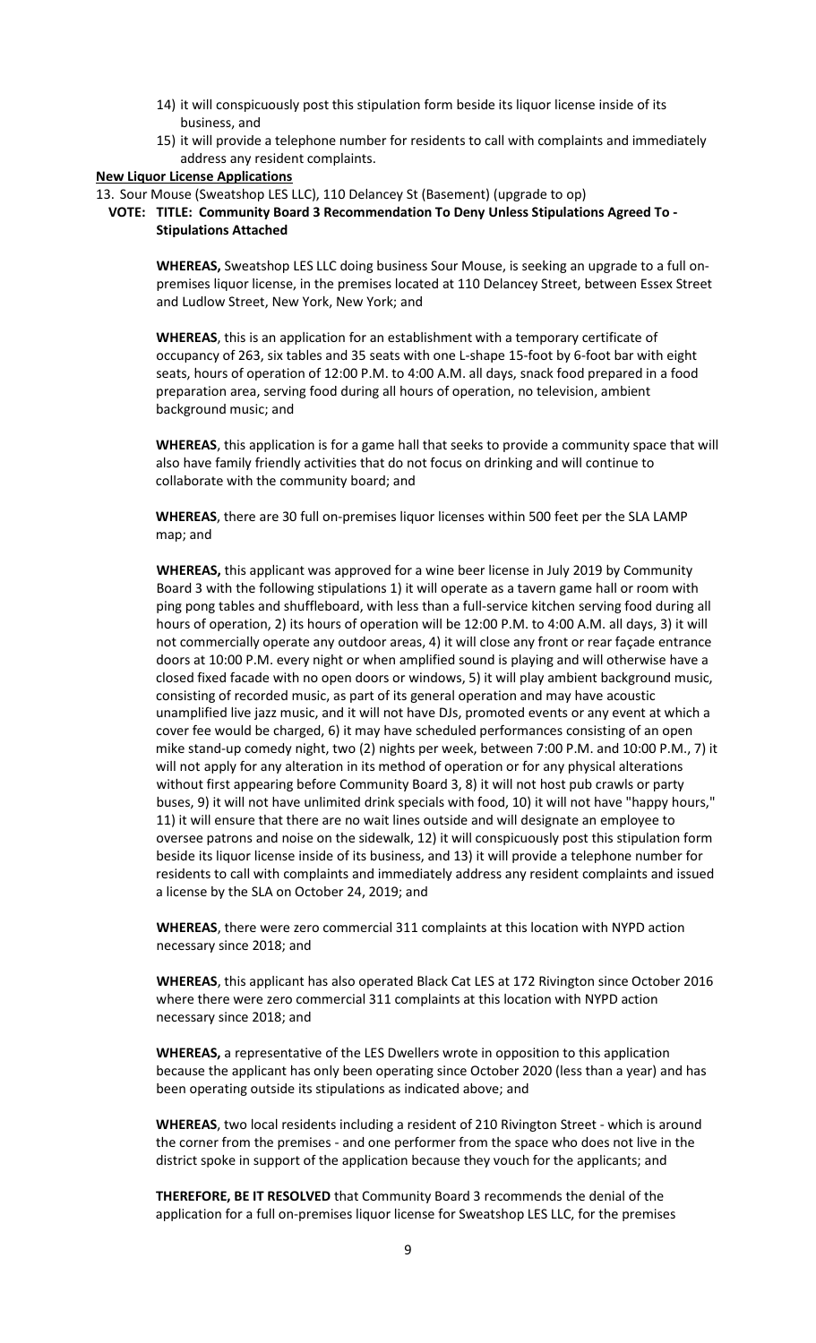14) it will conspicuously post this stipulation form beside its liquor license inside of its business, and
15) it will provide a telephone number for residents to call with complaints and immediately address any resident complaints.

**New Liquor License Applications**

13. Sour Mouse (Sweatshop LES LLC), 110 Delancey St (Basement) (upgrade to op)

**VOTE: TITLE: Community Board 3 Recommendation To Deny Unless Stipulations Agreed To - Stipulations Attached**

**WHEREAS,** Sweatshop LES LLC doing business Sour Mouse, is seeking an upgrade to a full on-premises liquor license, in the premises located at 110 Delancey Street, between Essex Street and Ludlow Street, New York, New York; and

**WHEREAS**, this is an application for an establishment with a temporary certificate of occupancy of 263, six tables and 35 seats with one L-shape 15-foot by 6-foot bar with eight seats, hours of operation of 12:00 P.M. to 4:00 A.M. all days, snack food prepared in a food preparation area, serving food during all hours of operation, no television, ambient background music; and

**WHEREAS**, this application is for a game hall that seeks to provide a community space that will also have family friendly activities that do not focus on drinking and will continue to collaborate with the community board; and

**WHEREAS**, there are 30 full on-premises liquor licenses within 500 feet per the SLA LAMP map; and

**WHEREAS,** this applicant was approved for a wine beer license in July 2019 by Community Board 3 with the following stipulations 1) it will operate as a tavern game hall or room with ping pong tables and shuffleboard, with less than a full-service kitchen serving food during all hours of operation, 2) its hours of operation will be 12:00 P.M. to 4:00 A.M. all days, 3) it will not commercially operate any outdoor areas, 4) it will close any front or rear façade entrance doors at 10:00 P.M. every night or when amplified sound is playing and will otherwise have a closed fixed facade with no open doors or windows, 5) it will play ambient background music, consisting of recorded music, as part of its general operation and may have acoustic unamplified live jazz music, and it will not have DJs, promoted events or any event at which a cover fee would be charged, 6) it may have scheduled performances consisting of an open mike stand-up comedy night, two (2) nights per week, between 7:00 P.M. and 10:00 P.M., 7) it will not apply for any alteration in its method of operation or for any physical alterations without first appearing before Community Board 3, 8) it will not host pub crawls or party buses, 9) it will not have unlimited drink specials with food, 10) it will not have "happy hours," 11) it will ensure that there are no wait lines outside and will designate an employee to oversee patrons and noise on the sidewalk, 12) it will conspicuously post this stipulation form beside its liquor license inside of its business, and 13) it will provide a telephone number for residents to call with complaints and immediately address any resident complaints and issued a license by the SLA on October 24, 2019; and

**WHEREAS**, there were zero commercial 311 complaints at this location with NYPD action necessary since 2018; and

**WHEREAS**, this applicant has also operated Black Cat LES at 172 Rivington since October 2016 where there were zero commercial 311 complaints at this location with NYPD action necessary since 2018; and

**WHEREAS,** a representative of the LES Dwellers wrote in opposition to this application because the applicant has only been operating since October 2020 (less than a year) and has been operating outside its stipulations as indicated above; and

**WHEREAS**, two local residents including a resident of 210 Rivington Street - which is around the corner from the premises - and one performer from the space who does not live in the district spoke in support of the application because they vouch for the applicants; and

**THEREFORE, BE IT RESOLVED** that Community Board 3 recommends the denial of the application for a full on-premises liquor license for Sweatshop LES LLC, for the premises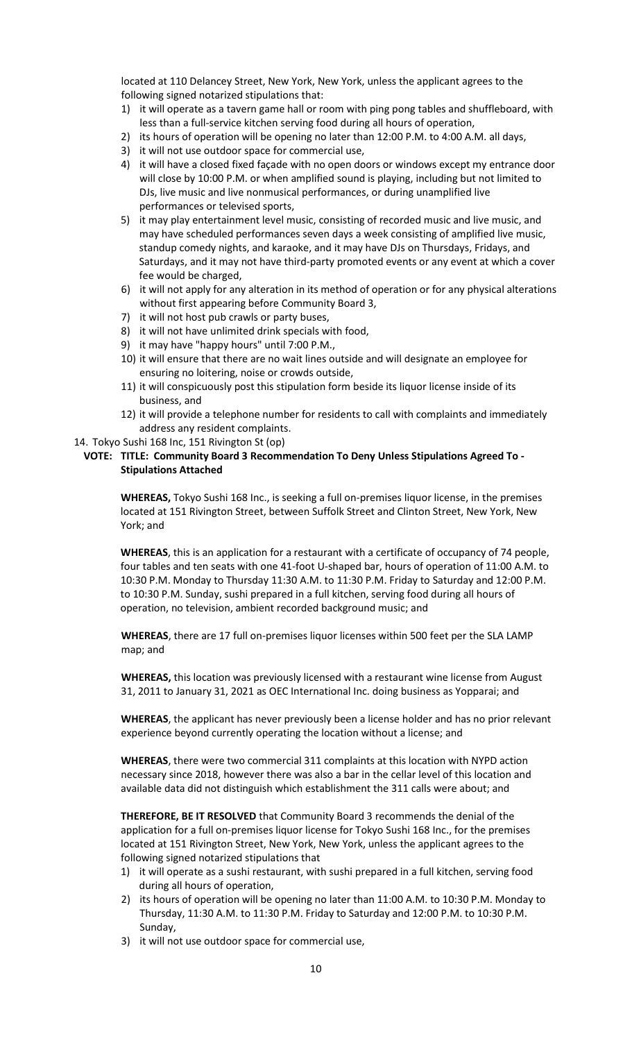located at 110 Delancey Street, New York, New York, unless the applicant agrees to the following signed notarized stipulations that:

1) it will operate as a tavern game hall or room with ping pong tables and shuffleboard, with less than a full-service kitchen serving food during all hours of operation,
2) its hours of operation will be opening no later than 12:00 P.M. to 4:00 A.M. all days,
3) it will not use outdoor space for commercial use,
4) it will have a closed fixed façade with no open doors or windows except my entrance door will close by 10:00 P.M. or when amplified sound is playing, including but not limited to DJs, live music and live nonmusical performances, or during unamplified live performances or televised sports,
5) it may play entertainment level music, consisting of recorded music and live music, and may have scheduled performances seven days a week consisting of amplified live music, standup comedy nights, and karaoke, and it may have DJs on Thursdays, Fridays, and Saturdays, and it may not have third-party promoted events or any event at which a cover fee would be charged,
6) it will not apply for any alteration in its method of operation or for any physical alterations without first appearing before Community Board 3,
7) it will not host pub crawls or party buses,
8) it will not have unlimited drink specials with food,
9) it may have "happy hours" until 7:00 P.M.,
10) it will ensure that there are no wait lines outside and will designate an employee for ensuring no loitering, noise or crowds outside,
11) it will conspicuously post this stipulation form beside its liquor license inside of its business, and
12) it will provide a telephone number for residents to call with complaints and immediately address any resident complaints.

14. Tokyo Sushi 168 Inc, 151 Rivington St (op)

**VOTE: TITLE: Community Board 3 Recommendation To Deny Unless Stipulations Agreed To - Stipulations Attached**

**WHEREAS,** Tokyo Sushi 168 Inc., is seeking a full on-premises liquor license, in the premises located at 151 Rivington Street, between Suffolk Street and Clinton Street, New York, New York; and

**WHEREAS**, this is an application for a restaurant with a certificate of occupancy of 74 people, four tables and ten seats with one 41-foot U-shaped bar, hours of operation of 11:00 A.M. to 10:30 P.M. Monday to Thursday 11:30 A.M. to 11:30 P.M. Friday to Saturday and 12:00 P.M. to 10:30 P.M. Sunday, sushi prepared in a full kitchen, serving food during all hours of operation, no television, ambient recorded background music; and

**WHEREAS**, there are 17 full on-premises liquor licenses within 500 feet per the SLA LAMP map; and

**WHEREAS,** this location was previously licensed with a restaurant wine license from August 31, 2011 to January 31, 2021 as OEC International Inc. doing business as Yopparai; and

**WHEREAS**, the applicant has never previously been a license holder and has no prior relevant experience beyond currently operating the location without a license; and

**WHEREAS**, there were two commercial 311 complaints at this location with NYPD action necessary since 2018, however there was also a bar in the cellar level of this location and available data did not distinguish which establishment the 311 calls were about; and

**THEREFORE, BE IT RESOLVED** that Community Board 3 recommends the denial of the application for a full on-premises liquor license for Tokyo Sushi 168 Inc., for the premises located at 151 Rivington Street, New York, New York, unless the applicant agrees to the following signed notarized stipulations that

1) it will operate as a sushi restaurant, with sushi prepared in a full kitchen, serving food during all hours of operation,
2) its hours of operation will be opening no later than 11:00 A.M. to 10:30 P.M. Monday to Thursday, 11:30 A.M. to 11:30 P.M. Friday to Saturday and 12:00 P.M. to 10:30 P.M. Sunday,
3) it will not use outdoor space for commercial use,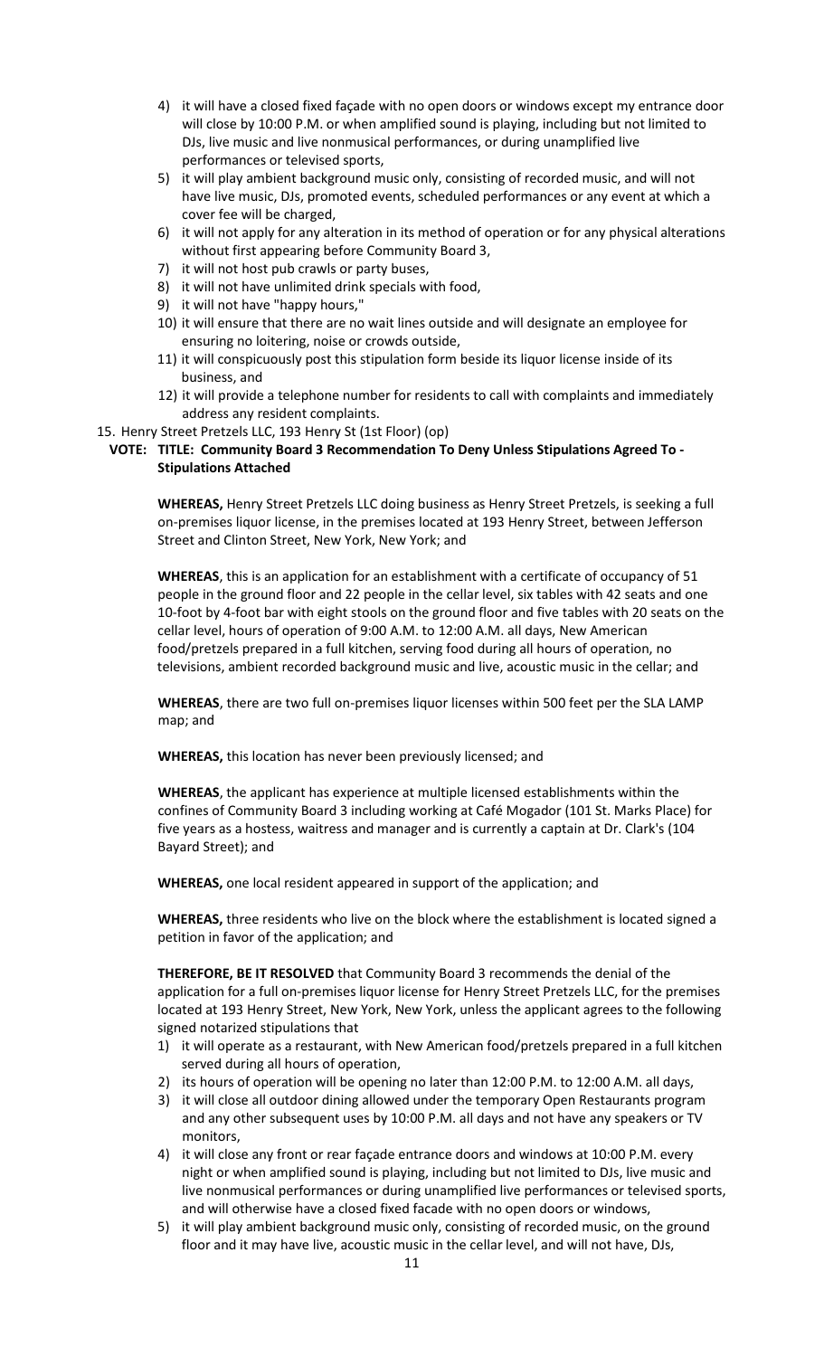4) it will have a closed fixed façade with no open doors or windows except my entrance door will close by 10:00 P.M. or when amplified sound is playing, including but not limited to DJs, live music and live nonmusical performances, or during unamplified live performances or televised sports,
5) it will play ambient background music only, consisting of recorded music, and will not have live music, DJs, promoted events, scheduled performances or any event at which a cover fee will be charged,
6) it will not apply for any alteration in its method of operation or for any physical alterations without first appearing before Community Board 3,
7) it will not host pub crawls or party buses,
8) it will not have unlimited drink specials with food,
9) it will not have "happy hours,"
10) it will ensure that there are no wait lines outside and will designate an employee for ensuring no loitering, noise or crowds outside,
11) it will conspicuously post this stipulation form beside its liquor license inside of its business, and
12) it will provide a telephone number for residents to call with complaints and immediately address any resident complaints.

15. Henry Street Pretzels LLC, 193 Henry St (1st Floor) (op)

**VOTE: TITLE: Community Board 3 Recommendation To Deny Unless Stipulations Agreed To - Stipulations Attached**

**WHEREAS,** Henry Street Pretzels LLC doing business as Henry Street Pretzels, is seeking a full on-premises liquor license, in the premises located at 193 Henry Street, between Jefferson Street and Clinton Street, New York, New York; and

**WHEREAS**, this is an application for an establishment with a certificate of occupancy of 51 people in the ground floor and 22 people in the cellar level, six tables with 42 seats and one 10-foot by 4-foot bar with eight stools on the ground floor and five tables with 20 seats on the cellar level, hours of operation of 9:00 A.M. to 12:00 A.M. all days, New American food/pretzels prepared in a full kitchen, serving food during all hours of operation, no televisions, ambient recorded background music and live, acoustic music in the cellar; and

**WHEREAS**, there are two full on-premises liquor licenses within 500 feet per the SLA LAMP map; and

**WHEREAS,** this location has never been previously licensed; and

**WHEREAS**, the applicant has experience at multiple licensed establishments within the confines of Community Board 3 including working at Café Mogador (101 St. Marks Place) for five years as a hostess, waitress and manager and is currently a captain at Dr. Clark's (104 Bayard Street); and

**WHEREAS,** one local resident appeared in support of the application; and

**WHEREAS,** three residents who live on the block where the establishment is located signed a petition in favor of the application; and

**THEREFORE, BE IT RESOLVED** that Community Board 3 recommends the denial of the application for a full on-premises liquor license for Henry Street Pretzels LLC, for the premises located at 193 Henry Street, New York, New York, unless the applicant agrees to the following signed notarized stipulations that

1) it will operate as a restaurant, with New American food/pretzels prepared in a full kitchen served during all hours of operation,
2) its hours of operation will be opening no later than 12:00 P.M. to 12:00 A.M. all days,
3) it will close all outdoor dining allowed under the temporary Open Restaurants program and any other subsequent uses by 10:00 P.M. all days and not have any speakers or TV monitors,
4) it will close any front or rear façade entrance doors and windows at 10:00 P.M. every night or when amplified sound is playing, including but not limited to DJs, live music and live nonmusical performances or during unamplified live performances or televised sports, and will otherwise have a closed fixed facade with no open doors or windows,
5) it will play ambient background music only, consisting of recorded music, on the ground floor and it may have live, acoustic music in the cellar level, and will not have, DJs,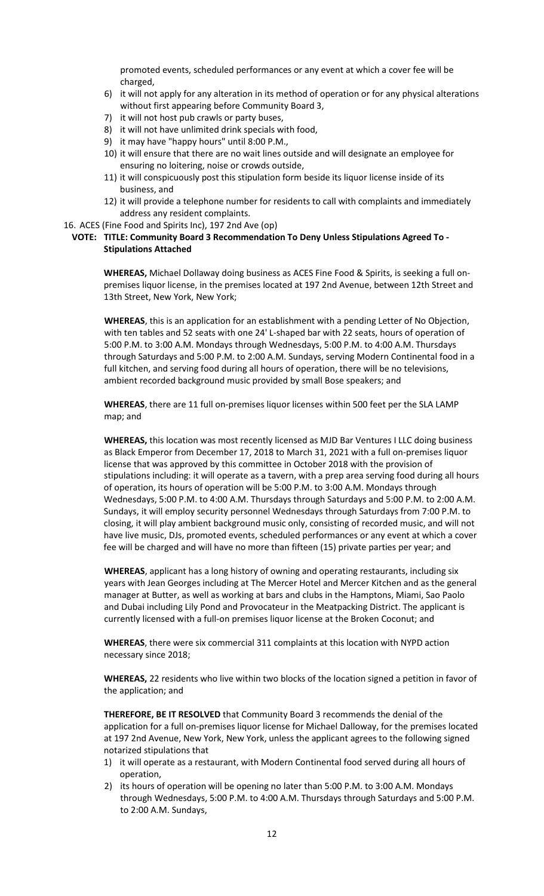promoted events, scheduled performances or any event at which a cover fee will be charged,

6) it will not apply for any alteration in its method of operation or for any physical alterations without first appearing before Community Board 3,
7) it will not host pub crawls or party buses,
8) it will not have unlimited drink specials with food,
9) it may have "happy hours" until 8:00 P.M.,
10) it will ensure that there are no wait lines outside and will designate an employee for ensuring no loitering, noise or crowds outside,
11) it will conspicuously post this stipulation form beside its liquor license inside of its business, and
12) it will provide a telephone number for residents to call with complaints and immediately address any resident complaints.

16. ACES (Fine Food and Spirits Inc), 197 2nd Ave (op)

**VOTE: TITLE: Community Board 3 Recommendation To Deny Unless Stipulations Agreed To - Stipulations Attached**

**WHEREAS,** Michael Dollaway doing business as ACES Fine Food & Spirits, is seeking a full on-premises liquor license, in the premises located at 197 2nd Avenue, between 12th Street and 13th Street, New York, New York;

**WHEREAS**, this is an application for an establishment with a pending Letter of No Objection, with ten tables and 52 seats with one 24' L-shaped bar with 22 seats, hours of operation of 5:00 P.M. to 3:00 A.M. Mondays through Wednesdays, 5:00 P.M. to 4:00 A.M. Thursdays through Saturdays and 5:00 P.M. to 2:00 A.M. Sundays, serving Modern Continental food in a full kitchen, and serving food during all hours of operation, there will be no televisions, ambient recorded background music provided by small Bose speakers; and

**WHEREAS**, there are 11 full on-premises liquor licenses within 500 feet per the SLA LAMP map; and

**WHEREAS,** this location was most recently licensed as MJD Bar Ventures I LLC doing business as Black Emperor from December 17, 2018 to March 31, 2021 with a full on-premises liquor license that was approved by this committee in October 2018 with the provision of stipulations including: it will operate as a tavern, with a prep area serving food during all hours of operation, its hours of operation will be 5:00 P.M. to 3:00 A.M. Mondays through Wednesdays, 5:00 P.M. to 4:00 A.M. Thursdays through Saturdays and 5:00 P.M. to 2:00 A.M. Sundays, it will employ security personnel Wednesdays through Saturdays from 7:00 P.M. to closing, it will play ambient background music only, consisting of recorded music, and will not have live music, DJs, promoted events, scheduled performances or any event at which a cover fee will be charged and will have no more than fifteen (15) private parties per year; and

**WHEREAS**, applicant has a long history of owning and operating restaurants, including six years with Jean Georges including at The Mercer Hotel and Mercer Kitchen and as the general manager at Butter, as well as working at bars and clubs in the Hamptons, Miami, Sao Paolo and Dubai including Lily Pond and Provocateur in the Meatpacking District. The applicant is currently licensed with a full-on premises liquor license at the Broken Coconut; and

**WHEREAS**, there were six commercial 311 complaints at this location with NYPD action necessary since 2018;

**WHEREAS,** 22 residents who live within two blocks of the location signed a petition in favor of the application; and

**THEREFORE, BE IT RESOLVED** that Community Board 3 recommends the denial of the application for a full on-premises liquor license for Michael Dalloway, for the premises located at 197 2nd Avenue, New York, New York, unless the applicant agrees to the following signed notarized stipulations that

1) it will operate as a restaurant, with Modern Continental food served during all hours of operation,
2) its hours of operation will be opening no later than 5:00 P.M. to 3:00 A.M. Mondays through Wednesdays, 5:00 P.M. to 4:00 A.M. Thursdays through Saturdays and 5:00 P.M. to 2:00 A.M. Sundays,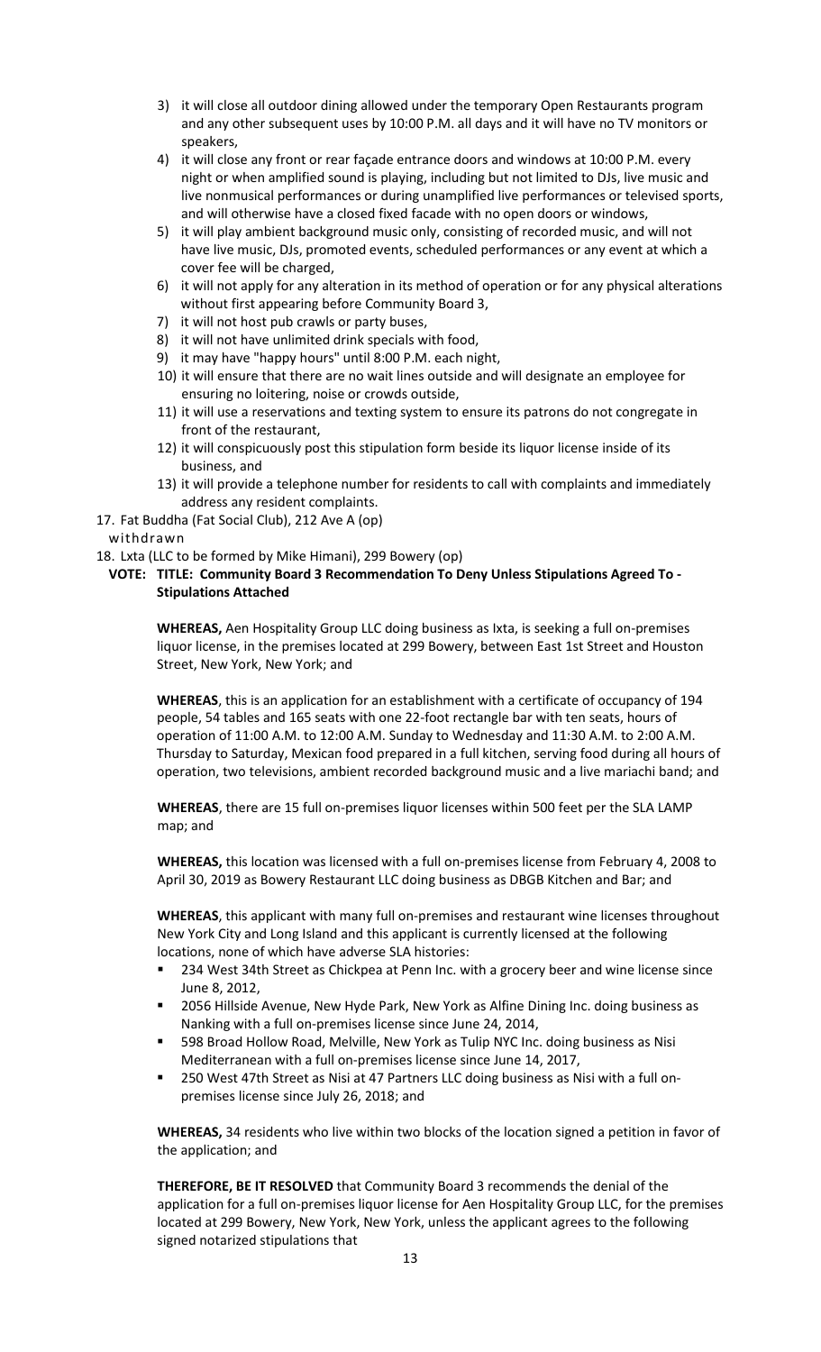3) it will close all outdoor dining allowed under the temporary Open Restaurants program and any other subsequent uses by 10:00 P.M. all days and it will have no TV monitors or speakers,
4) it will close any front or rear façade entrance doors and windows at 10:00 P.M. every night or when amplified sound is playing, including but not limited to DJs, live music and live nonmusical performances or during unamplified live performances or televised sports, and will otherwise have a closed fixed facade with no open doors or windows,
5) it will play ambient background music only, consisting of recorded music, and will not have live music, DJs, promoted events, scheduled performances or any event at which a cover fee will be charged,
6) it will not apply for any alteration in its method of operation or for any physical alterations without first appearing before Community Board 3,
7) it will not host pub crawls or party buses,
8) it will not have unlimited drink specials with food,
9) it may have "happy hours" until 8:00 P.M. each night,
10) it will ensure that there are no wait lines outside and will designate an employee for ensuring no loitering, noise or crowds outside,
11) it will use a reservations and texting system to ensure its patrons do not congregate in front of the restaurant,
12) it will conspicuously post this stipulation form beside its liquor license inside of its business, and
13) it will provide a telephone number for residents to call with complaints and immediately address any resident complaints.

17. Fat Buddha (Fat Social Club), 212 Ave A (op)
withdrawn
18. Lxta (LLC to be formed by Mike Himani), 299 Bowery (op)

**VOTE: TITLE: Community Board 3 Recommendation To Deny Unless Stipulations Agreed To - Stipulations Attached**

**WHEREAS,** Aen Hospitality Group LLC doing business as Ixta, is seeking a full on-premises liquor license, in the premises located at 299 Bowery, between East 1st Street and Houston Street, New York, New York; and

**WHEREAS**, this is an application for an establishment with a certificate of occupancy of 194 people, 54 tables and 165 seats with one 22-foot rectangle bar with ten seats, hours of operation of 11:00 A.M. to 12:00 A.M. Sunday to Wednesday and 11:30 A.M. to 2:00 A.M. Thursday to Saturday, Mexican food prepared in a full kitchen, serving food during all hours of operation, two televisions, ambient recorded background music and a live mariachi band; and

**WHEREAS**, there are 15 full on-premises liquor licenses within 500 feet per the SLA LAMP map; and

**WHEREAS,** this location was licensed with a full on-premises license from February 4, 2008 to April 30, 2019 as Bowery Restaurant LLC doing business as DBGB Kitchen and Bar; and

**WHEREAS**, this applicant with many full on-premises and restaurant wine licenses throughout New York City and Long Island and this applicant is currently licensed at the following locations, none of which have adverse SLA histories:

- 234 West 34th Street as Chickpea at Penn Inc. with a grocery beer and wine license since June 8, 2012,
- 2056 Hillside Avenue, New Hyde Park, New York as Alfine Dining Inc. doing business as Nanking with a full on-premises license since June 24, 2014,
- 598 Broad Hollow Road, Melville, New York as Tulip NYC Inc. doing business as Nisi Mediterranean with a full on-premises license since June 14, 2017,
- 250 West 47th Street as Nisi at 47 Partners LLC doing business as Nisi with a full on-premises license since July 26, 2018; and

**WHEREAS,** 34 residents who live within two blocks of the location signed a petition in favor of the application; and

**THEREFORE, BE IT RESOLVED** that Community Board 3 recommends the denial of the application for a full on-premises liquor license for Aen Hospitality Group LLC, for the premises located at 299 Bowery, New York, New York, unless the applicant agrees to the following signed notarized stipulations that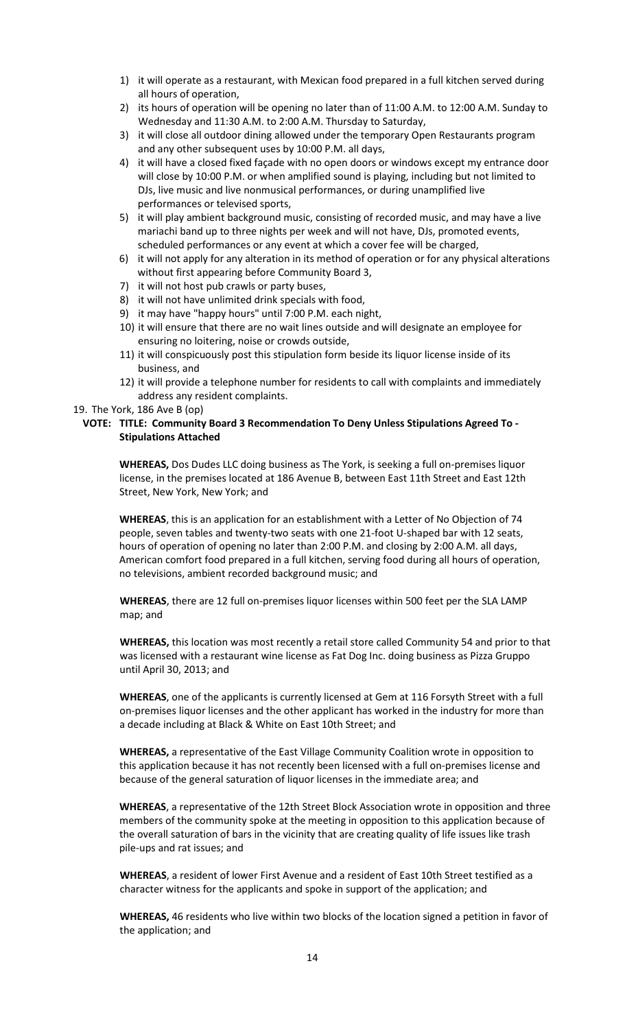1) it will operate as a restaurant, with Mexican food prepared in a full kitchen served during all hours of operation,
2) its hours of operation will be opening no later than of 11:00 A.M. to 12:00 A.M. Sunday to Wednesday and 11:30 A.M. to 2:00 A.M. Thursday to Saturday,
3) it will close all outdoor dining allowed under the temporary Open Restaurants program and any other subsequent uses by 10:00 P.M. all days,
4) it will have a closed fixed façade with no open doors or windows except my entrance door will close by 10:00 P.M. or when amplified sound is playing, including but not limited to DJs, live music and live nonmusical performances, or during unamplified live performances or televised sports,
5) it will play ambient background music, consisting of recorded music, and may have a live mariachi band up to three nights per week and will not have, DJs, promoted events, scheduled performances or any event at which a cover fee will be charged,
6) it will not apply for any alteration in its method of operation or for any physical alterations without first appearing before Community Board 3,
7) it will not host pub crawls or party buses,
8) it will not have unlimited drink specials with food,
9) it may have "happy hours" until 7:00 P.M. each night,
10) it will ensure that there are no wait lines outside and will designate an employee for ensuring no loitering, noise or crowds outside,
11) it will conspicuously post this stipulation form beside its liquor license inside of its business, and
12) it will provide a telephone number for residents to call with complaints and immediately address any resident complaints.

19. The York, 186 Ave B (op)

**VOTE: TITLE: Community Board 3 Recommendation To Deny Unless Stipulations Agreed To - Stipulations Attached**

**WHEREAS,** Dos Dudes LLC doing business as The York, is seeking a full on-premises liquor license, in the premises located at 186 Avenue B, between East 11th Street and East 12th Street, New York, New York; and

**WHEREAS**, this is an application for an establishment with a Letter of No Objection of 74 people, seven tables and twenty-two seats with one 21-foot U-shaped bar with 12 seats, hours of operation of opening no later than 2:00 P.M. and closing by 2:00 A.M. all days, American comfort food prepared in a full kitchen, serving food during all hours of operation, no televisions, ambient recorded background music; and

**WHEREAS**, there are 12 full on-premises liquor licenses within 500 feet per the SLA LAMP map; and

**WHEREAS,** this location was most recently a retail store called Community 54 and prior to that was licensed with a restaurant wine license as Fat Dog Inc. doing business as Pizza Gruppo until April 30, 2013; and

**WHEREAS**, one of the applicants is currently licensed at Gem at 116 Forsyth Street with a full on-premises liquor licenses and the other applicant has worked in the industry for more than a decade including at Black & White on East 10th Street; and

**WHEREAS,** a representative of the East Village Community Coalition wrote in opposition to this application because it has not recently been licensed with a full on-premises license and because of the general saturation of liquor licenses in the immediate area; and

**WHEREAS**, a representative of the 12th Street Block Association wrote in opposition and three members of the community spoke at the meeting in opposition to this application because of the overall saturation of bars in the vicinity that are creating quality of life issues like trash pile-ups and rat issues; and

**WHEREAS**, a resident of lower First Avenue and a resident of East 10th Street testified as a character witness for the applicants and spoke in support of the application; and

**WHEREAS,** 46 residents who live within two blocks of the location signed a petition in favor of the application; and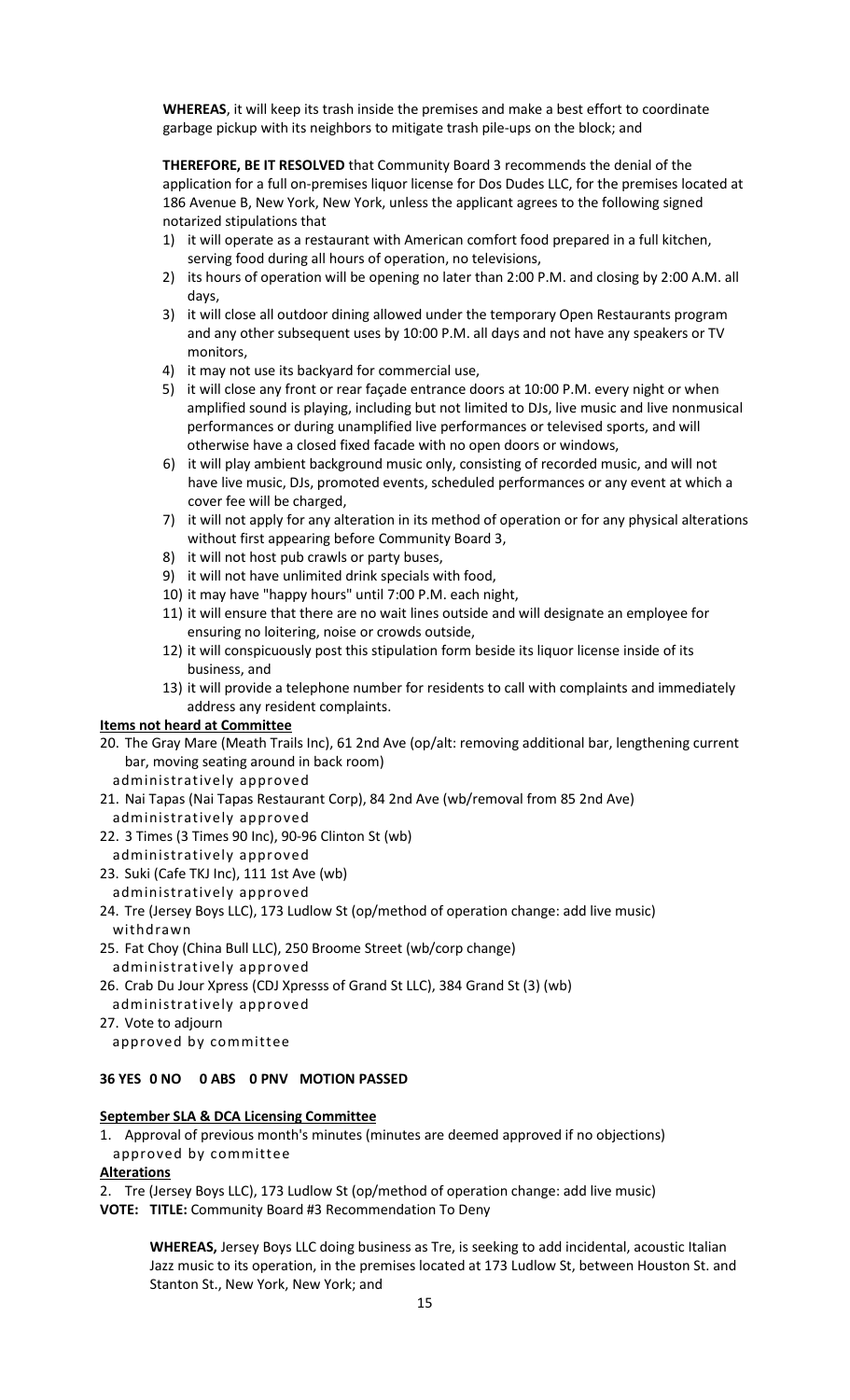**WHEREAS**, it will keep its trash inside the premises and make a best effort to coordinate garbage pickup with its neighbors to mitigate trash pile-ups on the block; and

**THEREFORE, BE IT RESOLVED** that Community Board 3 recommends the denial of the application for a full on-premises liquor license for Dos Dudes LLC, for the premises located at 186 Avenue B, New York, New York, unless the applicant agrees to the following signed notarized stipulations that

1) it will operate as a restaurant with American comfort food prepared in a full kitchen, serving food during all hours of operation, no televisions,
2) its hours of operation will be opening no later than 2:00 P.M. and closing by 2:00 A.M. all days,
3) it will close all outdoor dining allowed under the temporary Open Restaurants program and any other subsequent uses by 10:00 P.M. all days and not have any speakers or TV monitors,
4) it may not use its backyard for commercial use,
5) it will close any front or rear façade entrance doors at 10:00 P.M. every night or when amplified sound is playing, including but not limited to DJs, live music and live nonmusical performances or during unamplified live performances or televised sports, and will otherwise have a closed fixed facade with no open doors or windows,
6) it will play ambient background music only, consisting of recorded music, and will not have live music, DJs, promoted events, scheduled performances or any event at which a cover fee will be charged,
7) it will not apply for any alteration in its method of operation or for any physical alterations without first appearing before Community Board 3,
8) it will not host pub crawls or party buses,
9) it will not have unlimited drink specials with food,
10) it may have "happy hours" until 7:00 P.M. each night,
11) it will ensure that there are no wait lines outside and will designate an employee for ensuring no loitering, noise or crowds outside,
12) it will conspicuously post this stipulation form beside its liquor license inside of its business, and
13) it will provide a telephone number for residents to call with complaints and immediately address any resident complaints.

**Items not heard at Committee**

20. The Gray Mare (Meath Trails Inc), 61 2nd Ave (op/alt: removing additional bar, lengthening current bar, moving seating around in back room)
    administratively approved
21. Nai Tapas (Nai Tapas Restaurant Corp), 84 2nd Ave (wb/removal from 85 2nd Ave)
    administratively approved
22. 3 Times (3 Times 90 Inc), 90-96 Clinton St (wb)
    administratively approved
23. Suki (Cafe TKJ Inc), 111 1st Ave (wb)
    administratively approved
24. Tre (Jersey Boys LLC), 173 Ludlow St (op/method of operation change: add live music)
    withdrawn
25. Fat Choy (China Bull LLC), 250 Broome Street (wb/corp change)
    administratively approved
26. Crab Du Jour Xpress (CDJ Xpresss of Grand St LLC), 384 Grand St (3) (wb)
    administratively approved
27. Vote to adjourn
    approved by committee

**36 YES 0 NO 0 ABS 0 PNV MOTION PASSED**

**September SLA & DCA Licensing Committee**

1. Approval of previous month's minutes (minutes are deemed approved if no objections)
   approved by committee

**Alterations**

2. Tre (Jersey Boys LLC), 173 Ludlow St (op/method of operation change: add live music)

**VOTE: TITLE:** Community Board #3 Recommendation To Deny

**WHEREAS,** Jersey Boys LLC doing business as Tre, is seeking to add incidental, acoustic Italian Jazz music to its operation, in the premises located at 173 Ludlow St, between Houston St. and Stanton St., New York, New York; and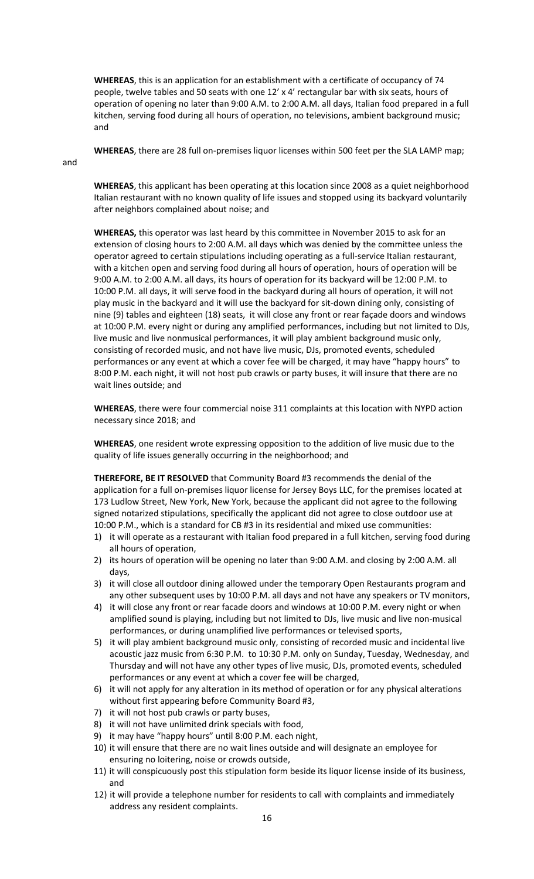**WHEREAS**, this is an application for an establishment with a certificate of occupancy of 74 people, twelve tables and 50 seats with one 12' x 4' rectangular bar with six seats, hours of operation of opening no later than 9:00 A.M. to 2:00 A.M. all days, Italian food prepared in a full kitchen, serving food during all hours of operation, no televisions, ambient background music; and

**WHEREAS**, there are 28 full on-premises liquor licenses within 500 feet per the SLA LAMP map; and

**WHEREAS**, this applicant has been operating at this location since 2008 as a quiet neighborhood Italian restaurant with no known quality of life issues and stopped using its backyard voluntarily after neighbors complained about noise; and

**WHEREAS,** this operator was last heard by this committee in November 2015 to ask for an extension of closing hours to 2:00 A.M. all days which was denied by the committee unless the operator agreed to certain stipulations including operating as a full-service Italian restaurant, with a kitchen open and serving food during all hours of operation, hours of operation will be 9:00 A.M. to 2:00 A.M. all days, its hours of operation for its backyard will be 12:00 P.M. to 10:00 P.M. all days, it will serve food in the backyard during all hours of operation, it will not play music in the backyard and it will use the backyard for sit-down dining only, consisting of nine (9) tables and eighteen (18) seats, it will close any front or rear façade doors and windows at 10:00 P.M. every night or during any amplified performances, including but not limited to DJs, live music and live nonmusical performances, it will play ambient background music only, consisting of recorded music, and not have live music, DJs, promoted events, scheduled performances or any event at which a cover fee will be charged, it may have "happy hours" to 8:00 P.M. each night, it will not host pub crawls or party buses, it will insure that there are no wait lines outside; and

**WHEREAS**, there were four commercial noise 311 complaints at this location with NYPD action necessary since 2018; and

**WHEREAS**, one resident wrote expressing opposition to the addition of live music due to the quality of life issues generally occurring in the neighborhood; and

**THEREFORE, BE IT RESOLVED** that Community Board #3 recommends the denial of the application for a full on-premises liquor license for Jersey Boys LLC, for the premises located at 173 Ludlow Street, New York, New York, because the applicant did not agree to the following signed notarized stipulations, specifically the applicant did not agree to close outdoor use at 10:00 P.M., which is a standard for CB #3 in its residential and mixed use communities:

1) it will operate as a restaurant with Italian food prepared in a full kitchen, serving food during all hours of operation,
2) its hours of operation will be opening no later than 9:00 A.M. and closing by 2:00 A.M. all days,
3) it will close all outdoor dining allowed under the temporary Open Restaurants program and any other subsequent uses by 10:00 P.M. all days and not have any speakers or TV monitors,
4) it will close any front or rear facade doors and windows at 10:00 P.M. every night or when amplified sound is playing, including but not limited to DJs, live music and live non-musical performances, or during unamplified live performances or televised sports,
5) it will play ambient background music only, consisting of recorded music and incidental live acoustic jazz music from 6:30 P.M. to 10:30 P.M. only on Sunday, Tuesday, Wednesday, and Thursday and will not have any other types of live music, DJs, promoted events, scheduled performances or any event at which a cover fee will be charged,
6) it will not apply for any alteration in its method of operation or for any physical alterations without first appearing before Community Board #3,
7) it will not host pub crawls or party buses,
8) it will not have unlimited drink specials with food,
9) it may have "happy hours" until 8:00 P.M. each night,
10) it will ensure that there are no wait lines outside and will designate an employee for ensuring no loitering, noise or crowds outside,
11) it will conspicuously post this stipulation form beside its liquor license inside of its business, and
12) it will provide a telephone number for residents to call with complaints and immediately address any resident complaints.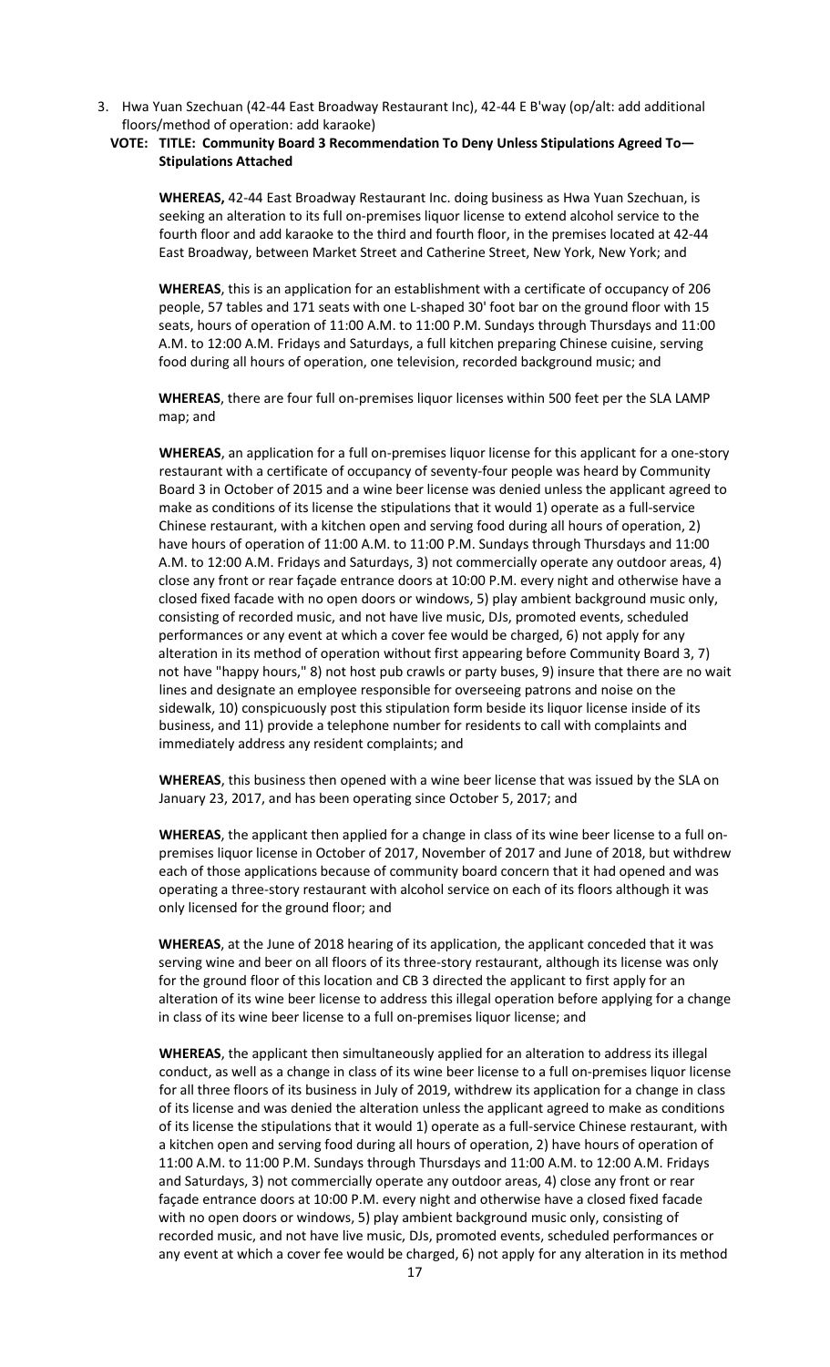3. Hwa Yuan Szechuan (42-44 East Broadway Restaurant Inc), 42-44 E B'way (op/alt: add additional floors/method of operation: add karaoke)

**VOTE: TITLE: Community Board 3 Recommendation To Deny Unless Stipulations Agreed To—Stipulations Attached**

**WHEREAS,** 42-44 East Broadway Restaurant Inc. doing business as Hwa Yuan Szechuan, is seeking an alteration to its full on-premises liquor license to extend alcohol service to the fourth floor and add karaoke to the third and fourth floor, in the premises located at 42-44 East Broadway, between Market Street and Catherine Street, New York, New York; and

**WHEREAS**, this is an application for an establishment with a certificate of occupancy of 206 people, 57 tables and 171 seats with one L-shaped 30' foot bar on the ground floor with 15 seats, hours of operation of 11:00 A.M. to 11:00 P.M. Sundays through Thursdays and 11:00 A.M. to 12:00 A.M. Fridays and Saturdays, a full kitchen preparing Chinese cuisine, serving food during all hours of operation, one television, recorded background music; and

**WHEREAS**, there are four full on-premises liquor licenses within 500 feet per the SLA LAMP map; and

**WHEREAS**, an application for a full on-premises liquor license for this applicant for a one-story restaurant with a certificate of occupancy of seventy-four people was heard by Community Board 3 in October of 2015 and a wine beer license was denied unless the applicant agreed to make as conditions of its license the stipulations that it would 1) operate as a full-service Chinese restaurant, with a kitchen open and serving food during all hours of operation, 2) have hours of operation of 11:00 A.M. to 11:00 P.M. Sundays through Thursdays and 11:00 A.M. to 12:00 A.M. Fridays and Saturdays, 3) not commercially operate any outdoor areas, 4) close any front or rear façade entrance doors at 10:00 P.M. every night and otherwise have a closed fixed facade with no open doors or windows, 5) play ambient background music only, consisting of recorded music, and not have live music, DJs, promoted events, scheduled performances or any event at which a cover fee would be charged, 6) not apply for any alteration in its method of operation without first appearing before Community Board 3, 7) not have "happy hours," 8) not host pub crawls or party buses, 9) insure that there are no wait lines and designate an employee responsible for overseeing patrons and noise on the sidewalk, 10) conspicuously post this stipulation form beside its liquor license inside of its business, and 11) provide a telephone number for residents to call with complaints and immediately address any resident complaints; and

**WHEREAS**, this business then opened with a wine beer license that was issued by the SLA on January 23, 2017, and has been operating since October 5, 2017; and

**WHEREAS**, the applicant then applied for a change in class of its wine beer license to a full on-premises liquor license in October of 2017, November of 2017 and June of 2018, but withdrew each of those applications because of community board concern that it had opened and was operating a three-story restaurant with alcohol service on each of its floors although it was only licensed for the ground floor; and

**WHEREAS**, at the June of 2018 hearing of its application, the applicant conceded that it was serving wine and beer on all floors of its three-story restaurant, although its license was only for the ground floor of this location and CB 3 directed the applicant to first apply for an alteration of its wine beer license to address this illegal operation before applying for a change in class of its wine beer license to a full on-premises liquor license; and

**WHEREAS**, the applicant then simultaneously applied for an alteration to address its illegal conduct, as well as a change in class of its wine beer license to a full on-premises liquor license for all three floors of its business in July of 2019, withdrew its application for a change in class of its license and was denied the alteration unless the applicant agreed to make as conditions of its license the stipulations that it would 1) operate as a full-service Chinese restaurant, with a kitchen open and serving food during all hours of operation, 2) have hours of operation of 11:00 A.M. to 11:00 P.M. Sundays through Thursdays and 11:00 A.M. to 12:00 A.M. Fridays and Saturdays, 3) not commercially operate any outdoor areas, 4) close any front or rear façade entrance doors at 10:00 P.M. every night and otherwise have a closed fixed facade with no open doors or windows, 5) play ambient background music only, consisting of recorded music, and not have live music, DJs, promoted events, scheduled performances or any event at which a cover fee would be charged, 6) not apply for any alteration in its method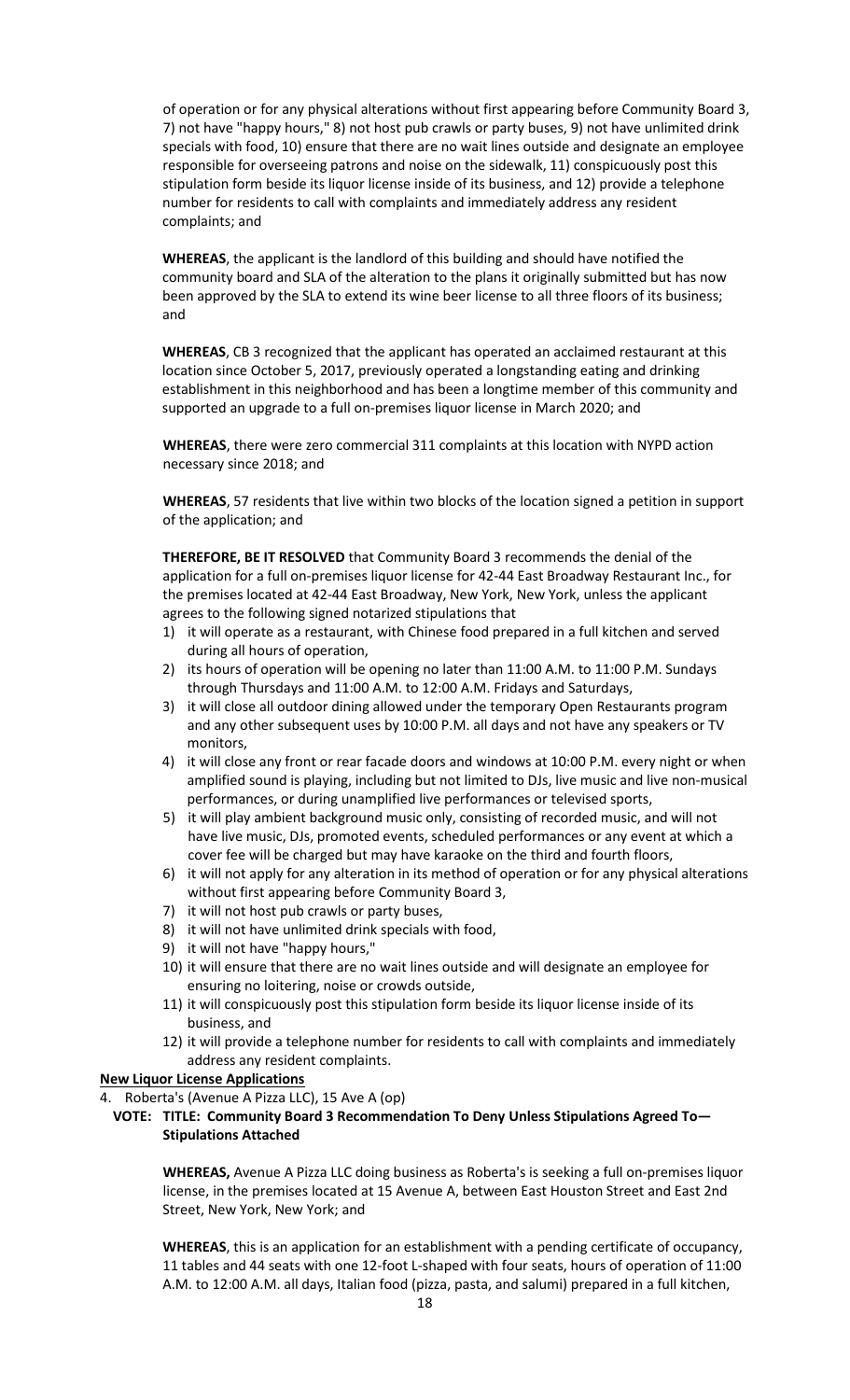of operation or for any physical alterations without first appearing before Community Board 3, 7) not have "happy hours," 8) not host pub crawls or party buses, 9) not have unlimited drink specials with food, 10) ensure that there are no wait lines outside and designate an employee responsible for overseeing patrons and noise on the sidewalk, 11) conspicuously post this stipulation form beside its liquor license inside of its business, and 12) provide a telephone number for residents to call with complaints and immediately address any resident complaints; and

**WHEREAS**, the applicant is the landlord of this building and should have notified the community board and SLA of the alteration to the plans it originally submitted but has now been approved by the SLA to extend its wine beer license to all three floors of its business; and

**WHEREAS**, CB 3 recognized that the applicant has operated an acclaimed restaurant at this location since October 5, 2017, previously operated a longstanding eating and drinking establishment in this neighborhood and has been a longtime member of this community and supported an upgrade to a full on-premises liquor license in March 2020; and

**WHEREAS**, there were zero commercial 311 complaints at this location with NYPD action necessary since 2018; and

**WHEREAS**, 57 residents that live within two blocks of the location signed a petition in support of the application; and

**THEREFORE, BE IT RESOLVED** that Community Board 3 recommends the denial of the application for a full on-premises liquor license for 42-44 East Broadway Restaurant Inc., for the premises located at 42-44 East Broadway, New York, New York, unless the applicant agrees to the following signed notarized stipulations that

1) it will operate as a restaurant, with Chinese food prepared in a full kitchen and served during all hours of operation,
2) its hours of operation will be opening no later than 11:00 A.M. to 11:00 P.M. Sundays through Thursdays and 11:00 A.M. to 12:00 A.M. Fridays and Saturdays,
3) it will close all outdoor dining allowed under the temporary Open Restaurants program and any other subsequent uses by 10:00 P.M. all days and not have any speakers or TV monitors,
4) it will close any front or rear facade doors and windows at 10:00 P.M. every night or when amplified sound is playing, including but not limited to DJs, live music and live non-musical performances, or during unamplified live performances or televised sports,
5) it will play ambient background music only, consisting of recorded music, and will not have live music, DJs, promoted events, scheduled performances or any event at which a cover fee will be charged but may have karaoke on the third and fourth floors,
6) it will not apply for any alteration in its method of operation or for any physical alterations without first appearing before Community Board 3,
7) it will not host pub crawls or party buses,
8) it will not have unlimited drink specials with food,
9) it will not have "happy hours,"
10) it will ensure that there are no wait lines outside and will designate an employee for ensuring no loitering, noise or crowds outside,
11) it will conspicuously post this stipulation form beside its liquor license inside of its business, and
12) it will provide a telephone number for residents to call with complaints and immediately address any resident complaints.

**New Liquor License Applications**

4. Roberta's (Avenue A Pizza LLC), 15 Ave A (op)

**VOTE: TITLE: Community Board 3 Recommendation To Deny Unless Stipulations Agreed To—Stipulations Attached**

**WHEREAS,** Avenue A Pizza LLC doing business as Roberta's is seeking a full on-premises liquor license, in the premises located at 15 Avenue A, between East Houston Street and East 2nd Street, New York, New York; and

**WHEREAS**, this is an application for an establishment with a pending certificate of occupancy, 11 tables and 44 seats with one 12-foot L-shaped with four seats, hours of operation of 11:00 A.M. to 12:00 A.M. all days, Italian food (pizza, pasta, and salumi) prepared in a full kitchen,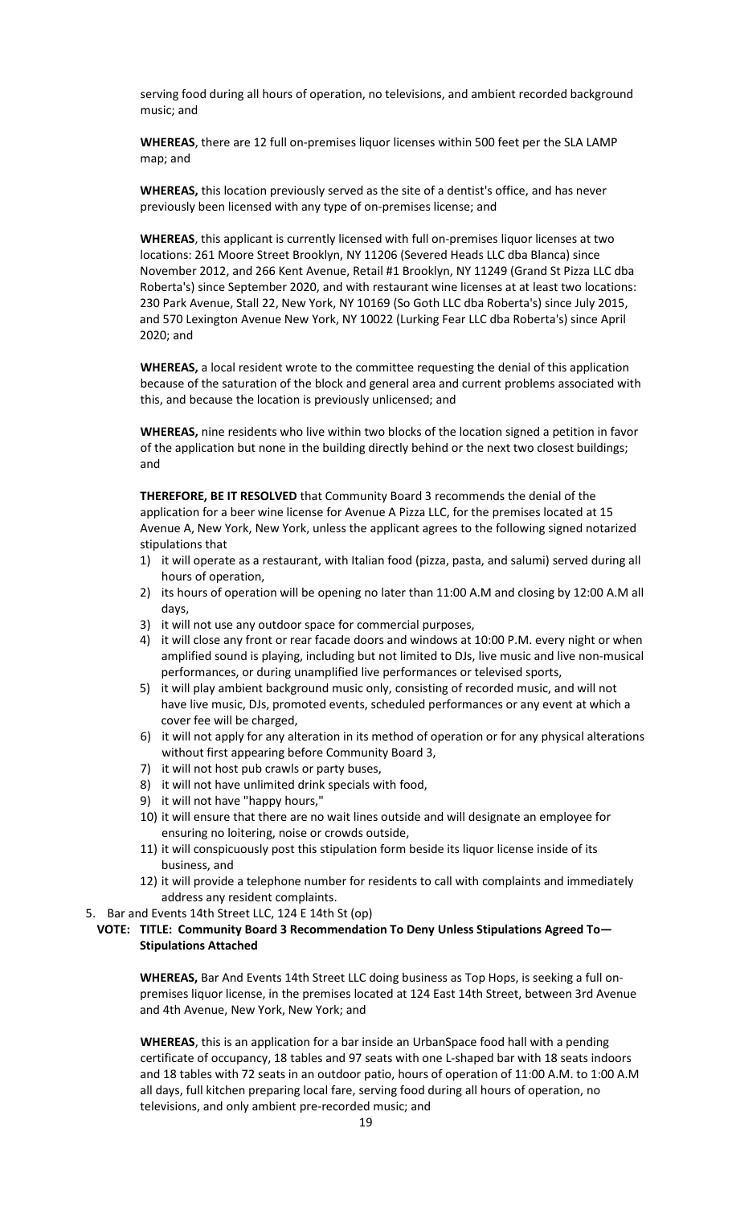serving food during all hours of operation, no televisions, and ambient recorded background music; and

**WHEREAS**, there are 12 full on-premises liquor licenses within 500 feet per the SLA LAMP map; and

**WHEREAS,** this location previously served as the site of a dentist's office, and has never previously been licensed with any type of on-premises license; and

**WHEREAS**, this applicant is currently licensed with full on-premises liquor licenses at two locations: 261 Moore Street Brooklyn, NY 11206 (Severed Heads LLC dba Blanca) since November 2012, and 266 Kent Avenue, Retail #1 Brooklyn, NY 11249 (Grand St Pizza LLC dba Roberta's) since September 2020, and with restaurant wine licenses at at least two locations: 230 Park Avenue, Stall 22, New York, NY 10169 (So Goth LLC dba Roberta's) since July 2015, and 570 Lexington Avenue New York, NY 10022 (Lurking Fear LLC dba Roberta's) since April 2020; and

**WHEREAS,** a local resident wrote to the committee requesting the denial of this application because of the saturation of the block and general area and current problems associated with this, and because the location is previously unlicensed; and

**WHEREAS,** nine residents who live within two blocks of the location signed a petition in favor of the application but none in the building directly behind or the next two closest buildings; and

**THEREFORE, BE IT RESOLVED** that Community Board 3 recommends the denial of the application for a beer wine license for Avenue A Pizza LLC, for the premises located at 15 Avenue A, New York, New York, unless the applicant agrees to the following signed notarized stipulations that

1) it will operate as a restaurant, with Italian food (pizza, pasta, and salumi) served during all hours of operation,
2) its hours of operation will be opening no later than 11:00 A.M and closing by 12:00 A.M all days,
3) it will not use any outdoor space for commercial purposes,
4) it will close any front or rear facade doors and windows at 10:00 P.M. every night or when amplified sound is playing, including but not limited to DJs, live music and live non-musical performances, or during unamplified live performances or televised sports,
5) it will play ambient background music only, consisting of recorded music, and will not have live music, DJs, promoted events, scheduled performances or any event at which a cover fee will be charged,
6) it will not apply for any alteration in its method of operation or for any physical alterations without first appearing before Community Board 3,
7) it will not host pub crawls or party buses,
8) it will not have unlimited drink specials with food,
9) it will not have "happy hours,"
10) it will ensure that there are no wait lines outside and will designate an employee for ensuring no loitering, noise or crowds outside,
11) it will conspicuously post this stipulation form beside its liquor license inside of its business, and
12) it will provide a telephone number for residents to call with complaints and immediately address any resident complaints.

5. Bar and Events 14th Street LLC, 124 E 14th St (op)

**VOTE: TITLE: Community Board 3 Recommendation To Deny Unless Stipulations Agreed To—Stipulations Attached**

**WHEREAS,** Bar And Events 14th Street LLC doing business as Top Hops, is seeking a full on-premises liquor license, in the premises located at 124 East 14th Street, between 3rd Avenue and 4th Avenue, New York, New York; and

**WHEREAS**, this is an application for a bar inside an UrbanSpace food hall with a pending certificate of occupancy, 18 tables and 97 seats with one L-shaped bar with 18 seats indoors and 18 tables with 72 seats in an outdoor patio, hours of operation of 11:00 A.M. to 1:00 A.M all days, full kitchen preparing local fare, serving food during all hours of operation, no televisions, and only ambient pre-recorded music; and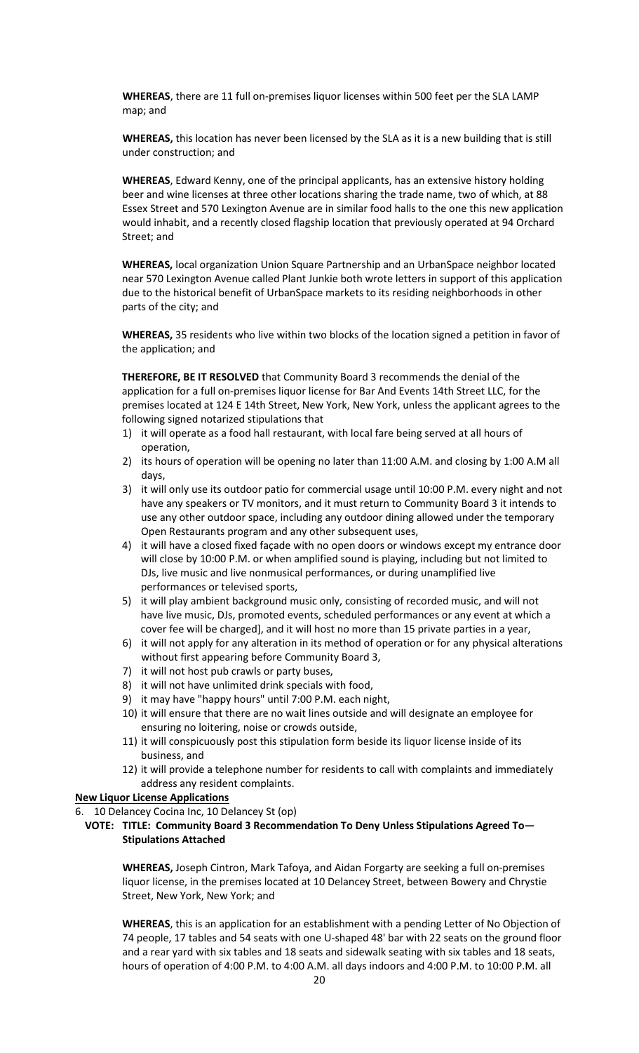**WHEREAS**, there are 11 full on-premises liquor licenses within 500 feet per the SLA LAMP map; and

**WHEREAS,** this location has never been licensed by the SLA as it is a new building that is still under construction; and

**WHEREAS**, Edward Kenny, one of the principal applicants, has an extensive history holding beer and wine licenses at three other locations sharing the trade name, two of which, at 88 Essex Street and 570 Lexington Avenue are in similar food halls to the one this new application would inhabit, and a recently closed flagship location that previously operated at 94 Orchard Street; and

**WHEREAS,** local organization Union Square Partnership and an UrbanSpace neighbor located near 570 Lexington Avenue called Plant Junkie both wrote letters in support of this application due to the historical benefit of UrbanSpace markets to its residing neighborhoods in other parts of the city; and

**WHEREAS,** 35 residents who live within two blocks of the location signed a petition in favor of the application; and

**THEREFORE, BE IT RESOLVED** that Community Board 3 recommends the denial of the application for a full on-premises liquor license for Bar And Events 14th Street LLC, for the premises located at 124 E 14th Street, New York, New York, unless the applicant agrees to the following signed notarized stipulations that

1) it will operate as a food hall restaurant, with local fare being served at all hours of operation,
2) its hours of operation will be opening no later than 11:00 A.M. and closing by 1:00 A.M all days,
3) it will only use its outdoor patio for commercial usage until 10:00 P.M. every night and not have any speakers or TV monitors, and it must return to Community Board 3 it intends to use any other outdoor space, including any outdoor dining allowed under the temporary Open Restaurants program and any other subsequent uses,
4) it will have a closed fixed façade with no open doors or windows except my entrance door will close by 10:00 P.M. or when amplified sound is playing, including but not limited to DJs, live music and live nonmusical performances, or during unamplified live performances or televised sports,
5) it will play ambient background music only, consisting of recorded music, and will not have live music, DJs, promoted events, scheduled performances or any event at which a cover fee will be charged], and it will host no more than 15 private parties in a year,
6) it will not apply for any alteration in its method of operation or for any physical alterations without first appearing before Community Board 3,
7) it will not host pub crawls or party buses,
8) it will not have unlimited drink specials with food,
9) it may have "happy hours" until 7:00 P.M. each night,
10) it will ensure that there are no wait lines outside and will designate an employee for ensuring no loitering, noise or crowds outside,
11) it will conspicuously post this stipulation form beside its liquor license inside of its business, and
12) it will provide a telephone number for residents to call with complaints and immediately address any resident complaints.

**New Liquor License Applications**

6. 10 Delancey Cocina Inc, 10 Delancey St (op)

**VOTE: TITLE: Community Board 3 Recommendation To Deny Unless Stipulations Agreed To— Stipulations Attached**

**WHEREAS,** Joseph Cintron, Mark Tafoya, and Aidan Forgarty are seeking a full on-premises liquor license, in the premises located at 10 Delancey Street, between Bowery and Chrystie Street, New York, New York; and

**WHEREAS**, this is an application for an establishment with a pending Letter of No Objection of 74 people, 17 tables and 54 seats with one U-shaped 48' bar with 22 seats on the ground floor and a rear yard with six tables and 18 seats and sidewalk seating with six tables and 18 seats, hours of operation of 4:00 P.M. to 4:00 A.M. all days indoors and 4:00 P.M. to 10:00 P.M. all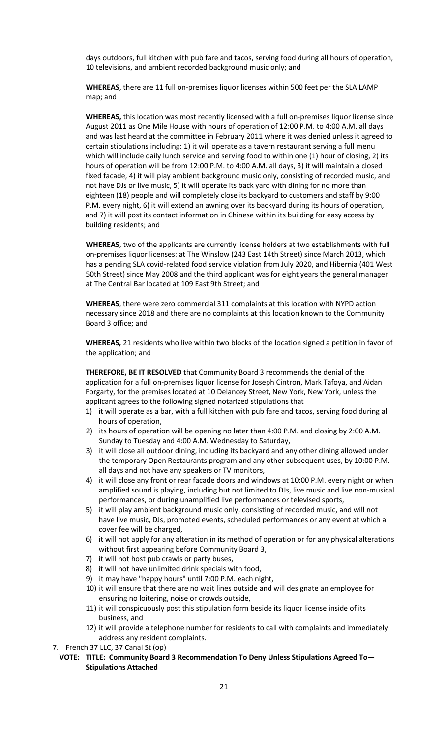days outdoors, full kitchen with pub fare and tacos, serving food during all hours of operation, 10 televisions, and ambient recorded background music only; and

**WHEREAS**, there are 11 full on-premises liquor licenses within 500 feet per the SLA LAMP map; and

**WHEREAS,** this location was most recently licensed with a full on-premises liquor license since August 2011 as One Mile House with hours of operation of 12:00 P.M. to 4:00 A.M. all days and was last heard at the committee in February 2011 where it was denied unless it agreed to certain stipulations including: 1) it will operate as a tavern restaurant serving a full menu which will include daily lunch service and serving food to within one (1) hour of closing, 2) its hours of operation will be from 12:00 P.M. to 4:00 A.M. all days, 3) it will maintain a closed fixed facade, 4) it will play ambient background music only, consisting of recorded music, and not have DJs or live music, 5) it will operate its back yard with dining for no more than eighteen (18) people and will completely close its backyard to customers and staff by 9:00 P.M. every night, 6) it will extend an awning over its backyard during its hours of operation, and 7) it will post its contact information in Chinese within its building for easy access by building residents; and

**WHEREAS**, two of the applicants are currently license holders at two establishments with full on-premises liquor licenses: at The Winslow (243 East 14th Street) since March 2013, which has a pending SLA covid-related food service violation from July 2020, and Hibernia (401 West 50th Street) since May 2008 and the third applicant was for eight years the general manager at The Central Bar located at 109 East 9th Street; and

**WHEREAS**, there were zero commercial 311 complaints at this location with NYPD action necessary since 2018 and there are no complaints at this location known to the Community Board 3 office; and

**WHEREAS,** 21 residents who live within two blocks of the location signed a petition in favor of the application; and

**THEREFORE, BE IT RESOLVED** that Community Board 3 recommends the denial of the application for a full on-premises liquor license for Joseph Cintron, Mark Tafoya, and Aidan Forgarty, for the premises located at 10 Delancey Street, New York, New York, unless the applicant agrees to the following signed notarized stipulations that

1) it will operate as a bar, with a full kitchen with pub fare and tacos, serving food during all hours of operation,
2) its hours of operation will be opening no later than 4:00 P.M. and closing by 2:00 A.M. Sunday to Tuesday and 4:00 A.M. Wednesday to Saturday,
3) it will close all outdoor dining, including its backyard and any other dining allowed under the temporary Open Restaurants program and any other subsequent uses, by 10:00 P.M. all days and not have any speakers or TV monitors,
4) it will close any front or rear facade doors and windows at 10:00 P.M. every night or when amplified sound is playing, including but not limited to DJs, live music and live non-musical performances, or during unamplified live performances or televised sports,
5) it will play ambient background music only, consisting of recorded music, and will not have live music, DJs, promoted events, scheduled performances or any event at which a cover fee will be charged,
6) it will not apply for any alteration in its method of operation or for any physical alterations without first appearing before Community Board 3,
7) it will not host pub crawls or party buses,
8) it will not have unlimited drink specials with food,
9) it may have "happy hours" until 7:00 P.M. each night,
10) it will ensure that there are no wait lines outside and will designate an employee for ensuring no loitering, noise or crowds outside,
11) it will conspicuously post this stipulation form beside its liquor license inside of its business, and
12) it will provide a telephone number for residents to call with complaints and immediately address any resident complaints.

7. French 37 LLC, 37 Canal St (op)

**VOTE: TITLE: Community Board 3 Recommendation To Deny Unless Stipulations Agreed To—Stipulations Attached**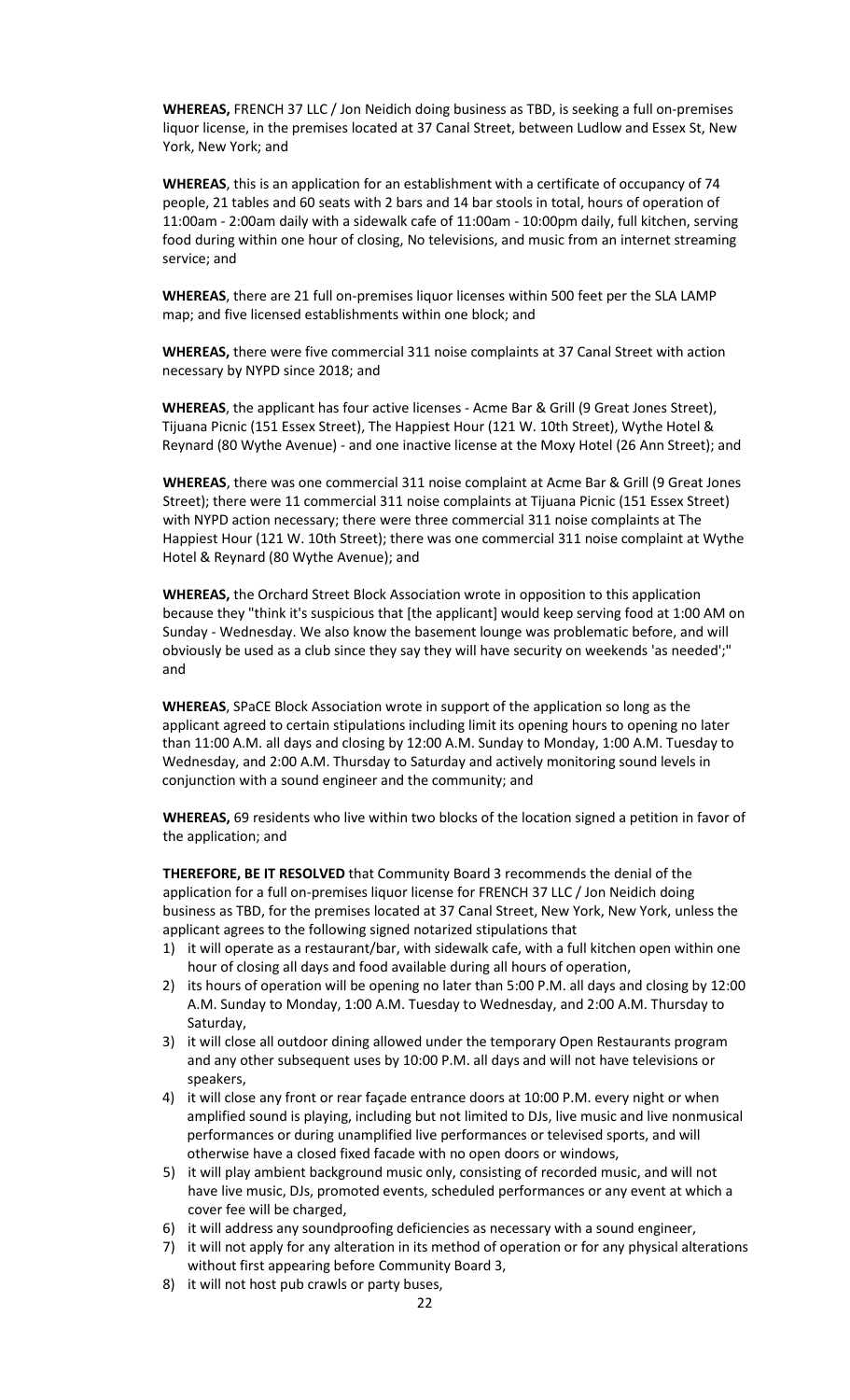**WHEREAS,** FRENCH 37 LLC / Jon Neidich doing business as TBD, is seeking a full on-premises liquor license, in the premises located at 37 Canal Street, between Ludlow and Essex St, New York, New York; and

**WHEREAS**, this is an application for an establishment with a certificate of occupancy of 74 people, 21 tables and 60 seats with 2 bars and 14 bar stools in total, hours of operation of 11:00am - 2:00am daily with a sidewalk cafe of 11:00am - 10:00pm daily, full kitchen, serving food during within one hour of closing, No televisions, and music from an internet streaming service; and

**WHEREAS**, there are 21 full on-premises liquor licenses within 500 feet per the SLA LAMP map; and five licensed establishments within one block; and

**WHEREAS,** there were five commercial 311 noise complaints at 37 Canal Street with action necessary by NYPD since 2018; and

**WHEREAS**, the applicant has four active licenses - Acme Bar & Grill (9 Great Jones Street), Tijuana Picnic (151 Essex Street), The Happiest Hour (121 W. 10th Street), Wythe Hotel & Reynard (80 Wythe Avenue) - and one inactive license at the Moxy Hotel (26 Ann Street); and

**WHEREAS**, there was one commercial 311 noise complaint at Acme Bar & Grill (9 Great Jones Street); there were 11 commercial 311 noise complaints at Tijuana Picnic (151 Essex Street) with NYPD action necessary; there were three commercial 311 noise complaints at The Happiest Hour (121 W. 10th Street); there was one commercial 311 noise complaint at Wythe Hotel & Reynard (80 Wythe Avenue); and

**WHEREAS,** the Orchard Street Block Association wrote in opposition to this application because they "think it's suspicious that [the applicant] would keep serving food at 1:00 AM on Sunday - Wednesday. We also know the basement lounge was problematic before, and will obviously be used as a club since they say they will have security on weekends 'as needed';" and

**WHEREAS**, SPaCE Block Association wrote in support of the application so long as the applicant agreed to certain stipulations including limit its opening hours to opening no later than 11:00 A.M. all days and closing by 12:00 A.M. Sunday to Monday, 1:00 A.M. Tuesday to Wednesday, and 2:00 A.M. Thursday to Saturday and actively monitoring sound levels in conjunction with a sound engineer and the community; and

**WHEREAS,** 69 residents who live within two blocks of the location signed a petition in favor of the application; and

**THEREFORE, BE IT RESOLVED** that Community Board 3 recommends the denial of the application for a full on-premises liquor license for FRENCH 37 LLC / Jon Neidich doing business as TBD, for the premises located at 37 Canal Street, New York, New York, unless the applicant agrees to the following signed notarized stipulations that

1) it will operate as a restaurant/bar, with sidewalk cafe, with a full kitchen open within one hour of closing all days and food available during all hours of operation,
2) its hours of operation will be opening no later than 5:00 P.M. all days and closing by 12:00 A.M. Sunday to Monday, 1:00 A.M. Tuesday to Wednesday, and 2:00 A.M. Thursday to Saturday,
3) it will close all outdoor dining allowed under the temporary Open Restaurants program and any other subsequent uses by 10:00 P.M. all days and will not have televisions or speakers,
4) it will close any front or rear façade entrance doors at 10:00 P.M. every night or when amplified sound is playing, including but not limited to DJs, live music and live nonmusical performances or during unamplified live performances or televised sports, and will otherwise have a closed fixed facade with no open doors or windows,
5) it will play ambient background music only, consisting of recorded music, and will not have live music, DJs, promoted events, scheduled performances or any event at which a cover fee will be charged,
6) it will address any soundproofing deficiencies as necessary with a sound engineer,
7) it will not apply for any alteration in its method of operation or for any physical alterations without first appearing before Community Board 3,
8) it will not host pub crawls or party buses,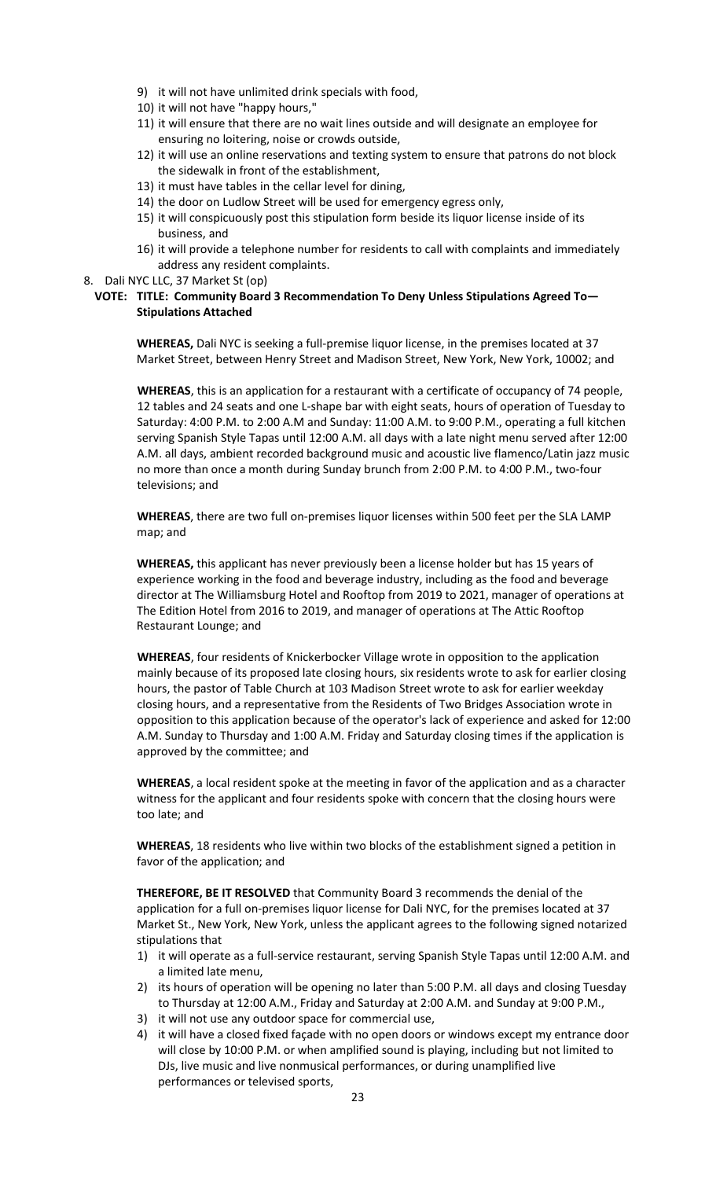9) it will not have unlimited drink specials with food,
10) it will not have "happy hours,"
11) it will ensure that there are no wait lines outside and will designate an employee for ensuring no loitering, noise or crowds outside,
12) it will use an online reservations and texting system to ensure that patrons do not block the sidewalk in front of the establishment,
13) it must have tables in the cellar level for dining,
14) the door on Ludlow Street will be used for emergency egress only,
15) it will conspicuously post this stipulation form beside its liquor license inside of its business, and
16) it will provide a telephone number for residents to call with complaints and immediately address any resident complaints.

8. Dali NYC LLC, 37 Market St (op)

**VOTE: TITLE: Community Board 3 Recommendation To Deny Unless Stipulations Agreed To—Stipulations Attached**

**WHEREAS,** Dali NYC is seeking a full-premise liquor license, in the premises located at 37 Market Street, between Henry Street and Madison Street, New York, New York, 10002; and

**WHEREAS**, this is an application for a restaurant with a certificate of occupancy of 74 people, 12 tables and 24 seats and one L-shape bar with eight seats, hours of operation of Tuesday to Saturday: 4:00 P.M. to 2:00 A.M and Sunday: 11:00 A.M. to 9:00 P.M., operating a full kitchen serving Spanish Style Tapas until 12:00 A.M. all days with a late night menu served after 12:00 A.M. all days, ambient recorded background music and acoustic live flamenco/Latin jazz music no more than once a month during Sunday brunch from 2:00 P.M. to 4:00 P.M., two-four televisions; and

**WHEREAS**, there are two full on-premises liquor licenses within 500 feet per the SLA LAMP map; and

**WHEREAS,** this applicant has never previously been a license holder but has 15 years of experience working in the food and beverage industry, including as the food and beverage director at The Williamsburg Hotel and Rooftop from 2019 to 2021, manager of operations at The Edition Hotel from 2016 to 2019, and manager of operations at The Attic Rooftop Restaurant Lounge; and

**WHEREAS**, four residents of Knickerbocker Village wrote in opposition to the application mainly because of its proposed late closing hours, six residents wrote to ask for earlier closing hours, the pastor of Table Church at 103 Madison Street wrote to ask for earlier weekday closing hours, and a representative from the Residents of Two Bridges Association wrote in opposition to this application because of the operator's lack of experience and asked for 12:00 A.M. Sunday to Thursday and 1:00 A.M. Friday and Saturday closing times if the application is approved by the committee; and

**WHEREAS**, a local resident spoke at the meeting in favor of the application and as a character witness for the applicant and four residents spoke with concern that the closing hours were too late; and

**WHEREAS**, 18 residents who live within two blocks of the establishment signed a petition in favor of the application; and

**THEREFORE, BE IT RESOLVED** that Community Board 3 recommends the denial of the application for a full on-premises liquor license for Dali NYC, for the premises located at 37 Market St., New York, New York, unless the applicant agrees to the following signed notarized stipulations that

1) it will operate as a full-service restaurant, serving Spanish Style Tapas until 12:00 A.M. and a limited late menu,
2) its hours of operation will be opening no later than 5:00 P.M. all days and closing Tuesday to Thursday at 12:00 A.M., Friday and Saturday at 2:00 A.M. and Sunday at 9:00 P.M.,
3) it will not use any outdoor space for commercial use,
4) it will have a closed fixed façade with no open doors or windows except my entrance door will close by 10:00 P.M. or when amplified sound is playing, including but not limited to DJs, live music and live nonmusical performances, or during unamplified live performances or televised sports,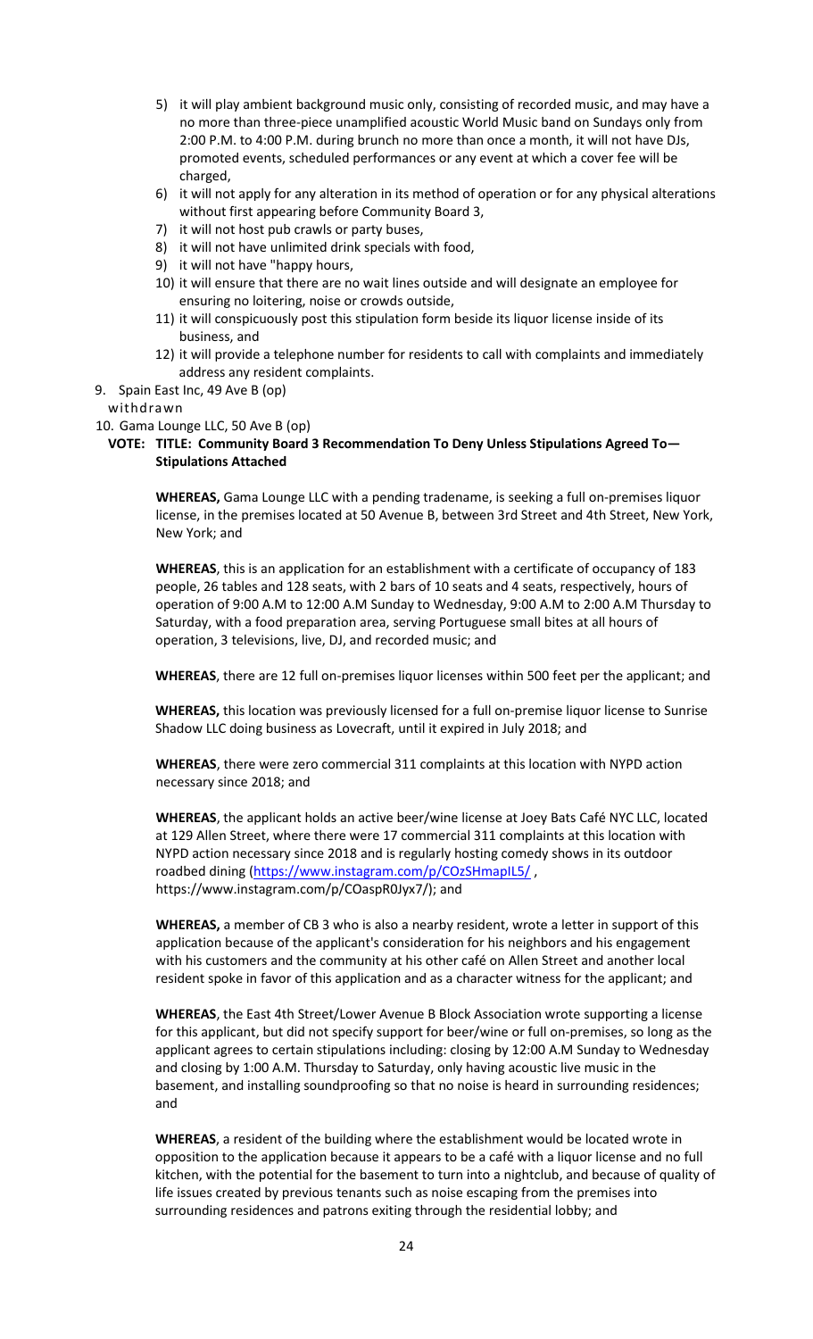5) it will play ambient background music only, consisting of recorded music, and may have a no more than three-piece unamplified acoustic World Music band on Sundays only from 2:00 P.M. to 4:00 P.M. during brunch no more than once a month, it will not have DJs, promoted events, scheduled performances or any event at which a cover fee will be charged,
6) it will not apply for any alteration in its method of operation or for any physical alterations without first appearing before Community Board 3,
7) it will not host pub crawls or party buses,
8) it will not have unlimited drink specials with food,
9) it will not have "happy hours,
10) it will ensure that there are no wait lines outside and will designate an employee for ensuring no loitering, noise or crowds outside,
11) it will conspicuously post this stipulation form beside its liquor license inside of its business, and
12) it will provide a telephone number for residents to call with complaints and immediately address any resident complaints.

9. Spain East Inc, 49 Ave B (op)
   withdrawn
10. Gama Lounge LLC, 50 Ave B (op)

**VOTE: TITLE: Community Board 3 Recommendation To Deny Unless Stipulations Agreed To—Stipulations Attached**

**WHEREAS,** Gama Lounge LLC with a pending tradename, is seeking a full on-premises liquor license, in the premises located at 50 Avenue B, between 3rd Street and 4th Street, New York, New York; and

**WHEREAS**, this is an application for an establishment with a certificate of occupancy of 183 people, 26 tables and 128 seats, with 2 bars of 10 seats and 4 seats, respectively, hours of operation of 9:00 A.M to 12:00 A.M Sunday to Wednesday, 9:00 A.M to 2:00 A.M Thursday to Saturday, with a food preparation area, serving Portuguese small bites at all hours of operation, 3 televisions, live, DJ, and recorded music; and

**WHEREAS**, there are 12 full on-premises liquor licenses within 500 feet per the applicant; and

**WHEREAS,** this location was previously licensed for a full on-premise liquor license to Sunrise Shadow LLC doing business as Lovecraft, until it expired in July 2018; and

**WHEREAS**, there were zero commercial 311 complaints at this location with NYPD action necessary since 2018; and

**WHEREAS**, the applicant holds an active beer/wine license at Joey Bats Café NYC LLC, located at 129 Allen Street, where there were 17 commercial 311 complaints at this location with NYPD action necessary since 2018 and is regularly hosting comedy shows in its outdoor roadbed dining (https://www.instagram.com/p/COzSHmapIL5/ , https://www.instagram.com/p/COaspR0Jyx7/); and

**WHEREAS,** a member of CB 3 who is also a nearby resident, wrote a letter in support of this application because of the applicant's consideration for his neighbors and his engagement with his customers and the community at his other café on Allen Street and another local resident spoke in favor of this application and as a character witness for the applicant; and

**WHEREAS**, the East 4th Street/Lower Avenue B Block Association wrote supporting a license for this applicant, but did not specify support for beer/wine or full on-premises, so long as the applicant agrees to certain stipulations including: closing by 12:00 A.M Sunday to Wednesday and closing by 1:00 A.M. Thursday to Saturday, only having acoustic live music in the basement, and installing soundproofing so that no noise is heard in surrounding residences; and

**WHEREAS**, a resident of the building where the establishment would be located wrote in opposition to the application because it appears to be a café with a liquor license and no full kitchen, with the potential for the basement to turn into a nightclub, and because of quality of life issues created by previous tenants such as noise escaping from the premises into surrounding residences and patrons exiting through the residential lobby; and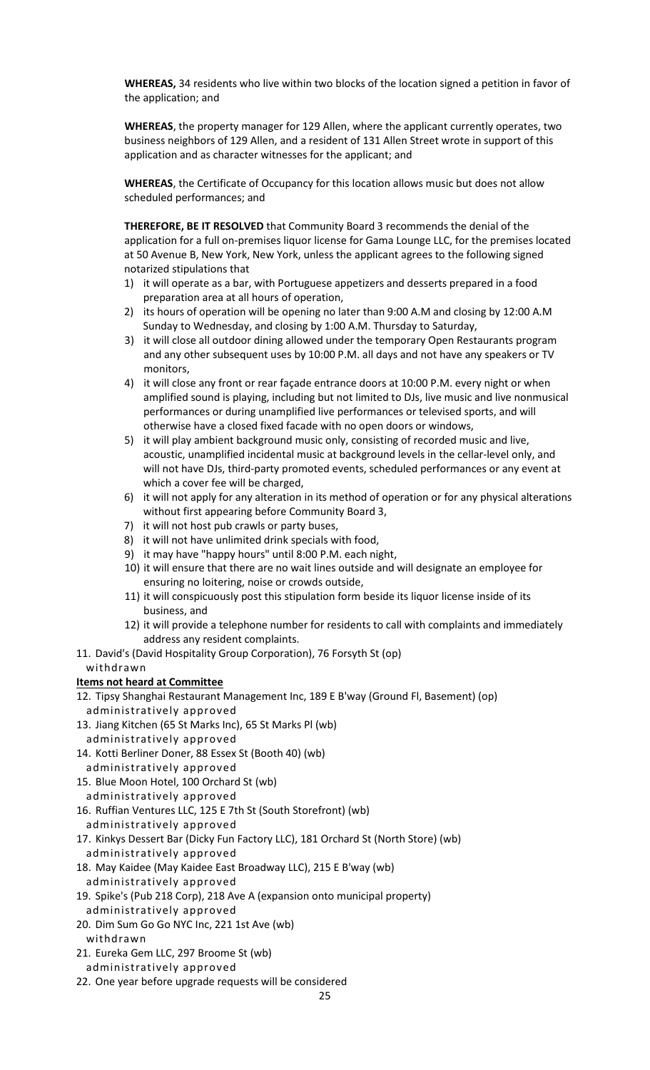**WHEREAS,** 34 residents who live within two blocks of the location signed a petition in favor of the application; and

**WHEREAS**, the property manager for 129 Allen, where the applicant currently operates, two business neighbors of 129 Allen, and a resident of 131 Allen Street wrote in support of this application and as character witnesses for the applicant; and

**WHEREAS**, the Certificate of Occupancy for this location allows music but does not allow scheduled performances; and

**THEREFORE, BE IT RESOLVED** that Community Board 3 recommends the denial of the application for a full on-premises liquor license for Gama Lounge LLC, for the premises located at 50 Avenue B, New York, New York, unless the applicant agrees to the following signed notarized stipulations that

1) it will operate as a bar, with Portuguese appetizers and desserts prepared in a food preparation area at all hours of operation,
2) its hours of operation will be opening no later than 9:00 A.M and closing by 12:00 A.M Sunday to Wednesday, and closing by 1:00 A.M. Thursday to Saturday,
3) it will close all outdoor dining allowed under the temporary Open Restaurants program and any other subsequent uses by 10:00 P.M. all days and not have any speakers or TV monitors,
4) it will close any front or rear façade entrance doors at 10:00 P.M. every night or when amplified sound is playing, including but not limited to DJs, live music and live nonmusical performances or during unamplified live performances or televised sports, and will otherwise have a closed fixed facade with no open doors or windows,
5) it will play ambient background music only, consisting of recorded music and live, acoustic, unamplified incidental music at background levels in the cellar-level only, and will not have DJs, third-party promoted events, scheduled performances or any event at which a cover fee will be charged,
6) it will not apply for any alteration in its method of operation or for any physical alterations without first appearing before Community Board 3,
7) it will not host pub crawls or party buses,
8) it will not have unlimited drink specials with food,
9) it may have "happy hours" until 8:00 P.M. each night,
10) it will ensure that there are no wait lines outside and will designate an employee for ensuring no loitering, noise or crowds outside,
11) it will conspicuously post this stipulation form beside its liquor license inside of its business, and
12) it will provide a telephone number for residents to call with complaints and immediately address any resident complaints.

11. David's (David Hospitality Group Corporation), 76 Forsyth St (op)
 withdrawn

**Items not heard at Committee**

12. Tipsy Shanghai Restaurant Management Inc, 189 E B'way (Ground Fl, Basement) (op)
 administratively approved
13. Jiang Kitchen (65 St Marks Inc), 65 St Marks Pl (wb)
 administratively approved
14. Kotti Berliner Doner, 88 Essex St (Booth 40) (wb)
 administratively approved
15. Blue Moon Hotel, 100 Orchard St (wb)
 administratively approved
16. Ruffian Ventures LLC, 125 E 7th St (South Storefront) (wb)
 administratively approved
17. Kinkys Dessert Bar (Dicky Fun Factory LLC), 181 Orchard St (North Store) (wb)
 administratively approved
18. May Kaidee (May Kaidee East Broadway LLC), 215 E B'way (wb)
 administratively approved
19. Spike's (Pub 218 Corp), 218 Ave A (expansion onto municipal property)
 administratively approved
20. Dim Sum Go Go NYC Inc, 221 1st Ave (wb)
 withdrawn
21. Eureka Gem LLC, 297 Broome St (wb)
 administratively approved
22. One year before upgrade requests will be considered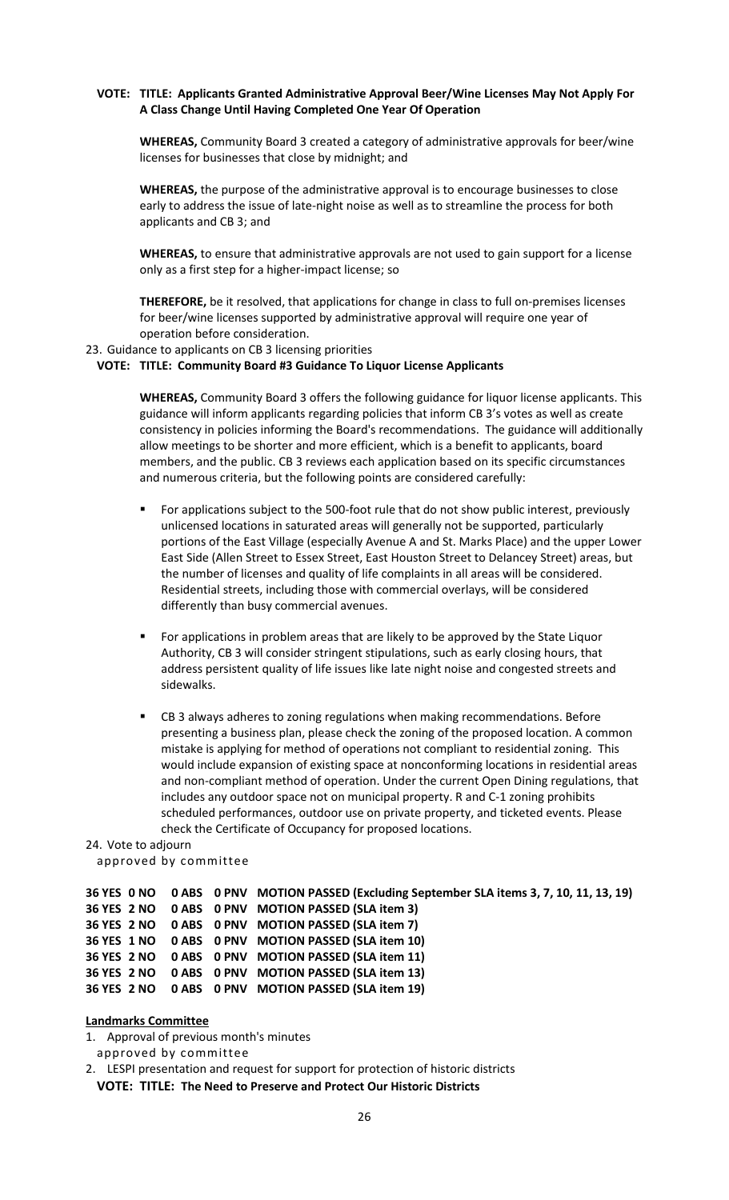**VOTE: TITLE: Applicants Granted Administrative Approval Beer/Wine Licenses May Not Apply For A Class Change Until Having Completed One Year Of Operation**

**WHEREAS,** Community Board 3 created a category of administrative approvals for beer/wine licenses for businesses that close by midnight; and

**WHEREAS,** the purpose of the administrative approval is to encourage businesses to close early to address the issue of late-night noise as well as to streamline the process for both applicants and CB 3; and

**WHEREAS,** to ensure that administrative approvals are not used to gain support for a license only as a first step for a higher-impact license; so

**THEREFORE,** be it resolved, that applications for change in class to full on-premises licenses for beer/wine licenses supported by administrative approval will require one year of operation before consideration.

23. Guidance to applicants on CB 3 licensing priorities

**VOTE: TITLE: Community Board #3 Guidance To Liquor License Applicants**

**WHEREAS,** Community Board 3 offers the following guidance for liquor license applicants. This guidance will inform applicants regarding policies that inform CB 3's votes as well as create consistency in policies informing the Board's recommendations. The guidance will additionally allow meetings to be shorter and more efficient, which is a benefit to applicants, board members, and the public. CB 3 reviews each application based on its specific circumstances and numerous criteria, but the following points are considered carefully:

- For applications subject to the 500-foot rule that do not show public interest, previously unlicensed locations in saturated areas will generally not be supported, particularly portions of the East Village (especially Avenue A and St. Marks Place) and the upper Lower East Side (Allen Street to Essex Street, East Houston Street to Delancey Street) areas, but the number of licenses and quality of life complaints in all areas will be considered. Residential streets, including those with commercial overlays, will be considered differently than busy commercial avenues.

- For applications in problem areas that are likely to be approved by the State Liquor Authority, CB 3 will consider stringent stipulations, such as early closing hours, that address persistent quality of life issues like late night noise and congested streets and sidewalks.

- CB 3 always adheres to zoning regulations when making recommendations. Before presenting a business plan, please check the zoning of the proposed location. A common mistake is applying for method of operations not compliant to residential zoning. This would include expansion of existing space at nonconforming locations in residential areas and non-compliant method of operation. Under the current Open Dining regulations, that includes any outdoor space not on municipal property. R and C-1 zoning prohibits scheduled performances, outdoor use on private property, and ticketed events. Please check the Certificate of Occupancy for proposed locations.

24. Vote to adjourn
approved by committee

**36 YES 0 NO 0 ABS 0 PNV MOTION PASSED (Excluding September SLA items 3, 7, 10, 11, 13, 19)**
**36 YES 2 NO 0 ABS 0 PNV MOTION PASSED (SLA item 3)**
**36 YES 2 NO 0 ABS 0 PNV MOTION PASSED (SLA item 7)**
**36 YES 1 NO 0 ABS 0 PNV MOTION PASSED (SLA item 10)**
**36 YES 2 NO 0 ABS 0 PNV MOTION PASSED (SLA item 11)**
**36 YES 2 NO 0 ABS 0 PNV MOTION PASSED (SLA item 13)**
**36 YES 2 NO 0 ABS 0 PNV MOTION PASSED (SLA item 19)**

**Landmarks Committee**

1. Approval of previous month's minutes
approved by committee
2. LESPI presentation and request for support for protection of historic districts

**VOTE: TITLE: The Need to Preserve and Protect Our Historic Districts**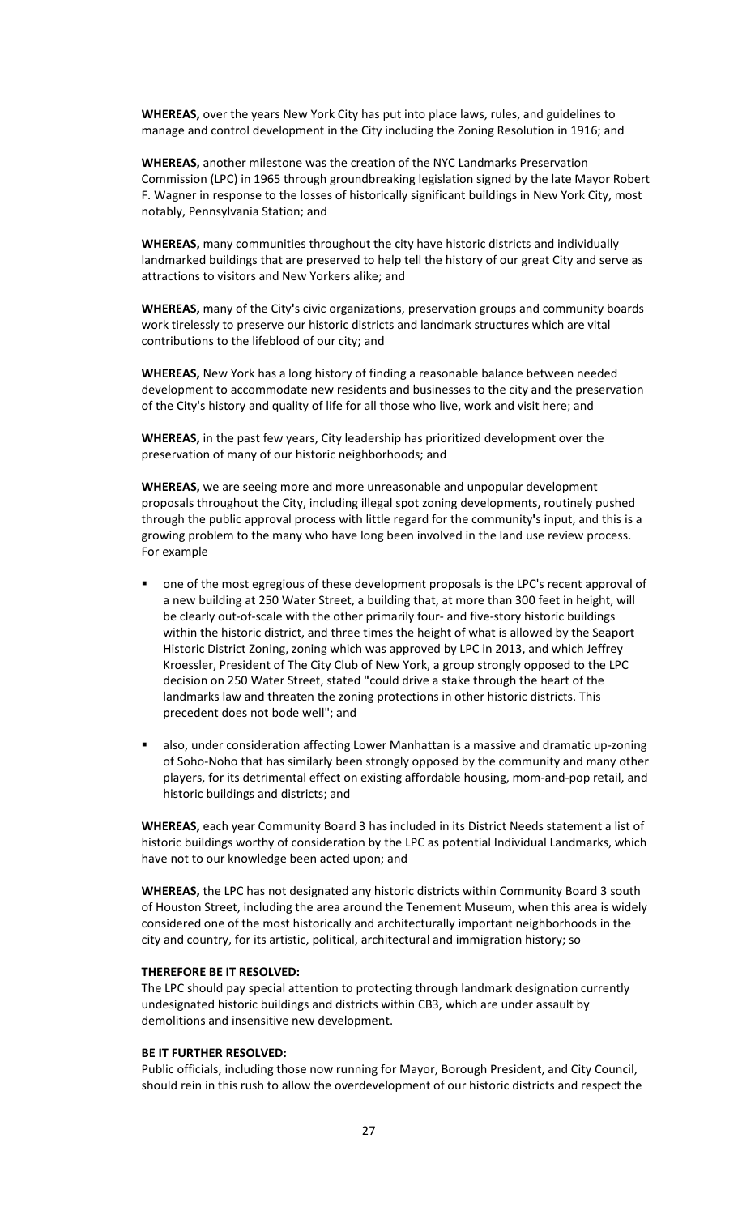**WHEREAS,** over the years New York City has put into place laws, rules, and guidelines to manage and control development in the City including the Zoning Resolution in 1916; and

**WHEREAS,** another milestone was the creation of the NYC Landmarks Preservation Commission (LPC) in 1965 through groundbreaking legislation signed by the late Mayor Robert F. Wagner in response to the losses of historically significant buildings in New York City, most notably, Pennsylvania Station; and

**WHEREAS,** many communities throughout the city have historic districts and individually landmarked buildings that are preserved to help tell the history of our great City and serve as attractions to visitors and New Yorkers alike; and

**WHEREAS,** many of the City's civic organizations, preservation groups and community boards work tirelessly to preserve our historic districts and landmark structures which are vital contributions to the lifeblood of our city; and

**WHEREAS,** New York has a long history of finding a reasonable balance between needed development to accommodate new residents and businesses to the city and the preservation of the City's history and quality of life for all those who live, work and visit here; and

**WHEREAS,** in the past few years, City leadership has prioritized development over the preservation of many of our historic neighborhoods; and

**WHEREAS,** we are seeing more and more unreasonable and unpopular development proposals throughout the City, including illegal spot zoning developments, routinely pushed through the public approval process with little regard for the community's input, and this is a growing problem to the many who have long been involved in the land use review process. For example

- one of the most egregious of these development proposals is the LPC's recent approval of a new building at 250 Water Street, a building that, at more than 300 feet in height, will be clearly out-of-scale with the other primarily four- and five-story historic buildings within the historic district, and three times the height of what is allowed by the Seaport Historic District Zoning, zoning which was approved by LPC in 2013, and which Jeffrey Kroessler, President of The City Club of New York, a group strongly opposed to the LPC decision on 250 Water Street, stated "could drive a stake through the heart of the landmarks law and threaten the zoning protections in other historic districts. This precedent does not bode well"; and
- also, under consideration affecting Lower Manhattan is a massive and dramatic up-zoning of Soho-Noho that has similarly been strongly opposed by the community and many other players, for its detrimental effect on existing affordable housing, mom-and-pop retail, and historic buildings and districts; and

**WHEREAS,** each year Community Board 3 has included in its District Needs statement a list of historic buildings worthy of consideration by the LPC as potential Individual Landmarks, which have not to our knowledge been acted upon; and

**WHEREAS,** the LPC has not designated any historic districts within Community Board 3 south of Houston Street, including the area around the Tenement Museum, when this area is widely considered one of the most historically and architecturally important neighborhoods in the city and country, for its artistic, political, architectural and immigration history; so

**THEREFORE BE IT RESOLVED:**
The LPC should pay special attention to protecting through landmark designation currently undesignated historic buildings and districts within CB3, which are under assault by demolitions and insensitive new development.

**BE IT FURTHER RESOLVED:**
Public officials, including those now running for Mayor, Borough President, and City Council, should rein in this rush to allow the overdevelopment of our historic districts and respect the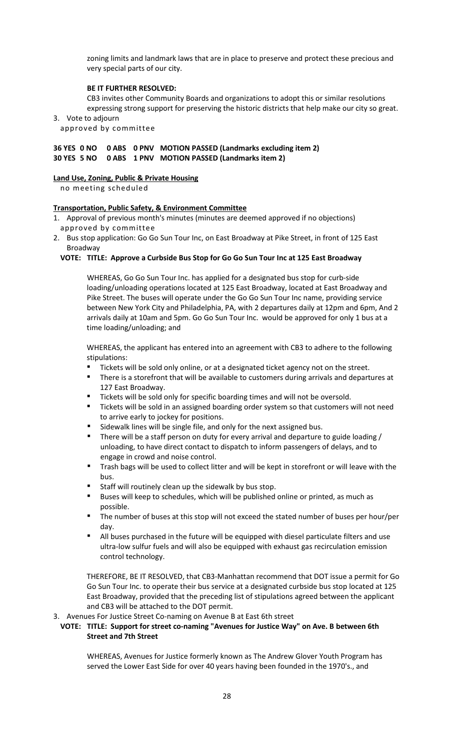zoning limits and landmark laws that are in place to preserve and protect these precious and very special parts of our city.

**BE IT FURTHER RESOLVED:**

CB3 invites other Community Boards and organizations to adopt this or similar resolutions expressing strong support for preserving the historic districts that help make our city so great.

3. Vote to adjourn
   approved by committee

**36 YES 0 NO 0 ABS 0 PNV MOTION PASSED (Landmarks excluding item 2)**
**30 YES 5 NO 0 ABS 1 PNV MOTION PASSED (Landmarks item 2)**

**Land Use, Zoning, Public & Private Housing**

no meeting scheduled

**Transportation, Public Safety, & Environment Committee**

1. Approval of previous month's minutes (minutes are deemed approved if no objections)
   approved by committee
2. Bus stop application: Go Go Sun Tour Inc, on East Broadway at Pike Street, in front of 125 East Broadway

   **VOTE: TITLE: Approve a Curbside Bus Stop for Go Go Sun Tour Inc at 125 East Broadway**

   WHEREAS, Go Go Sun Tour Inc. has applied for a designated bus stop for curb-side loading/unloading operations located at 125 East Broadway, located at East Broadway and Pike Street. The buses will operate under the Go Go Sun Tour Inc name, providing service between New York City and Philadelphia, PA, with 2 departures daily at 12pm and 6pm, And 2 arrivals daily at 10am and 5pm. Go Go Sun Tour Inc. would be approved for only 1 bus at a time loading/unloading; and

   WHEREAS, the applicant has entered into an agreement with CB3 to adhere to the following stipulations:

   - Tickets will be sold only online, or at a designated ticket agency not on the street.
   - There is a storefront that will be available to customers during arrivals and departures at 127 East Broadway.
   - Tickets will be sold only for specific boarding times and will not be oversold.
   - Tickets will be sold in an assigned boarding order system so that customers will not need to arrive early to jockey for positions.
   - Sidewalk lines will be single file, and only for the next assigned bus.
   - There will be a staff person on duty for every arrival and departure to guide loading / unloading, to have direct contact to dispatch to inform passengers of delays, and to engage in crowd and noise control.
   - Trash bags will be used to collect litter and will be kept in storefront or will leave with the bus.
   - Staff will routinely clean up the sidewalk by bus stop.
   - Buses will keep to schedules, which will be published online or printed, as much as possible.
   - The number of buses at this stop will not exceed the stated number of buses per hour/per day.
   - All buses purchased in the future will be equipped with diesel particulate filters and use ultra-low sulfur fuels and will also be equipped with exhaust gas recirculation emission control technology.

   THEREFORE, BE IT RESOLVED, that CB3-Manhattan recommend that DOT issue a permit for Go Go Sun Tour Inc. to operate their bus service at a designated curbside bus stop located at 125 East Broadway, provided that the preceding list of stipulations agreed between the applicant and CB3 will be attached to the DOT permit.

3. Avenues For Justice Street Co-naming on Avenue B at East 6th street

   **VOTE: TITLE: Support for street co-naming "Avenues for Justice Way" on Ave. B between 6th Street and 7th Street**

   WHEREAS, Avenues for Justice formerly known as The Andrew Glover Youth Program has served the Lower East Side for over 40 years having been founded in the 1970's., and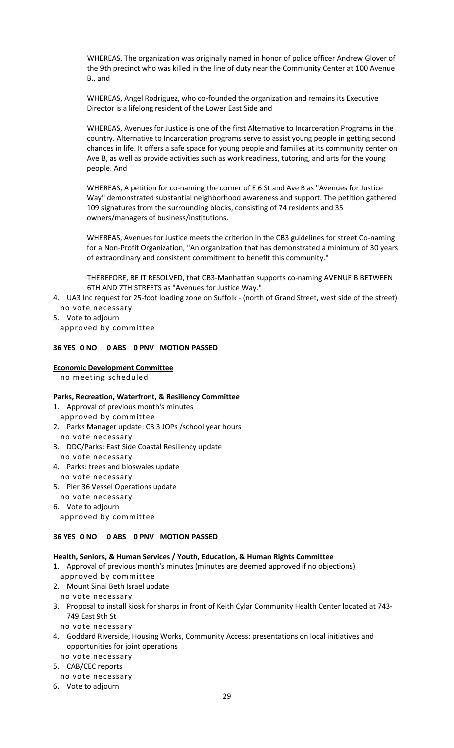WHEREAS, The organization was originally named in honor of police officer Andrew Glover of the 9th precinct who was killed in the line of duty near the Community Center at 100 Avenue B., and

WHEREAS, Angel Rodriguez, who co-founded the organization and remains its Executive Director is a lifelong resident of the Lower East Side and

WHEREAS, Avenues for Justice is one of the first Alternative to Incarceration Programs in the country. Alternative to Incarceration programs serve to assist young people in getting second chances in life. It offers a safe space for young people and families at its community center on Ave B, as well as provide activities such as work readiness, tutoring, and arts for the young people. And

WHEREAS, A petition for co-naming the corner of E 6 St and Ave B as "Avenues for Justice Way" demonstrated substantial neighborhood awareness and support. The petition gathered 109 signatures from the surrounding blocks, consisting of 74 residents and 35 owners/managers of business/institutions.

WHEREAS, Avenues for Justice meets the criterion in the CB3 guidelines for street Co-naming for a Non-Profit Organization, "An organization that has demonstrated a minimum of 30 years of extraordinary and consistent commitment to benefit this community."

THEREFORE, BE IT RESOLVED, that CB3-Manhattan supports co-naming AVENUE B BETWEEN 6TH AND 7TH STREETS as "Avenues for Justice Way."

4. UA3 Inc request for 25-foot loading zone on Suffolk - (north of Grand Street, west side of the street)
   no vote necessary
5. Vote to adjourn
   approved by committee

**36 YES 0 NO 0 ABS 0 PNV MOTION PASSED**

**Economic Development Committee**

no meeting scheduled

**Parks, Recreation, Waterfront, & Resiliency Committee**

1. Approval of previous month's minutes
   approved by committee
2. Parks Manager update: CB 3 JOPs /school year hours
   no vote necessary
3. DDC/Parks: East Side Coastal Resiliency update
   no vote necessary
4. Parks: trees and bioswales update
   no vote necessary
5. Pier 36 Vessel Operations update
   no vote necessary
6. Vote to adjourn
   approved by committee

**36 YES 0 NO 0 ABS 0 PNV MOTION PASSED**

**Health, Seniors, & Human Services / Youth, Education, & Human Rights Committee**

1. Approval of previous month's minutes (minutes are deemed approved if no objections)
   approved by committee
2. Mount Sinai Beth Israel update
   no vote necessary
3. Proposal to install kiosk for sharps in front of Keith Cylar Community Health Center located at 743-749 East 9th St
   no vote necessary
4. Goddard Riverside, Housing Works, Community Access: presentations on local initiatives and opportunities for joint operations
   no vote necessary
5. CAB/CEC reports
   no vote necessary
6. Vote to adjourn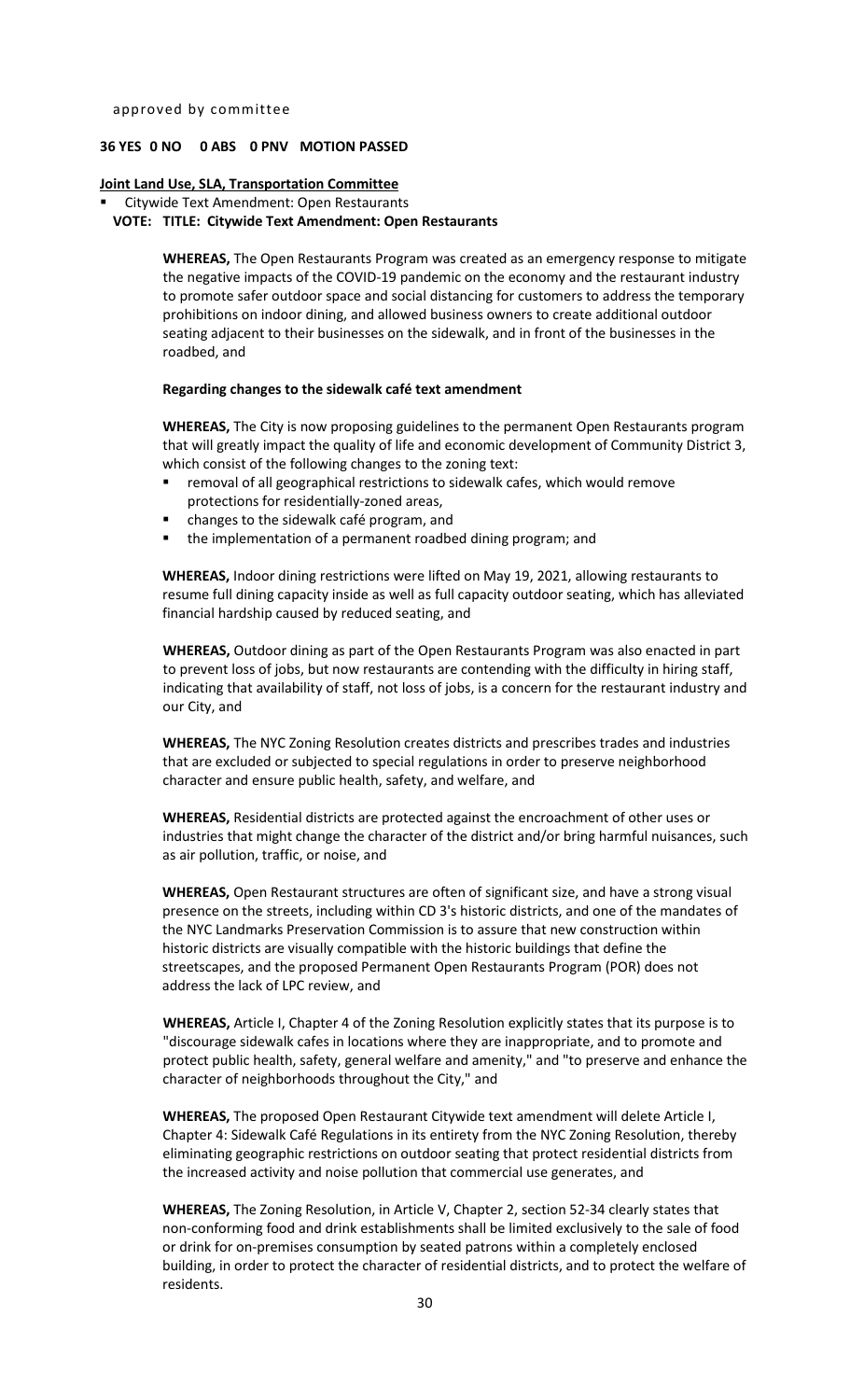approved by committee

**36 YES 0 NO 0 ABS 0 PNV MOTION PASSED**

**Joint Land Use, SLA, Transportation Committee**

- Citywide Text Amendment: Open Restaurants

**VOTE: TITLE: Citywide Text Amendment: Open Restaurants**

**WHEREAS,** The Open Restaurants Program was created as an emergency response to mitigate the negative impacts of the COVID-19 pandemic on the economy and the restaurant industry to promote safer outdoor space and social distancing for customers to address the temporary prohibitions on indoor dining, and allowed business owners to create additional outdoor seating adjacent to their businesses on the sidewalk, and in front of the businesses in the roadbed, and

**Regarding changes to the sidewalk café text amendment**

**WHEREAS,** The City is now proposing guidelines to the permanent Open Restaurants program that will greatly impact the quality of life and economic development of Community District 3, which consist of the following changes to the zoning text:

- removal of all geographical restrictions to sidewalk cafes, which would remove protections for residentially-zoned areas,
- changes to the sidewalk café program, and
- the implementation of a permanent roadbed dining program; and

**WHEREAS,** Indoor dining restrictions were lifted on May 19, 2021, allowing restaurants to resume full dining capacity inside as well as full capacity outdoor seating, which has alleviated financial hardship caused by reduced seating, and

**WHEREAS,** Outdoor dining as part of the Open Restaurants Program was also enacted in part to prevent loss of jobs, but now restaurants are contending with the difficulty in hiring staff, indicating that availability of staff, not loss of jobs, is a concern for the restaurant industry and our City, and

**WHEREAS,** The NYC Zoning Resolution creates districts and prescribes trades and industries that are excluded or subjected to special regulations in order to preserve neighborhood character and ensure public health, safety, and welfare, and

**WHEREAS,** Residential districts are protected against the encroachment of other uses or industries that might change the character of the district and/or bring harmful nuisances, such as air pollution, traffic, or noise, and

**WHEREAS,** Open Restaurant structures are often of significant size, and have a strong visual presence on the streets, including within CD 3's historic districts, and one of the mandates of the NYC Landmarks Preservation Commission is to assure that new construction within historic districts are visually compatible with the historic buildings that define the streetscapes, and the proposed Permanent Open Restaurants Program (POR) does not address the lack of LPC review, and

**WHEREAS,** Article I, Chapter 4 of the Zoning Resolution explicitly states that its purpose is to "discourage sidewalk cafes in locations where they are inappropriate, and to promote and protect public health, safety, general welfare and amenity," and "to preserve and enhance the character of neighborhoods throughout the City," and

**WHEREAS,** The proposed Open Restaurant Citywide text amendment will delete Article I, Chapter 4: Sidewalk Café Regulations in its entirety from the NYC Zoning Resolution, thereby eliminating geographic restrictions that protect residential districts from the increased activity and noise pollution that commercial use generates, and

**WHEREAS,** The Zoning Resolution, in Article V, Chapter 2, section 52-34 clearly states that non-conforming food and drink establishments shall be limited exclusively to the sale of food or drink for on-premises consumption by seated patrons within a completely enclosed building, in order to protect the character of residential districts, and to protect the welfare of residents.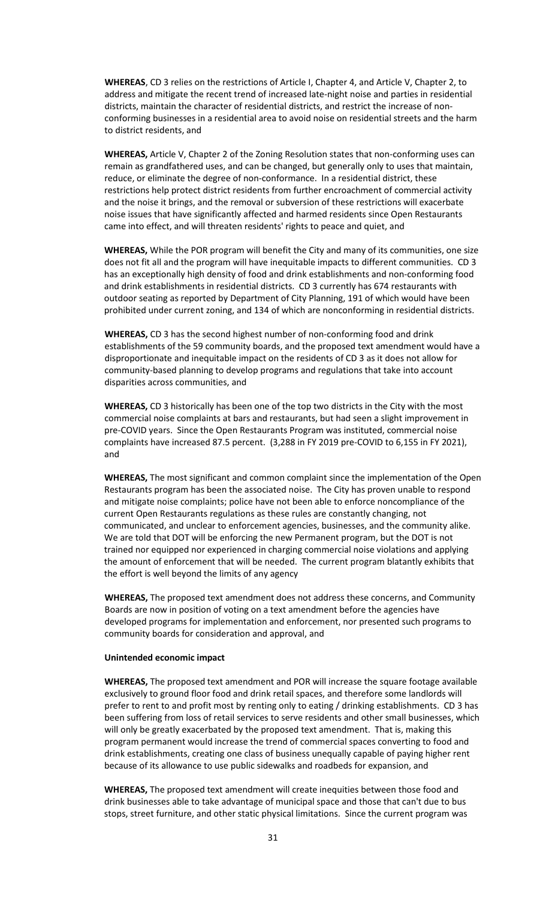**WHEREAS**, CD 3 relies on the restrictions of Article I, Chapter 4, and Article V, Chapter 2, to address and mitigate the recent trend of increased late-night noise and parties in residential districts, maintain the character of residential districts, and restrict the increase of non-conforming businesses in a residential area to avoid noise on residential streets and the harm to district residents, and

**WHEREAS,** Article V, Chapter 2 of the Zoning Resolution states that non-conforming uses can remain as grandfathered uses, and can be changed, but generally only to uses that maintain, reduce, or eliminate the degree of non-conformance. In a residential district, these restrictions help protect district residents from further encroachment of commercial activity and the noise it brings, and the removal or subversion of these restrictions will exacerbate noise issues that have significantly affected and harmed residents since Open Restaurants came into effect, and will threaten residents' rights to peace and quiet, and

**WHEREAS,** While the POR program will benefit the City and many of its communities, one size does not fit all and the program will have inequitable impacts to different communities. CD 3 has an exceptionally high density of food and drink establishments and non-conforming food and drink establishments in residential districts. CD 3 currently has 674 restaurants with outdoor seating as reported by Department of City Planning, 191 of which would have been prohibited under current zoning, and 134 of which are nonconforming in residential districts.

**WHEREAS,** CD 3 has the second highest number of non-conforming food and drink establishments of the 59 community boards, and the proposed text amendment would have a disproportionate and inequitable impact on the residents of CD 3 as it does not allow for community-based planning to develop programs and regulations that take into account disparities across communities, and

**WHEREAS,** CD 3 historically has been one of the top two districts in the City with the most commercial noise complaints at bars and restaurants, but had seen a slight improvement in pre-COVID years. Since the Open Restaurants Program was instituted, commercial noise complaints have increased 87.5 percent. (3,288 in FY 2019 pre-COVID to 6,155 in FY 2021), and

**WHEREAS,** The most significant and common complaint since the implementation of the Open Restaurants program has been the associated noise. The City has proven unable to respond and mitigate noise complaints; police have not been able to enforce noncompliance of the current Open Restaurants regulations as these rules are constantly changing, not communicated, and unclear to enforcement agencies, businesses, and the community alike. We are told that DOT will be enforcing the new Permanent program, but the DOT is not trained nor equipped nor experienced in charging commercial noise violations and applying the amount of enforcement that will be needed. The current program blatantly exhibits that the effort is well beyond the limits of any agency

**WHEREAS,** The proposed text amendment does not address these concerns, and Community Boards are now in position of voting on a text amendment before the agencies have developed programs for implementation and enforcement, nor presented such programs to community boards for consideration and approval, and

**Unintended economic impact**

**WHEREAS,** The proposed text amendment and POR will increase the square footage available exclusively to ground floor food and drink retail spaces, and therefore some landlords will prefer to rent to and profit most by renting only to eating / drinking establishments. CD 3 has been suffering from loss of retail services to serve residents and other small businesses, which will only be greatly exacerbated by the proposed text amendment. That is, making this program permanent would increase the trend of commercial spaces converting to food and drink establishments, creating one class of business unequally capable of paying higher rent because of its allowance to use public sidewalks and roadbeds for expansion, and

**WHEREAS,** The proposed text amendment will create inequities between those food and drink businesses able to take advantage of municipal space and those that can't due to bus stops, street furniture, and other static physical limitations. Since the current program was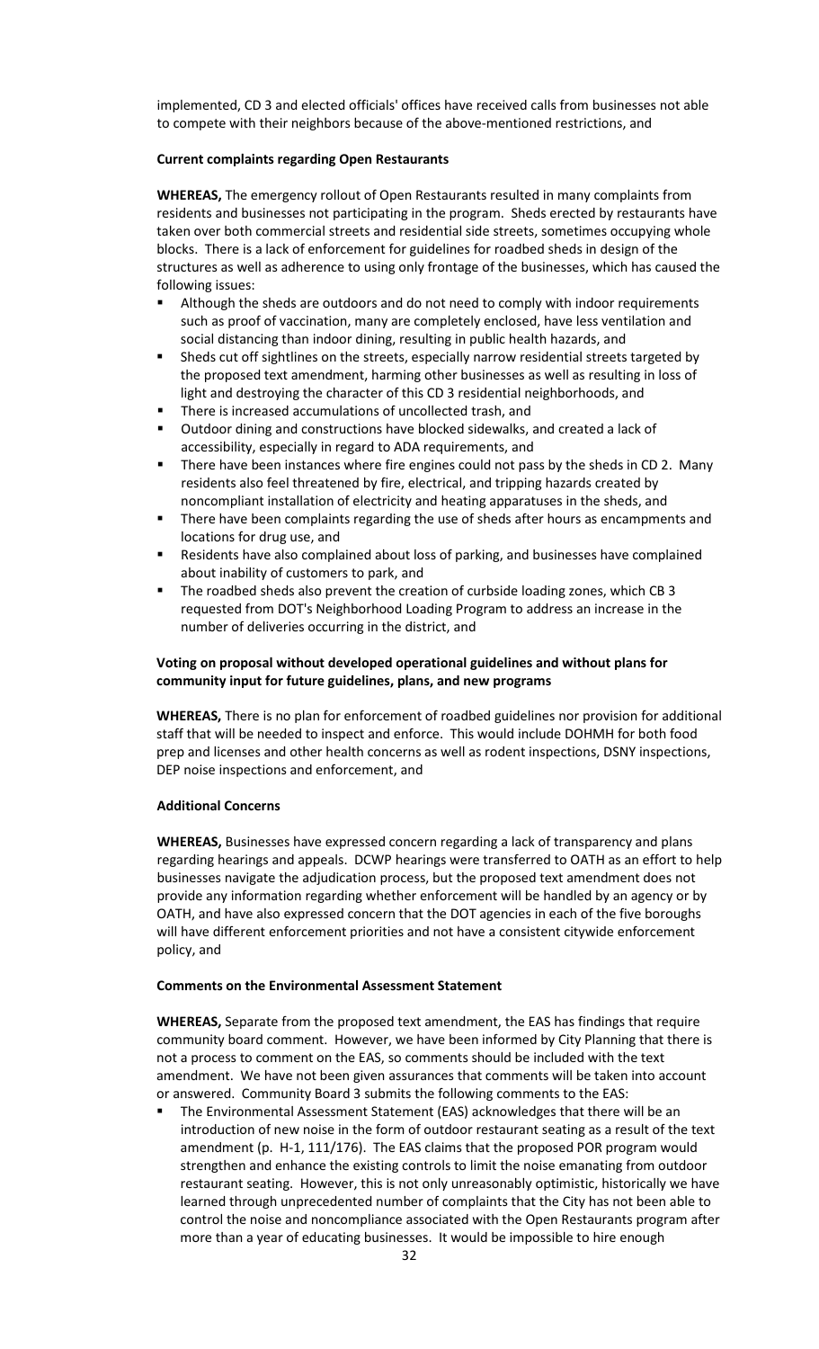implemented, CD 3 and elected officials' offices have received calls from businesses not able to compete with their neighbors because of the above-mentioned restrictions, and

**Current complaints regarding Open Restaurants**

**WHEREAS,** The emergency rollout of Open Restaurants resulted in many complaints from residents and businesses not participating in the program. Sheds erected by restaurants have taken over both commercial streets and residential side streets, sometimes occupying whole blocks. There is a lack of enforcement for guidelines for roadbed sheds in design of the structures as well as adherence to using only frontage of the businesses, which has caused the following issues:

- Although the sheds are outdoors and do not need to comply with indoor requirements such as proof of vaccination, many are completely enclosed, have less ventilation and social distancing than indoor dining, resulting in public health hazards, and
- Sheds cut off sightlines on the streets, especially narrow residential streets targeted by the proposed text amendment, harming other businesses as well as resulting in loss of light and destroying the character of this CD 3 residential neighborhoods, and
- There is increased accumulations of uncollected trash, and
- Outdoor dining and constructions have blocked sidewalks, and created a lack of accessibility, especially in regard to ADA requirements, and
- There have been instances where fire engines could not pass by the sheds in CD 2. Many residents also feel threatened by fire, electrical, and tripping hazards created by noncompliant installation of electricity and heating apparatuses in the sheds, and
- There have been complaints regarding the use of sheds after hours as encampments and locations for drug use, and
- Residents have also complained about loss of parking, and businesses have complained about inability of customers to park, and
- The roadbed sheds also prevent the creation of curbside loading zones, which CB 3 requested from DOT's Neighborhood Loading Program to address an increase in the number of deliveries occurring in the district, and

**Voting on proposal without developed operational guidelines and without plans for community input for future guidelines, plans, and new programs**

**WHEREAS,** There is no plan for enforcement of roadbed guidelines nor provision for additional staff that will be needed to inspect and enforce. This would include DOHMH for both food prep and licenses and other health concerns as well as rodent inspections, DSNY inspections, DEP noise inspections and enforcement, and

**Additional Concerns**

**WHEREAS,** Businesses have expressed concern regarding a lack of transparency and plans regarding hearings and appeals. DCWP hearings were transferred to OATH as an effort to help businesses navigate the adjudication process, but the proposed text amendment does not provide any information regarding whether enforcement will be handled by an agency or by OATH, and have also expressed concern that the DOT agencies in each of the five boroughs will have different enforcement priorities and not have a consistent citywide enforcement policy, and

**Comments on the Environmental Assessment Statement**

**WHEREAS,** Separate from the proposed text amendment, the EAS has findings that require community board comment. However, we have been informed by City Planning that there is not a process to comment on the EAS, so comments should be included with the text amendment. We have not been given assurances that comments will be taken into account or answered. Community Board 3 submits the following comments to the EAS:

- The Environmental Assessment Statement (EAS) acknowledges that there will be an introduction of new noise in the form of outdoor restaurant seating as a result of the text amendment (p. H-1, 111/176). The EAS claims that the proposed POR program would strengthen and enhance the existing controls to limit the noise emanating from outdoor restaurant seating. However, this is not only unreasonably optimistic, historically we have learned through unprecedented number of complaints that the City has not been able to control the noise and noncompliance associated with the Open Restaurants program after more than a year of educating businesses. It would be impossible to hire enough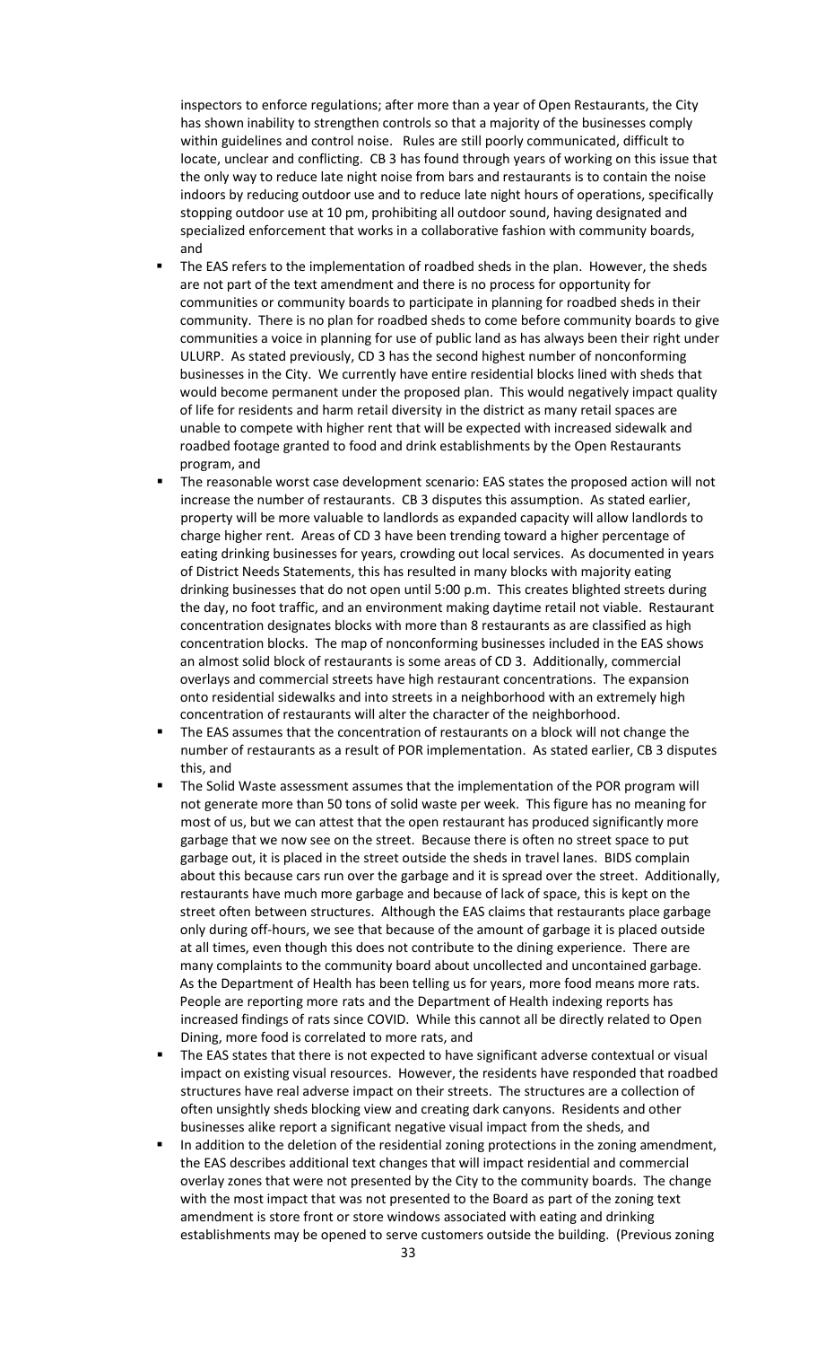inspectors to enforce regulations; after more than a year of Open Restaurants, the City has shown inability to strengthen controls so that a majority of the businesses comply within guidelines and control noise. Rules are still poorly communicated, difficult to locate, unclear and conflicting. CB 3 has found through years of working on this issue that the only way to reduce late night noise from bars and restaurants is to contain the noise indoors by reducing outdoor use and to reduce late night hours of operations, specifically stopping outdoor use at 10 pm, prohibiting all outdoor sound, having designated and specialized enforcement that works in a collaborative fashion with community boards, and

- The EAS refers to the implementation of roadbed sheds in the plan. However, the sheds are not part of the text amendment and there is no process for opportunity for communities or community boards to participate in planning for roadbed sheds in their community. There is no plan for roadbed sheds to come before community boards to give communities a voice in planning for use of public land as has always been their right under ULURP. As stated previously, CD 3 has the second highest number of nonconforming businesses in the City. We currently have entire residential blocks lined with sheds that would become permanent under the proposed plan. This would negatively impact quality of life for residents and harm retail diversity in the district as many retail spaces are unable to compete with higher rent that will be expected with increased sidewalk and roadbed footage granted to food and drink establishments by the Open Restaurants program, and
- The reasonable worst case development scenario: EAS states the proposed action will not increase the number of restaurants. CB 3 disputes this assumption. As stated earlier, property will be more valuable to landlords as expanded capacity will allow landlords to charge higher rent. Areas of CD 3 have been trending toward a higher percentage of eating drinking businesses for years, crowding out local services. As documented in years of District Needs Statements, this has resulted in many blocks with majority eating drinking businesses that do not open until 5:00 p.m. This creates blighted streets during the day, no foot traffic, and an environment making daytime retail not viable. Restaurant concentration designates blocks with more than 8 restaurants as are classified as high concentration blocks. The map of nonconforming businesses included in the EAS shows an almost solid block of restaurants is some areas of CD 3. Additionally, commercial overlays and commercial streets have high restaurant concentrations. The expansion onto residential sidewalks and into streets in a neighborhood with an extremely high concentration of restaurants will alter the character of the neighborhood.
- The EAS assumes that the concentration of restaurants on a block will not change the number of restaurants as a result of POR implementation. As stated earlier, CB 3 disputes this, and
- The Solid Waste assessment assumes that the implementation of the POR program will not generate more than 50 tons of solid waste per week. This figure has no meaning for most of us, but we can attest that the open restaurant has produced significantly more garbage that we now see on the street. Because there is often no street space to put garbage out, it is placed in the street outside the sheds in travel lanes. BIDS complain about this because cars run over the garbage and it is spread over the street. Additionally, restaurants have much more garbage and because of lack of space, this is kept on the street often between structures. Although the EAS claims that restaurants place garbage only during off-hours, we see that because of the amount of garbage it is placed outside at all times, even though this does not contribute to the dining experience. There are many complaints to the community board about uncollected and uncontained garbage. As the Department of Health has been telling us for years, more food means more rats. People are reporting more rats and the Department of Health indexing reports has increased findings of rats since COVID. While this cannot all be directly related to Open Dining, more food is correlated to more rats, and
- The EAS states that there is not expected to have significant adverse contextual or visual impact on existing visual resources. However, the residents have responded that roadbed structures have real adverse impact on their streets. The structures are a collection of often unsightly sheds blocking view and creating dark canyons. Residents and other businesses alike report a significant negative visual impact from the sheds, and
- In addition to the deletion of the residential zoning protections in the zoning amendment, the EAS describes additional text changes that will impact residential and commercial overlay zones that were not presented by the City to the community boards. The change with the most impact that was not presented to the Board as part of the zoning text amendment is store front or store windows associated with eating and drinking establishments may be opened to serve customers outside the building. (Previous zoning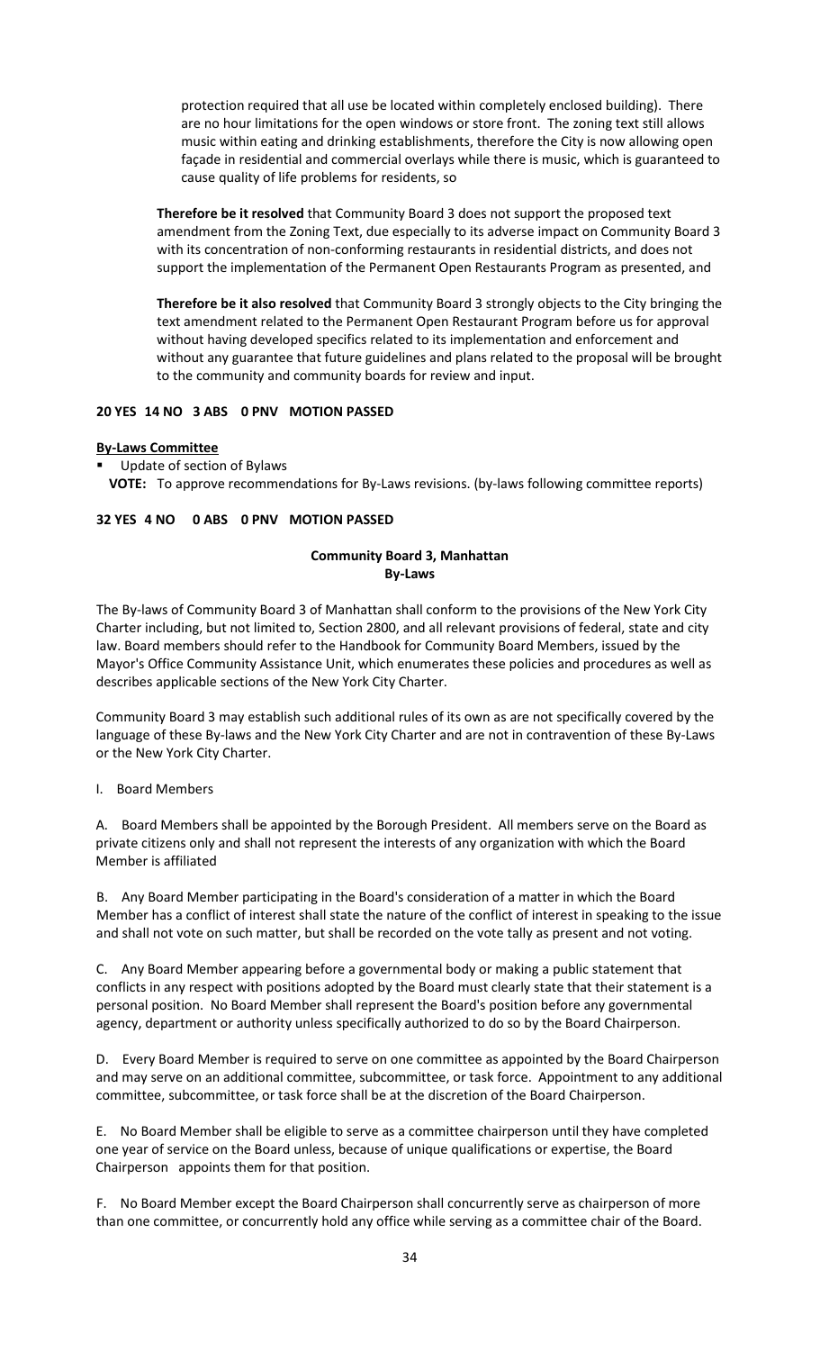protection required that all use be located within completely enclosed building). There are no hour limitations for the open windows or store front. The zoning text still allows music within eating and drinking establishments, therefore the City is now allowing open façade in residential and commercial overlays while there is music, which is guaranteed to cause quality of life problems for residents, so

**Therefore be it resolved** that Community Board 3 does not support the proposed text amendment from the Zoning Text, due especially to its adverse impact on Community Board 3 with its concentration of non-conforming restaurants in residential districts, and does not support the implementation of the Permanent Open Restaurants Program as presented, and

**Therefore be it also resolved** that Community Board 3 strongly objects to the City bringing the text amendment related to the Permanent Open Restaurant Program before us for approval without having developed specifics related to its implementation and enforcement and without any guarantee that future guidelines and plans related to the proposal will be brought to the community and community boards for review and input.

**20 YES 14 NO 3 ABS 0 PNV MOTION PASSED**

**By-Laws Committee**

- Update of section of Bylaws

**VOTE:** To approve recommendations for By-Laws revisions. (by-laws following committee reports)

**32 YES 4 NO 0 ABS 0 PNV MOTION PASSED**

## Community Board 3, Manhattan
## By-Laws

The By-laws of Community Board 3 of Manhattan shall conform to the provisions of the New York City Charter including, but not limited to, Section 2800, and all relevant provisions of federal, state and city law. Board members should refer to the Handbook for Community Board Members, issued by the Mayor's Office Community Assistance Unit, which enumerates these policies and procedures as well as describes applicable sections of the New York City Charter.

Community Board 3 may establish such additional rules of its own as are not specifically covered by the language of these By-laws and the New York City Charter and are not in contravention of these By-Laws or the New York City Charter.

I. Board Members

A. Board Members shall be appointed by the Borough President. All members serve on the Board as private citizens only and shall not represent the interests of any organization with which the Board Member is affiliated

B. Any Board Member participating in the Board's consideration of a matter in which the Board Member has a conflict of interest shall state the nature of the conflict of interest in speaking to the issue and shall not vote on such matter, but shall be recorded on the vote tally as present and not voting.

C. Any Board Member appearing before a governmental body or making a public statement that conflicts in any respect with positions adopted by the Board must clearly state that their statement is a personal position. No Board Member shall represent the Board's position before any governmental agency, department or authority unless specifically authorized to do so by the Board Chairperson.

D. Every Board Member is required to serve on one committee as appointed by the Board Chairperson and may serve on an additional committee, subcommittee, or task force. Appointment to any additional committee, subcommittee, or task force shall be at the discretion of the Board Chairperson.

E. No Board Member shall be eligible to serve as a committee chairperson until they have completed one year of service on the Board unless, because of unique qualifications or expertise, the Board Chairperson appoints them for that position.

F. No Board Member except the Board Chairperson shall concurrently serve as chairperson of more than one committee, or concurrently hold any office while serving as a committee chair of the Board.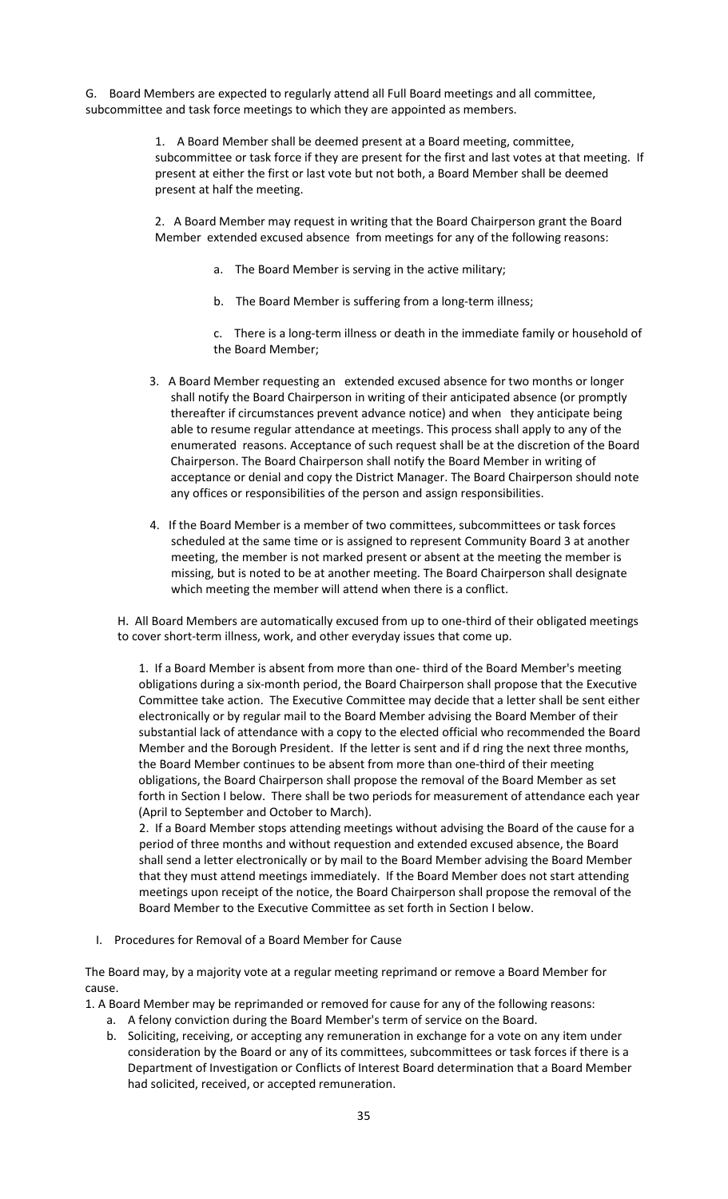G. Board Members are expected to regularly attend all Full Board meetings and all committee, subcommittee and task force meetings to which they are appointed as members.

1. A Board Member shall be deemed present at a Board meeting, committee, subcommittee or task force if they are present for the first and last votes at that meeting. If present at either the first or last vote but not both, a Board Member shall be deemed present at half the meeting.

2. A Board Member may request in writing that the Board Chairperson grant the Board Member extended excused absence from meetings for any of the following reasons:

   a. The Board Member is serving in the active military;

   b. The Board Member is suffering from a long-term illness;

   c. There is a long-term illness or death in the immediate family or household of the Board Member;

3. A Board Member requesting an extended excused absence for two months or longer shall notify the Board Chairperson in writing of their anticipated absence (or promptly thereafter if circumstances prevent advance notice) and when they anticipate being able to resume regular attendance at meetings. This process shall apply to any of the enumerated reasons. Acceptance of such request shall be at the discretion of the Board Chairperson. The Board Chairperson shall notify the Board Member in writing of acceptance or denial and copy the District Manager. The Board Chairperson should note any offices or responsibilities of the person and assign responsibilities.

4. If the Board Member is a member of two committees, subcommittees or task forces scheduled at the same time or is assigned to represent Community Board 3 at another meeting, the member is not marked present or absent at the meeting the member is missing, but is noted to be at another meeting. The Board Chairperson shall designate which meeting the member will attend when there is a conflict.

H. All Board Members are automatically excused from up to one-third of their obligated meetings to cover short-term illness, work, and other everyday issues that come up.

1. If a Board Member is absent from more than one- third of the Board Member's meeting obligations during a six-month period, the Board Chairperson shall propose that the Executive Committee take action. The Executive Committee may decide that a letter shall be sent either electronically or by regular mail to the Board Member advising the Board Member of their substantial lack of attendance with a copy to the elected official who recommended the Board Member and the Borough President. If the letter is sent and if d ring the next three months, the Board Member continues to be absent from more than one-third of their meeting obligations, the Board Chairperson shall propose the removal of the Board Member as set forth in Section I below. There shall be two periods for measurement of attendance each year (April to September and October to March).

2. If a Board Member stops attending meetings without advising the Board of the cause for a period of three months and without requestion and extended excused absence, the Board shall send a letter electronically or by mail to the Board Member advising the Board Member that they must attend meetings immediately. If the Board Member does not start attending meetings upon receipt of the notice, the Board Chairperson shall propose the removal of the Board Member to the Executive Committee as set forth in Section I below.

I. Procedures for Removal of a Board Member for Cause

The Board may, by a majority vote at a regular meeting reprimand or remove a Board Member for cause.

1. A Board Member may be reprimanded or removed for cause for any of the following reasons:
   a. A felony conviction during the Board Member's term of service on the Board.
   b. Soliciting, receiving, or accepting any remuneration in exchange for a vote on any item under consideration by the Board or any of its committees, subcommittees or task forces if there is a Department of Investigation or Conflicts of Interest Board determination that a Board Member had solicited, received, or accepted remuneration.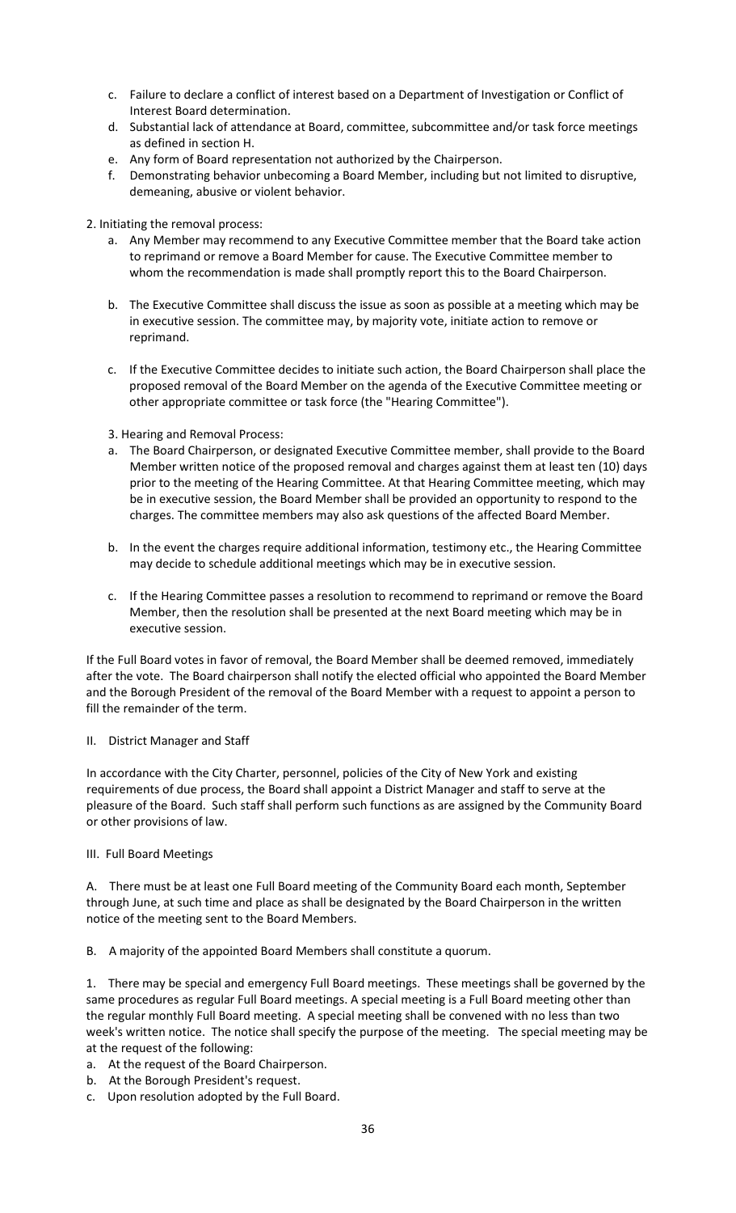c. Failure to declare a conflict of interest based on a Department of Investigation or Conflict of Interest Board determination.
d. Substantial lack of attendance at Board, committee, subcommittee and/or task force meetings as defined in section H.
e. Any form of Board representation not authorized by the Chairperson.
f. Demonstrating behavior unbecoming a Board Member, including but not limited to disruptive, demeaning, abusive or violent behavior.

2. Initiating the removal process:

a. Any Member may recommend to any Executive Committee member that the Board take action to reprimand or remove a Board Member for cause. The Executive Committee member to whom the recommendation is made shall promptly report this to the Board Chairperson.

b. The Executive Committee shall discuss the issue as soon as possible at a meeting which may be in executive session. The committee may, by majority vote, initiate action to remove or reprimand.

c. If the Executive Committee decides to initiate such action, the Board Chairperson shall place the proposed removal of the Board Member on the agenda of the Executive Committee meeting or other appropriate committee or task force (the "Hearing Committee").

3. Hearing and Removal Process:

a. The Board Chairperson, or designated Executive Committee member, shall provide to the Board Member written notice of the proposed removal and charges against them at least ten (10) days prior to the meeting of the Hearing Committee. At that Hearing Committee meeting, which may be in executive session, the Board Member shall be provided an opportunity to respond to the charges. The committee members may also ask questions of the affected Board Member.

b. In the event the charges require additional information, testimony etc., the Hearing Committee may decide to schedule additional meetings which may be in executive session.

c. If the Hearing Committee passes a resolution to recommend to reprimand or remove the Board Member, then the resolution shall be presented at the next Board meeting which may be in executive session.

If the Full Board votes in favor of removal, the Board Member shall be deemed removed, immediately after the vote. The Board chairperson shall notify the elected official who appointed the Board Member and the Borough President of the removal of the Board Member with a request to appoint a person to fill the remainder of the term.

## II. District Manager and Staff

In accordance with the City Charter, personnel, policies of the City of New York and existing requirements of due process, the Board shall appoint a District Manager and staff to serve at the pleasure of the Board. Such staff shall perform such functions as are assigned by the Community Board or other provisions of law.

## III. Full Board Meetings

A. There must be at least one Full Board meeting of the Community Board each month, September through June, at such time and place as shall be designated by the Board Chairperson in the written notice of the meeting sent to the Board Members.

B. A majority of the appointed Board Members shall constitute a quorum.

1. There may be special and emergency Full Board meetings. These meetings shall be governed by the same procedures as regular Full Board meetings. A special meeting is a Full Board meeting other than the regular monthly Full Board meeting. A special meeting shall be convened with no less than two week's written notice. The notice shall specify the purpose of the meeting. The special meeting may be at the request of the following:

a. At the request of the Board Chairperson.
b. At the Borough President's request.
c. Upon resolution adopted by the Full Board.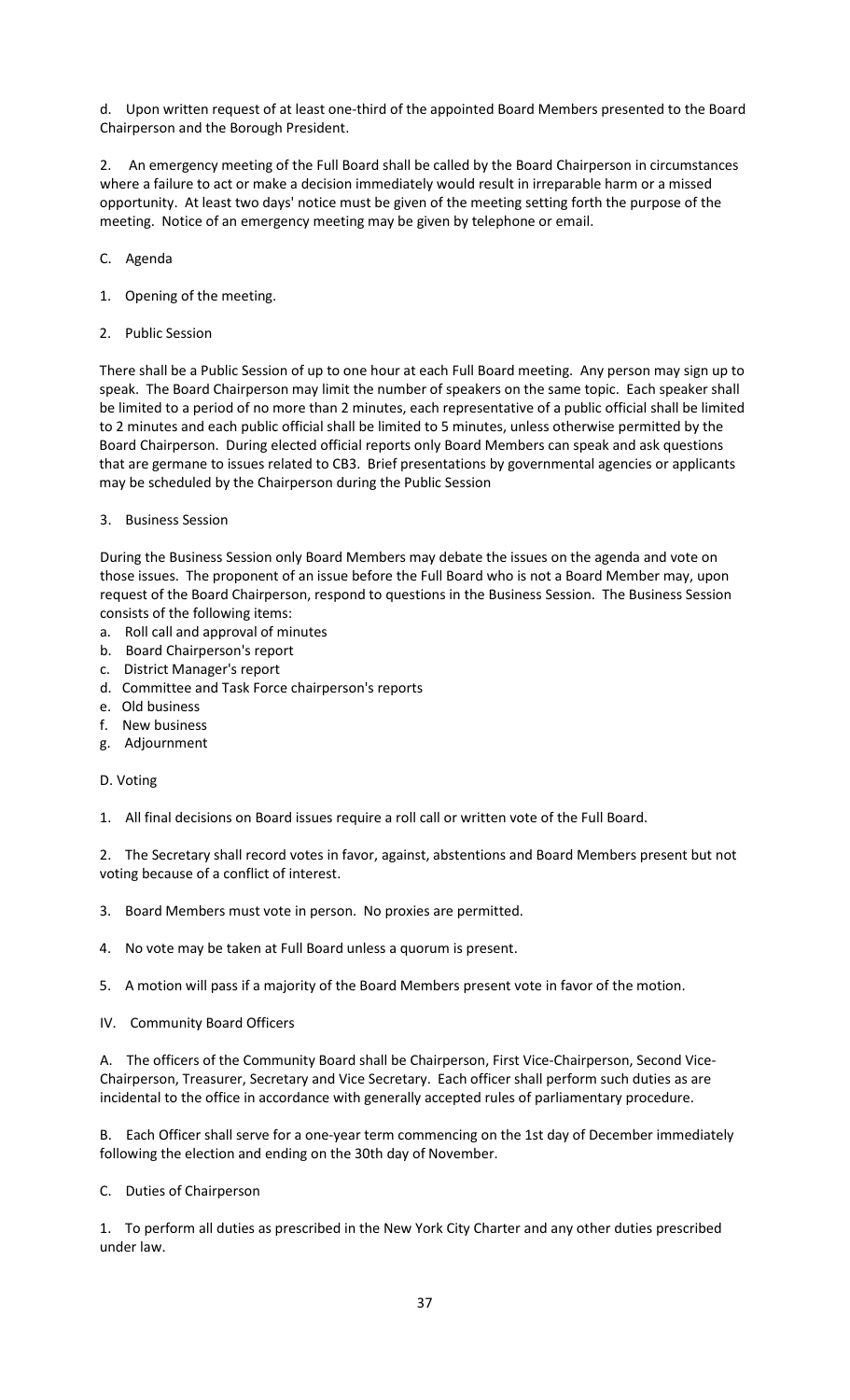d. Upon written request of at least one-third of the appointed Board Members presented to the Board Chairperson and the Borough President.

2. An emergency meeting of the Full Board shall be called by the Board Chairperson in circumstances where a failure to act or make a decision immediately would result in irreparable harm or a missed opportunity. At least two days' notice must be given of the meeting setting forth the purpose of the meeting. Notice of an emergency meeting may be given by telephone or email.

C. Agenda

1. Opening of the meeting.

2. Public Session

There shall be a Public Session of up to one hour at each Full Board meeting. Any person may sign up to speak. The Board Chairperson may limit the number of speakers on the same topic. Each speaker shall be limited to a period of no more than 2 minutes, each representative of a public official shall be limited to 2 minutes and each public official shall be limited to 5 minutes, unless otherwise permitted by the Board Chairperson. During elected official reports only Board Members can speak and ask questions that are germane to issues related to CB3. Brief presentations by governmental agencies or applicants may be scheduled by the Chairperson during the Public Session

3. Business Session

During the Business Session only Board Members may debate the issues on the agenda and vote on those issues. The proponent of an issue before the Full Board who is not a Board Member may, upon request of the Board Chairperson, respond to questions in the Business Session. The Business Session consists of the following items:

a. Roll call and approval of minutes
b. Board Chairperson's report
c. District Manager's report
d. Committee and Task Force chairperson's reports
e. Old business
f. New business
g. Adjournment

D. Voting

1. All final decisions on Board issues require a roll call or written vote of the Full Board.

2. The Secretary shall record votes in favor, against, abstentions and Board Members present but not voting because of a conflict of interest.

3. Board Members must vote in person. No proxies are permitted.

4. No vote may be taken at Full Board unless a quorum is present.

5. A motion will pass if a majority of the Board Members present vote in favor of the motion.

IV. Community Board Officers

A. The officers of the Community Board shall be Chairperson, First Vice-Chairperson, Second Vice-Chairperson, Treasurer, Secretary and Vice Secretary. Each officer shall perform such duties as are incidental to the office in accordance with generally accepted rules of parliamentary procedure.

B. Each Officer shall serve for a one-year term commencing on the 1st day of December immediately following the election and ending on the 30th day of November.

C. Duties of Chairperson

1. To perform all duties as prescribed in the New York City Charter and any other duties prescribed under law.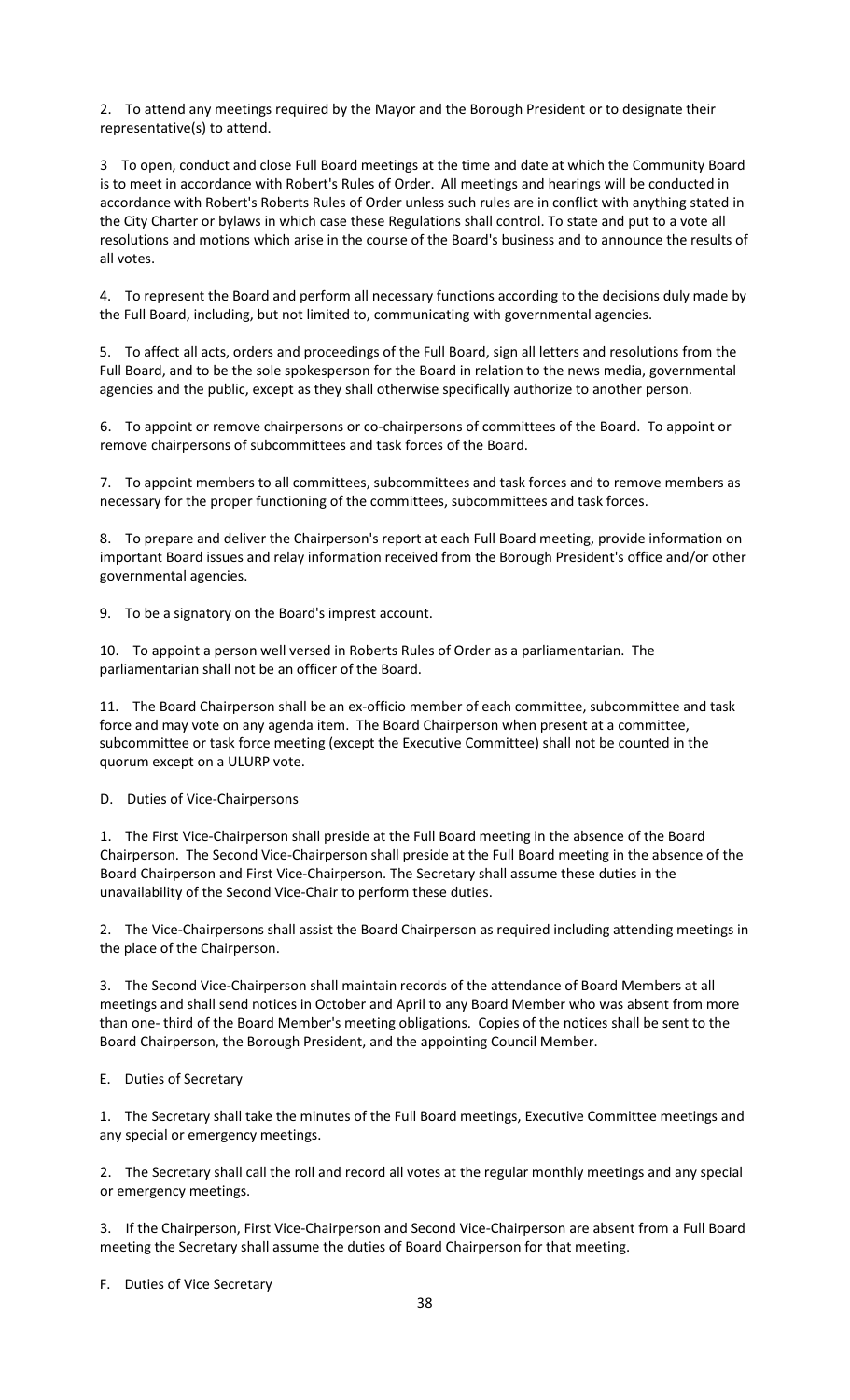2. To attend any meetings required by the Mayor and the Borough President or to designate their representative(s) to attend.

3 To open, conduct and close Full Board meetings at the time and date at which the Community Board is to meet in accordance with Robert's Rules of Order. All meetings and hearings will be conducted in accordance with Robert's Roberts Rules of Order unless such rules are in conflict with anything stated in the City Charter or bylaws in which case these Regulations shall control. To state and put to a vote all resolutions and motions which arise in the course of the Board's business and to announce the results of all votes.

4. To represent the Board and perform all necessary functions according to the decisions duly made by the Full Board, including, but not limited to, communicating with governmental agencies.

5. To affect all acts, orders and proceedings of the Full Board, sign all letters and resolutions from the Full Board, and to be the sole spokesperson for the Board in relation to the news media, governmental agencies and the public, except as they shall otherwise specifically authorize to another person.

6. To appoint or remove chairpersons or co-chairpersons of committees of the Board. To appoint or remove chairpersons of subcommittees and task forces of the Board.

7. To appoint members to all committees, subcommittees and task forces and to remove members as necessary for the proper functioning of the committees, subcommittees and task forces.

8. To prepare and deliver the Chairperson's report at each Full Board meeting, provide information on important Board issues and relay information received from the Borough President's office and/or other governmental agencies.

9. To be a signatory on the Board's imprest account.

10. To appoint a person well versed in Roberts Rules of Order as a parliamentarian. The parliamentarian shall not be an officer of the Board.

11. The Board Chairperson shall be an ex-officio member of each committee, subcommittee and task force and may vote on any agenda item. The Board Chairperson when present at a committee, subcommittee or task force meeting (except the Executive Committee) shall not be counted in the quorum except on a ULURP vote.

D. Duties of Vice-Chairpersons

1. The First Vice-Chairperson shall preside at the Full Board meeting in the absence of the Board Chairperson. The Second Vice-Chairperson shall preside at the Full Board meeting in the absence of the Board Chairperson and First Vice-Chairperson. The Secretary shall assume these duties in the unavailability of the Second Vice-Chair to perform these duties.

2. The Vice-Chairpersons shall assist the Board Chairperson as required including attending meetings in the place of the Chairperson.

3. The Second Vice-Chairperson shall maintain records of the attendance of Board Members at all meetings and shall send notices in October and April to any Board Member who was absent from more than one- third of the Board Member's meeting obligations. Copies of the notices shall be sent to the Board Chairperson, the Borough President, and the appointing Council Member.

E. Duties of Secretary

1. The Secretary shall take the minutes of the Full Board meetings, Executive Committee meetings and any special or emergency meetings.

2. The Secretary shall call the roll and record all votes at the regular monthly meetings and any special or emergency meetings.

3. If the Chairperson, First Vice-Chairperson and Second Vice-Chairperson are absent from a Full Board meeting the Secretary shall assume the duties of Board Chairperson for that meeting.

F. Duties of Vice Secretary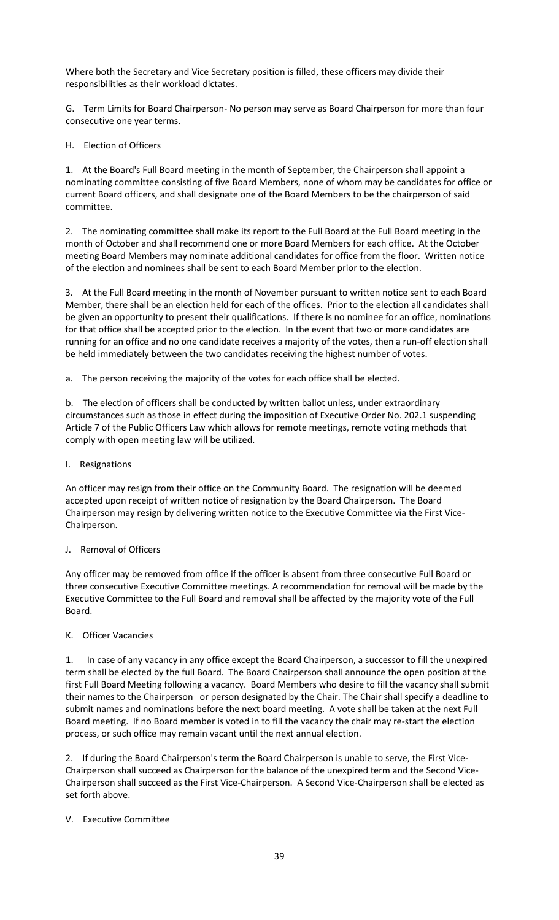Where both the Secretary and Vice Secretary position is filled, these officers may divide their responsibilities as their workload dictates.

G. Term Limits for Board Chairperson- No person may serve as Board Chairperson for more than four consecutive one year terms.

H. Election of Officers

1. At the Board's Full Board meeting in the month of September, the Chairperson shall appoint a nominating committee consisting of five Board Members, none of whom may be candidates for office or current Board officers, and shall designate one of the Board Members to be the chairperson of said committee.

2. The nominating committee shall make its report to the Full Board at the Full Board meeting in the month of October and shall recommend one or more Board Members for each office. At the October meeting Board Members may nominate additional candidates for office from the floor. Written notice of the election and nominees shall be sent to each Board Member prior to the election.

3. At the Full Board meeting in the month of November pursuant to written notice sent to each Board Member, there shall be an election held for each of the offices. Prior to the election all candidates shall be given an opportunity to present their qualifications. If there is no nominee for an office, nominations for that office shall be accepted prior to the election. In the event that two or more candidates are running for an office and no one candidate receives a majority of the votes, then a run-off election shall be held immediately between the two candidates receiving the highest number of votes.

a. The person receiving the majority of the votes for each office shall be elected.

b. The election of officers shall be conducted by written ballot unless, under extraordinary circumstances such as those in effect during the imposition of Executive Order No. 202.1 suspending Article 7 of the Public Officers Law which allows for remote meetings, remote voting methods that comply with open meeting law will be utilized.

I. Resignations

An officer may resign from their office on the Community Board. The resignation will be deemed accepted upon receipt of written notice of resignation by the Board Chairperson. The Board Chairperson may resign by delivering written notice to the Executive Committee via the First Vice-Chairperson.

J. Removal of Officers

Any officer may be removed from office if the officer is absent from three consecutive Full Board or three consecutive Executive Committee meetings. A recommendation for removal will be made by the Executive Committee to the Full Board and removal shall be affected by the majority vote of the Full Board.

K. Officer Vacancies

1. In case of any vacancy in any office except the Board Chairperson, a successor to fill the unexpired term shall be elected by the full Board. The Board Chairperson shall announce the open position at the first Full Board Meeting following a vacancy. Board Members who desire to fill the vacancy shall submit their names to the Chairperson or person designated by the Chair. The Chair shall specify a deadline to submit names and nominations before the next board meeting. A vote shall be taken at the next Full Board meeting. If no Board member is voted in to fill the vacancy the chair may re-start the election process, or such office may remain vacant until the next annual election.

2. If during the Board Chairperson's term the Board Chairperson is unable to serve, the First Vice-Chairperson shall succeed as Chairperson for the balance of the unexpired term and the Second Vice-Chairperson shall succeed as the First Vice-Chairperson. A Second Vice-Chairperson shall be elected as set forth above.

V. Executive Committee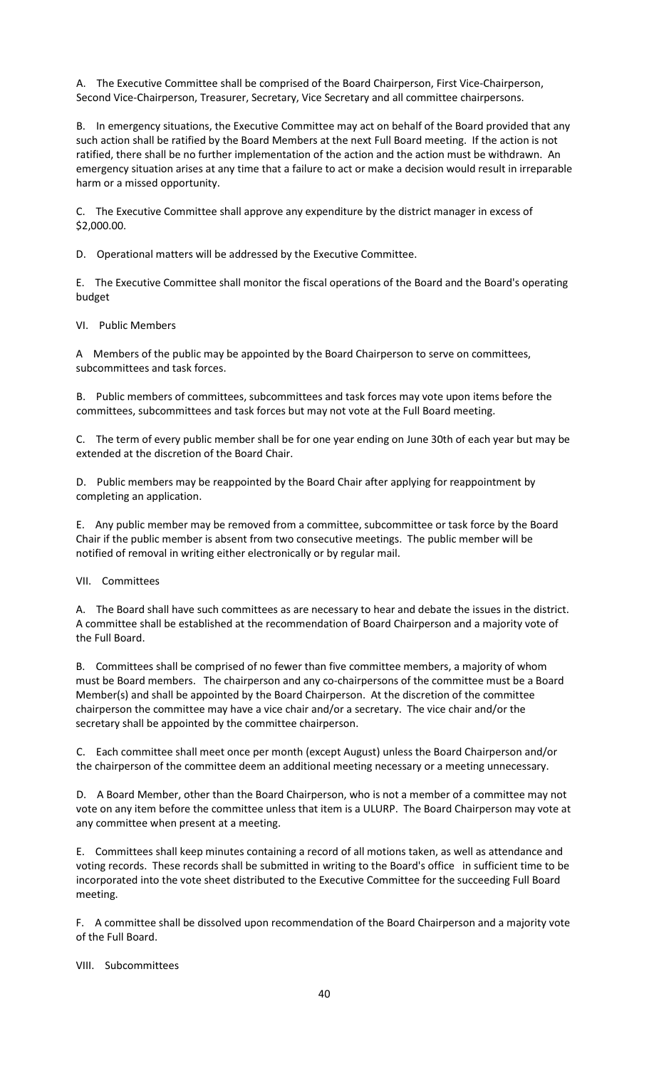A. The Executive Committee shall be comprised of the Board Chairperson, First Vice-Chairperson, Second Vice-Chairperson, Treasurer, Secretary, Vice Secretary and all committee chairpersons.

B. In emergency situations, the Executive Committee may act on behalf of the Board provided that any such action shall be ratified by the Board Members at the next Full Board meeting. If the action is not ratified, there shall be no further implementation of the action and the action must be withdrawn. An emergency situation arises at any time that a failure to act or make a decision would result in irreparable harm or a missed opportunity.

C. The Executive Committee shall approve any expenditure by the district manager in excess of $2,000.00.

D. Operational matters will be addressed by the Executive Committee.

E. The Executive Committee shall monitor the fiscal operations of the Board and the Board's operating budget

## VI. Public Members

A Members of the public may be appointed by the Board Chairperson to serve on committees, subcommittees and task forces.

B. Public members of committees, subcommittees and task forces may vote upon items before the committees, subcommittees and task forces but may not vote at the Full Board meeting.

C. The term of every public member shall be for one year ending on June 30th of each year but may be extended at the discretion of the Board Chair.

D. Public members may be reappointed by the Board Chair after applying for reappointment by completing an application.

E. Any public member may be removed from a committee, subcommittee or task force by the Board Chair if the public member is absent from two consecutive meetings. The public member will be notified of removal in writing either electronically or by regular mail.

## VII. Committees

A. The Board shall have such committees as are necessary to hear and debate the issues in the district. A committee shall be established at the recommendation of Board Chairperson and a majority vote of the Full Board.

B. Committees shall be comprised of no fewer than five committee members, a majority of whom must be Board members. The chairperson and any co-chairpersons of the committee must be a Board Member(s) and shall be appointed by the Board Chairperson. At the discretion of the committee chairperson the committee may have a vice chair and/or a secretary. The vice chair and/or the secretary shall be appointed by the committee chairperson.

C. Each committee shall meet once per month (except August) unless the Board Chairperson and/or the chairperson of the committee deem an additional meeting necessary or a meeting unnecessary.

D. A Board Member, other than the Board Chairperson, who is not a member of a committee may not vote on any item before the committee unless that item is a ULURP. The Board Chairperson may vote at any committee when present at a meeting.

E. Committees shall keep minutes containing a record of all motions taken, as well as attendance and voting records. These records shall be submitted in writing to the Board's office in sufficient time to be incorporated into the vote sheet distributed to the Executive Committee for the succeeding Full Board meeting.

F. A committee shall be dissolved upon recommendation of the Board Chairperson and a majority vote of the Full Board.

## VIII. Subcommittees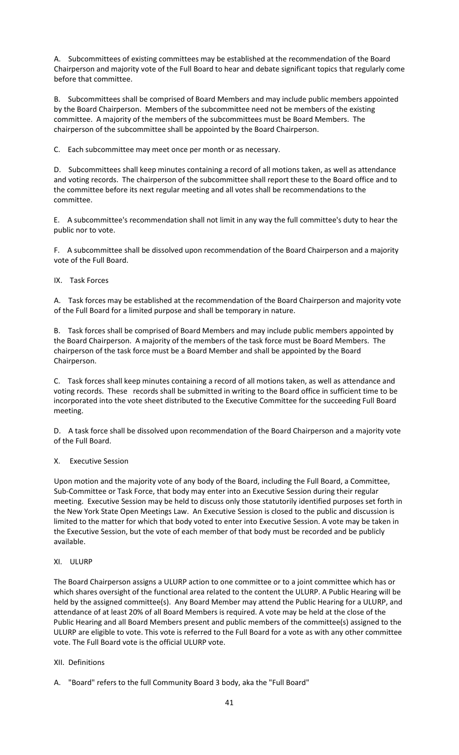A. Subcommittees of existing committees may be established at the recommendation of the Board Chairperson and majority vote of the Full Board to hear and debate significant topics that regularly come before that committee.

B. Subcommittees shall be comprised of Board Members and may include public members appointed by the Board Chairperson. Members of the subcommittee need not be members of the existing committee. A majority of the members of the subcommittees must be Board Members. The chairperson of the subcommittee shall be appointed by the Board Chairperson.

C. Each subcommittee may meet once per month or as necessary.

D. Subcommittees shall keep minutes containing a record of all motions taken, as well as attendance and voting records. The chairperson of the subcommittee shall report these to the Board office and to the committee before its next regular meeting and all votes shall be recommendations to the committee.

E. A subcommittee's recommendation shall not limit in any way the full committee's duty to hear the public nor to vote.

F. A subcommittee shall be dissolved upon recommendation of the Board Chairperson and a majority vote of the Full Board.

## IX. Task Forces

A. Task forces may be established at the recommendation of the Board Chairperson and majority vote of the Full Board for a limited purpose and shall be temporary in nature.

B. Task forces shall be comprised of Board Members and may include public members appointed by the Board Chairperson. A majority of the members of the task force must be Board Members. The chairperson of the task force must be a Board Member and shall be appointed by the Board Chairperson.

C. Task forces shall keep minutes containing a record of all motions taken, as well as attendance and voting records. These records shall be submitted in writing to the Board office in sufficient time to be incorporated into the vote sheet distributed to the Executive Committee for the succeeding Full Board meeting.

D. A task force shall be dissolved upon recommendation of the Board Chairperson and a majority vote of the Full Board.

## X. Executive Session

Upon motion and the majority vote of any body of the Board, including the Full Board, a Committee, Sub-Committee or Task Force, that body may enter into an Executive Session during their regular meeting. Executive Session may be held to discuss only those statutorily identified purposes set forth in the New York State Open Meetings Law. An Executive Session is closed to the public and discussion is limited to the matter for which that body voted to enter into Executive Session. A vote may be taken in the Executive Session, but the vote of each member of that body must be recorded and be publicly available.

## XI. ULURP

The Board Chairperson assigns a ULURP action to one committee or to a joint committee which has or which shares oversight of the functional area related to the content the ULURP. A Public Hearing will be held by the assigned committee(s). Any Board Member may attend the Public Hearing for a ULURP, and attendance of at least 20% of all Board Members is required. A vote may be held at the close of the Public Hearing and all Board Members present and public members of the committee(s) assigned to the ULURP are eligible to vote. This vote is referred to the Full Board for a vote as with any other committee vote. The Full Board vote is the official ULURP vote.

## XII. Definitions

A. "Board" refers to the full Community Board 3 body, aka the "Full Board"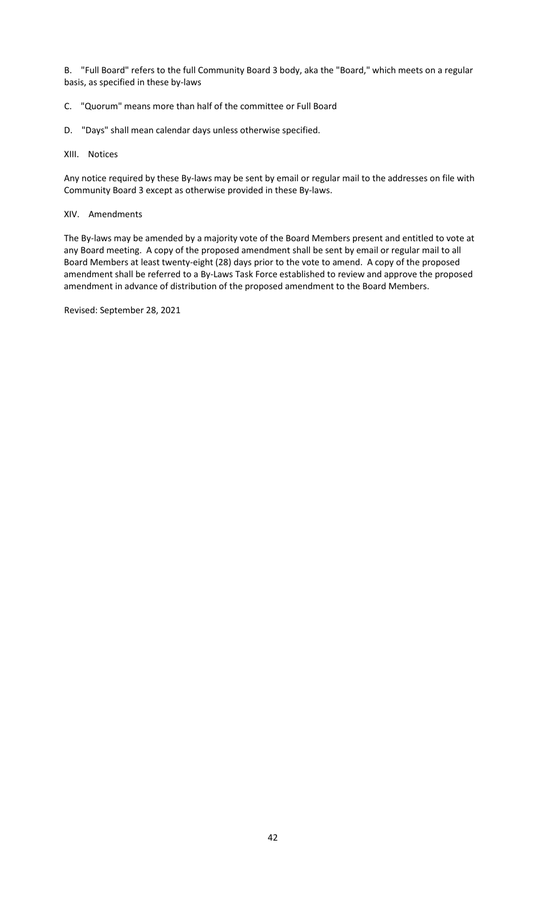B. "Full Board" refers to the full Community Board 3 body, aka the "Board," which meets on a regular basis, as specified in these by-laws

C. "Quorum" means more than half of the committee or Full Board

D. "Days" shall mean calendar days unless otherwise specified.

## XIII. Notices

Any notice required by these By-laws may be sent by email or regular mail to the addresses on file with Community Board 3 except as otherwise provided in these By-laws.

## XIV. Amendments

The By-laws may be amended by a majority vote of the Board Members present and entitled to vote at any Board meeting. A copy of the proposed amendment shall be sent by email or regular mail to all Board Members at least twenty-eight (28) days prior to the vote to amend. A copy of the proposed amendment shall be referred to a By-Laws Task Force established to review and approve the proposed amendment in advance of distribution of the proposed amendment to the Board Members.

Revised: September 28, 2021